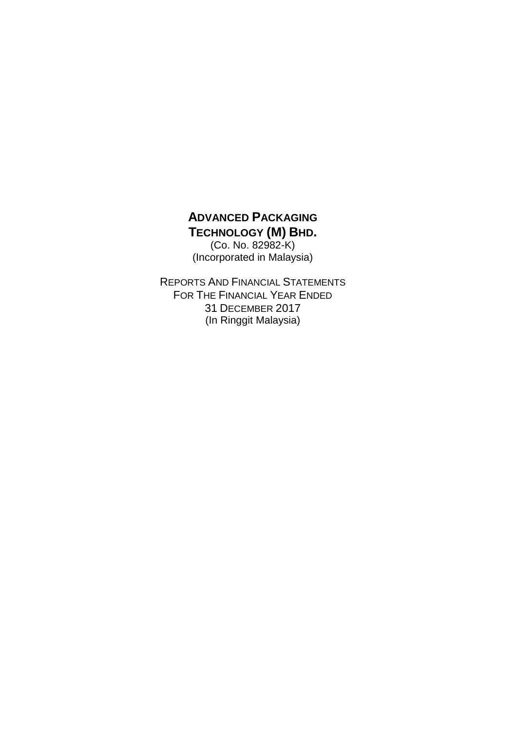# ADVANCED PACKAGING TECHNOLOGY (M) BHD.

(Co. No. 82982-K)
(Incorporated in Malaysia)

REPORTS AND FINANCIAL STATEMENTS
FOR THE FINANCIAL YEAR ENDED
31 DECEMBER 2017
(In Ringgit Malaysia)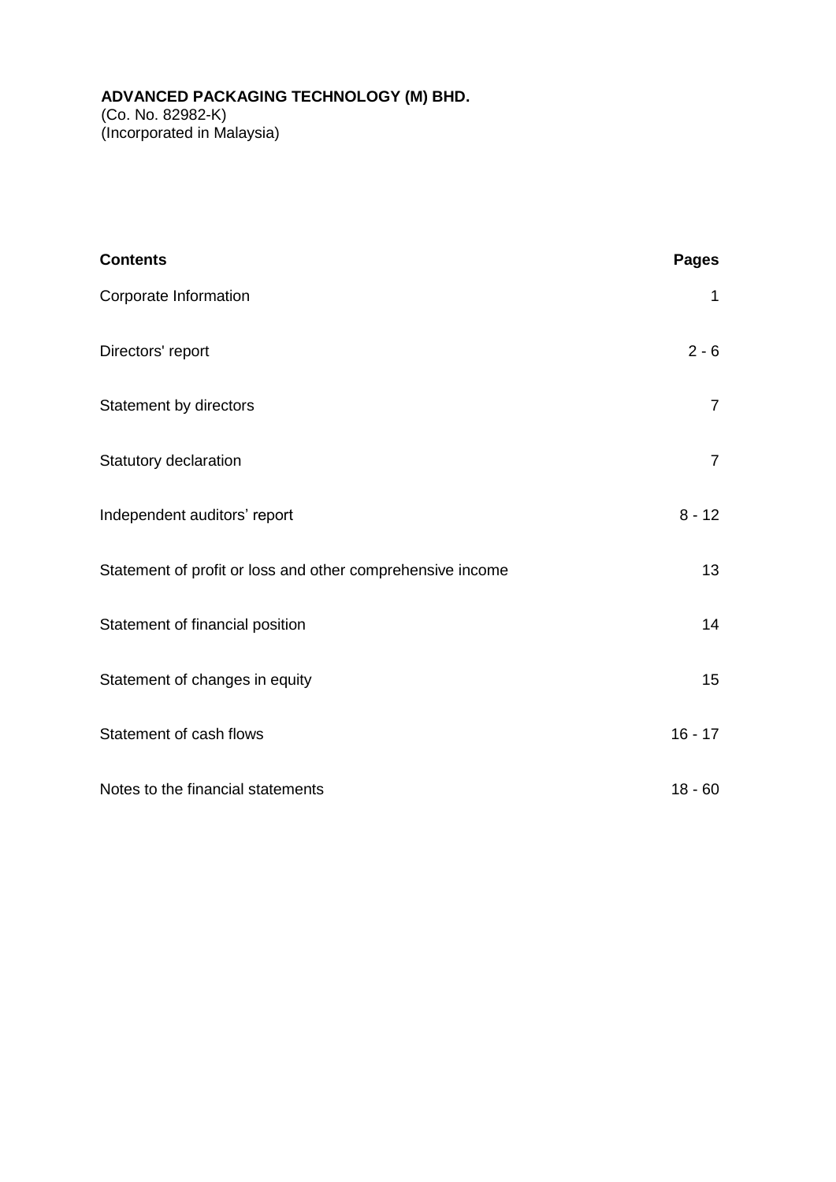**ADVANCED PACKAGING TECHNOLOGY (M) BHD.**
(Co. No. 82982-K)
(Incorporated in Malaysia)

| **Contents** | **Pages** |
|---|---|
| Corporate Information | 1 |
| Directors' report | 2 - 6 |
| Statement by directors | 7 |
| Statutory declaration | 7 |
| Independent auditors' report | 8 - 12 |
| Statement of profit or loss and other comprehensive income | 13 |
| Statement of financial position | 14 |
| Statement of changes in equity | 15 |
| Statement of cash flows | 16 - 17 |
| Notes to the financial statements | 18 - 60 |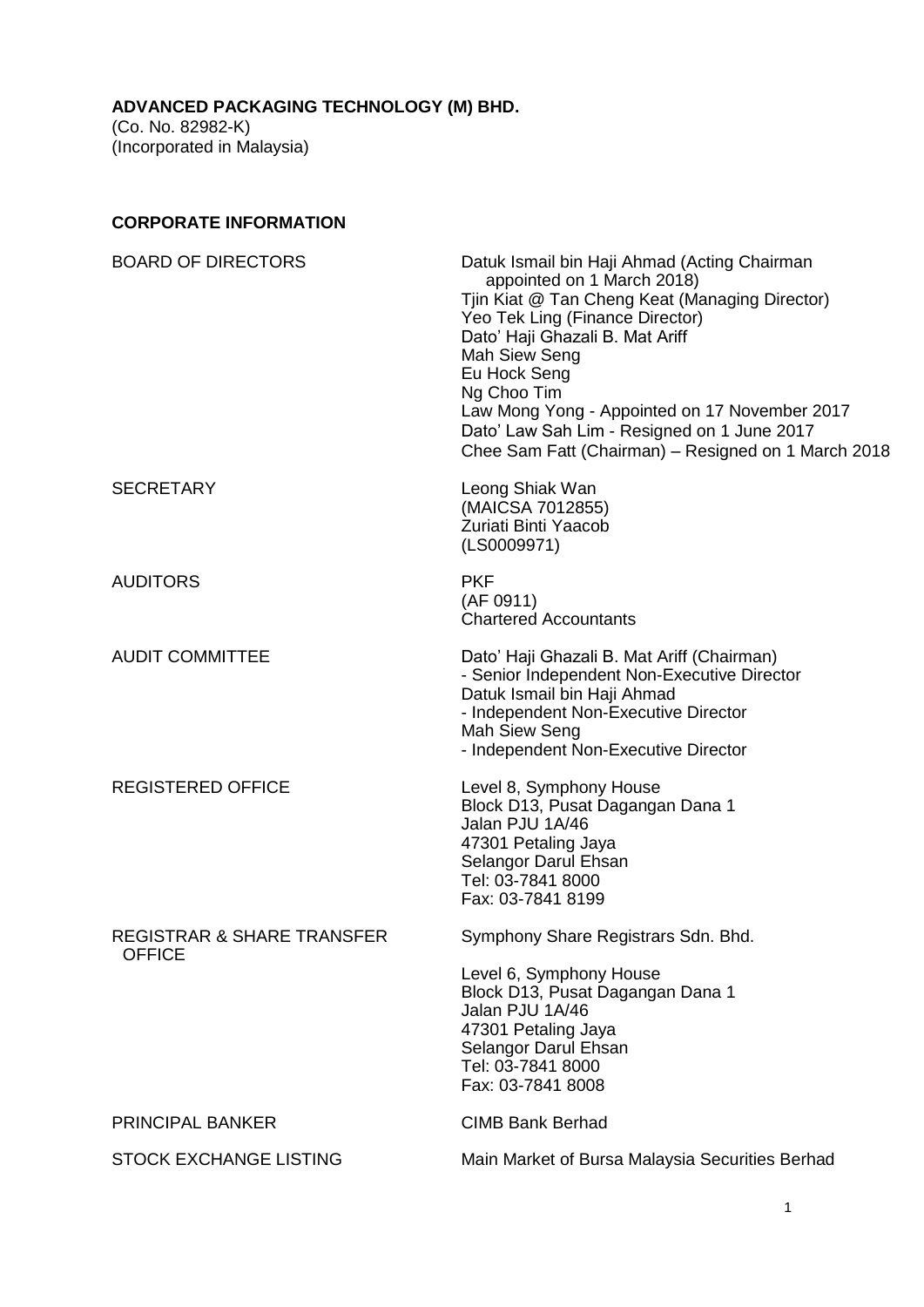**ADVANCED PACKAGING TECHNOLOGY (M) BHD.**
(Co. No. 82982-K)
(Incorporated in Malaysia)

**CORPORATE INFORMATION**

| | |
|---|---|
| BOARD OF DIRECTORS | Datuk Ismail bin Haji Ahmad (Acting Chairman appointed on 1 March 2018)<br>Tjin Kiat @ Tan Cheng Keat (Managing Director)<br>Yeo Tek Ling (Finance Director)<br>Dato' Haji Ghazali B. Mat Ariff<br>Mah Siew Seng<br>Eu Hock Seng<br>Ng Choo Tim<br>Law Mong Yong - Appointed on 17 November 2017<br>Dato' Law Sah Lim - Resigned on 1 June 2017<br>Chee Sam Fatt (Chairman) – Resigned on 1 March 2018 |
| SECRETARY | Leong Shiak Wan<br>(MAICSA 7012855)<br>Zuriati Binti Yaacob<br>(LS0009971) |
| AUDITORS | PKF<br>(AF 0911)<br>Chartered Accountants |
| AUDIT COMMITTEE | Dato' Haji Ghazali B. Mat Ariff (Chairman)<br>- Senior Independent Non-Executive Director<br>Datuk Ismail bin Haji Ahmad<br>- Independent Non-Executive Director<br>Mah Siew Seng<br>- Independent Non-Executive Director |
| REGISTERED OFFICE | Level 8, Symphony House<br>Block D13, Pusat Dagangan Dana 1<br>Jalan PJU 1A/46<br>47301 Petaling Jaya<br>Selangor Darul Ehsan<br>Tel: 03-7841 8000<br>Fax: 03-7841 8199 |
| REGISTRAR & SHARE TRANSFER OFFICE | Symphony Share Registrars Sdn. Bhd.<br><br>Level 6, Symphony House<br>Block D13, Pusat Dagangan Dana 1<br>Jalan PJU 1A/46<br>47301 Petaling Jaya<br>Selangor Darul Ehsan<br>Tel: 03-7841 8000<br>Fax: 03-7841 8008 |
| PRINCIPAL BANKER | CIMB Bank Berhad |
| STOCK EXCHANGE LISTING | Main Market of Bursa Malaysia Securities Berhad |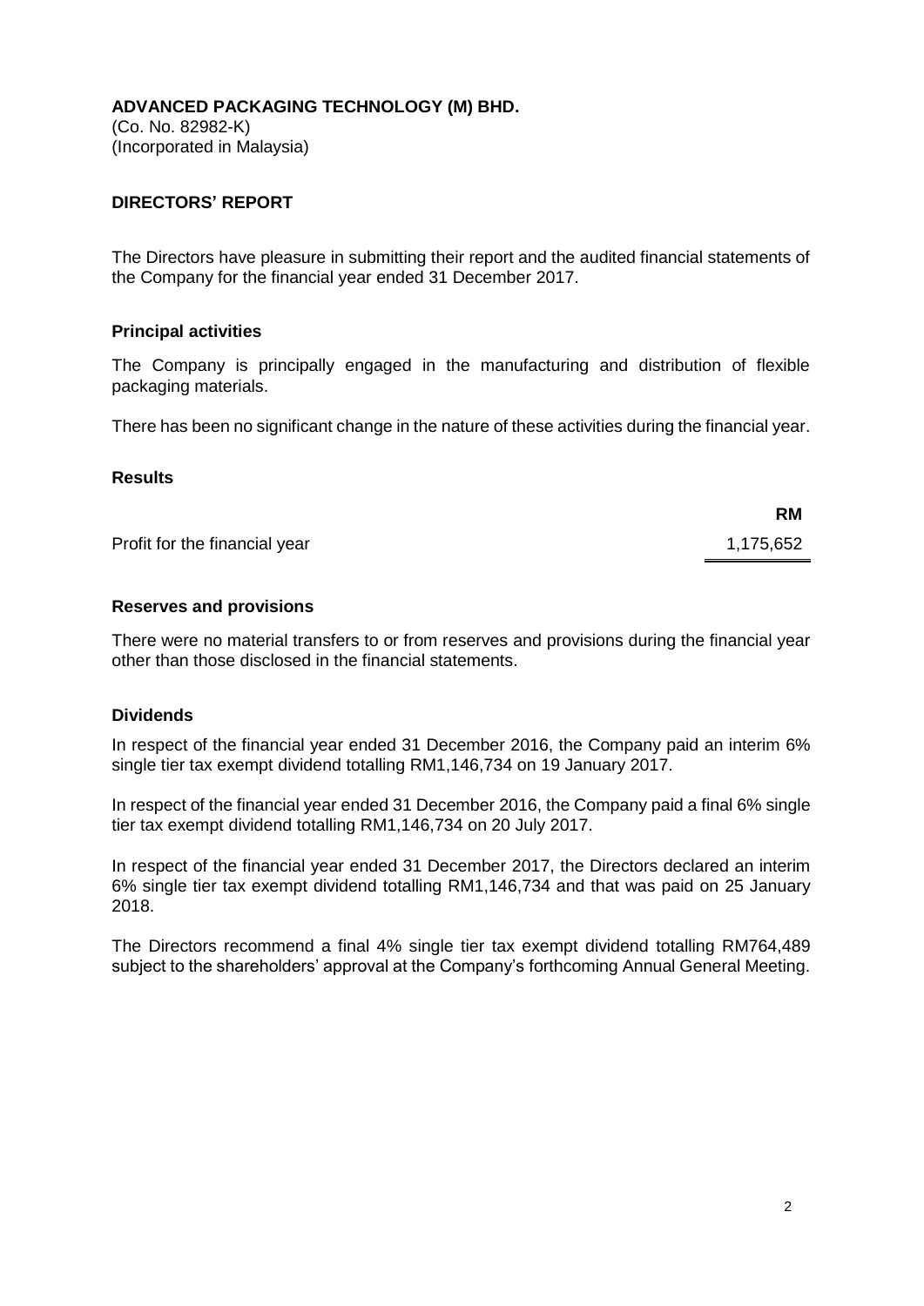**ADVANCED PACKAGING TECHNOLOGY (M) BHD.**
(Co. No. 82982-K)
(Incorporated in Malaysia)

## DIRECTORS' REPORT

The Directors have pleasure in submitting their report and the audited financial statements of the Company for the financial year ended 31 December 2017.

### Principal activities

The Company is principally engaged in the manufacturing and distribution of flexible packaging materials.

There has been no significant change in the nature of these activities during the financial year.

### Results

| | RM |
|---|---|
| Profit for the financial year | 1,175,652 |

### Reserves and provisions

There were no material transfers to or from reserves and provisions during the financial year other than those disclosed in the financial statements.

### Dividends

In respect of the financial year ended 31 December 2016, the Company paid an interim 6% single tier tax exempt dividend totalling RM1,146,734 on 19 January 2017.

In respect of the financial year ended 31 December 2016, the Company paid a final 6% single tier tax exempt dividend totalling RM1,146,734 on 20 July 2017.

In respect of the financial year ended 31 December 2017, the Directors declared an interim 6% single tier tax exempt dividend totalling RM1,146,734 and that was paid on 25 January 2018.

The Directors recommend a final 4% single tier tax exempt dividend totalling RM764,489 subject to the shareholders' approval at the Company's forthcoming Annual General Meeting.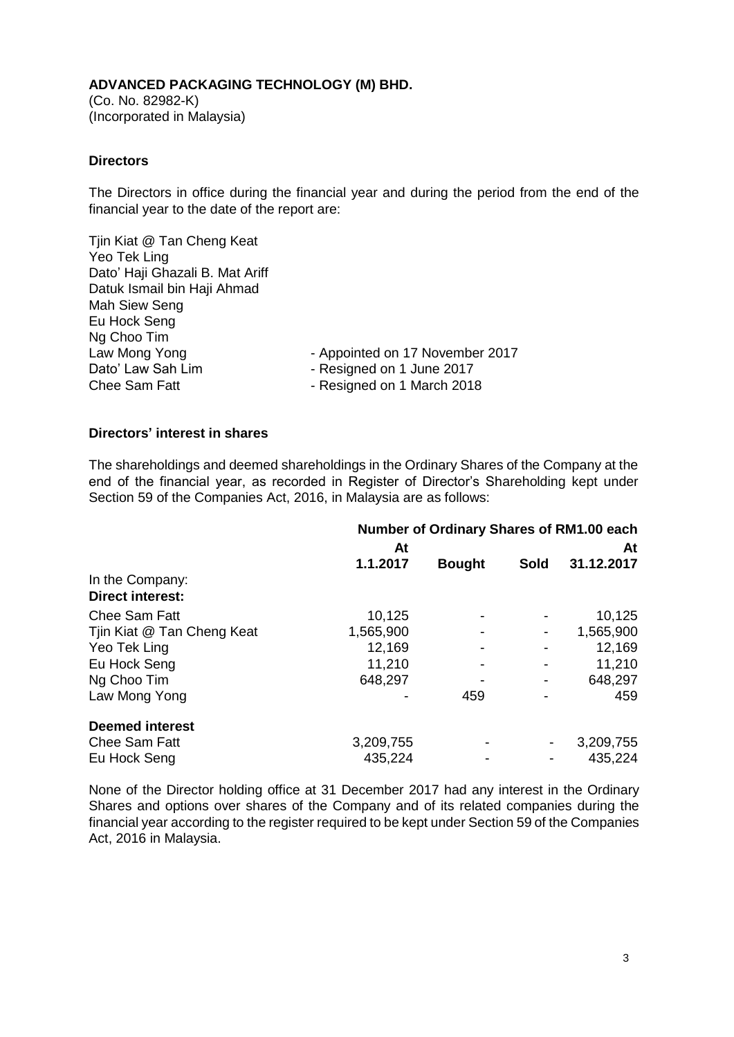**ADVANCED PACKAGING TECHNOLOGY (M) BHD.**
(Co. No. 82982-K)
(Incorporated in Malaysia)

### Directors

The Directors in office during the financial year and during the period from the end of the financial year to the date of the report are:

| | |
|---|---|
| Tjin Kiat @ Tan Cheng Keat | |
| Yeo Tek Ling | |
| Dato' Haji Ghazali B. Mat Ariff | |
| Datuk Ismail bin Haji Ahmad | |
| Mah Siew Seng | |
| Eu Hock Seng | |
| Ng Choo Tim | |
| Law Mong Yong | - Appointed on 17 November 2017 |
| Dato' Law Sah Lim | - Resigned on 1 June 2017 |
| Chee Sam Fatt | - Resigned on 1 March 2018 |

### Directors' interest in shares

The shareholdings and deemed shareholdings in the Ordinary Shares of the Company at the end of the financial year, as recorded in Register of Director's Shareholding kept under Section 59 of the Companies Act, 2016, in Malaysia are as follows:

| | Number of Ordinary Shares of RM1.00 each | | | |
|---|---|---|---|---|
| | At 1.1.2017 | Bought | Sold | At 31.12.2017 |
| In the Company: | | | | |
| **Direct interest:** | | | | |
| Chee Sam Fatt | 10,125 | - | - | 10,125 |
| Tjin Kiat @ Tan Cheng Keat | 1,565,900 | - | - | 1,565,900 |
| Yeo Tek Ling | 12,169 | - | - | 12,169 |
| Eu Hock Seng | 11,210 | - | - | 11,210 |
| Ng Choo Tim | 648,297 | - | - | 648,297 |
| Law Mong Yong | - | 459 | - | 459 |
| **Deemed interest** | | | | |
| Chee Sam Fatt | 3,209,755 | - | - | 3,209,755 |
| Eu Hock Seng | 435,224 | - | - | 435,224 |

None of the Director holding office at 31 December 2017 had any interest in the Ordinary Shares and options over shares of the Company and of its related companies during the financial year according to the register required to be kept under Section 59 of the Companies Act, 2016 in Malaysia.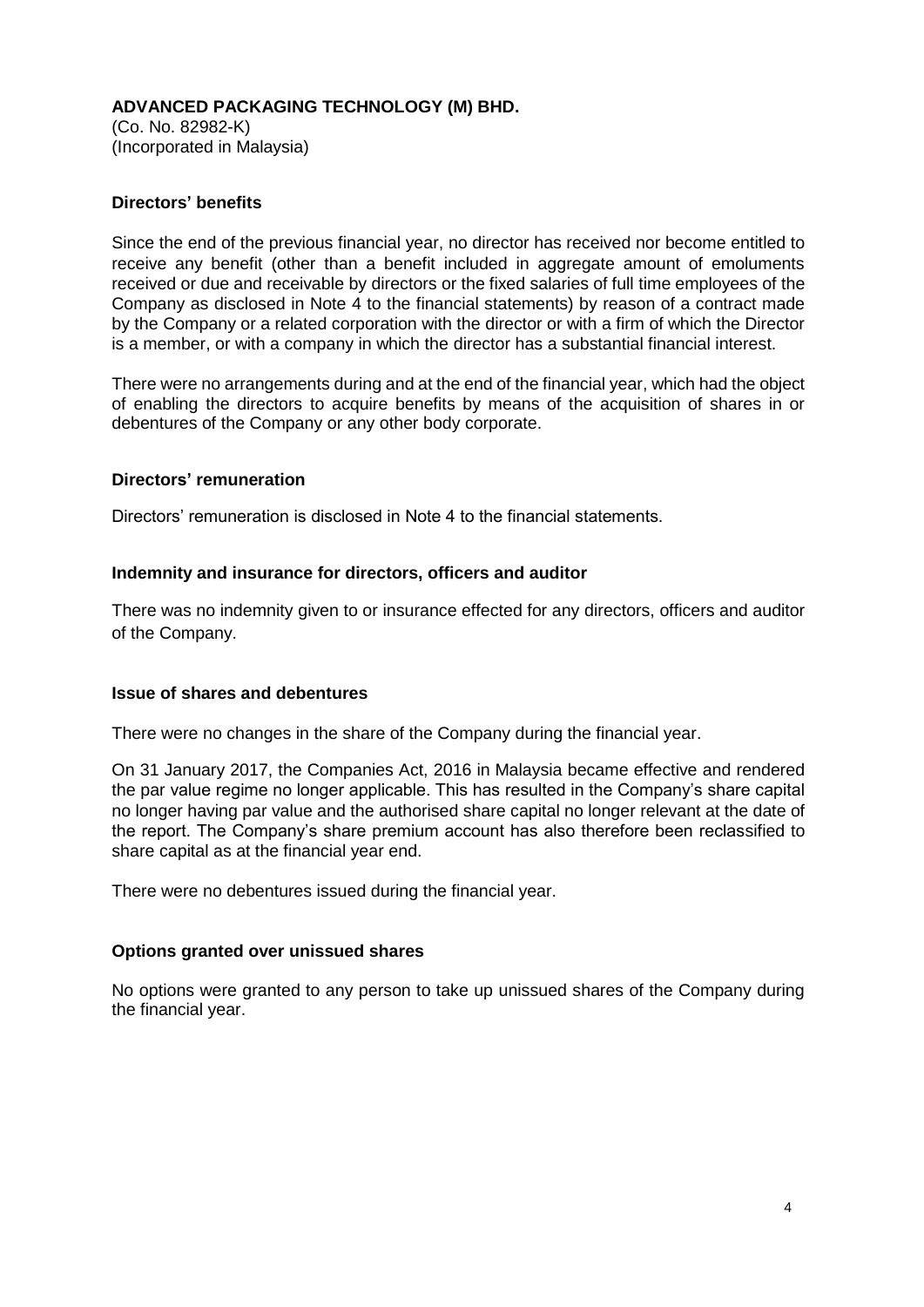**ADVANCED PACKAGING TECHNOLOGY (M) BHD.**
(Co. No. 82982-K)
(Incorporated in Malaysia)

## Directors' benefits

Since the end of the previous financial year, no director has received nor become entitled to receive any benefit (other than a benefit included in aggregate amount of emoluments received or due and receivable by directors or the fixed salaries of full time employees of the Company as disclosed in Note 4 to the financial statements) by reason of a contract made by the Company or a related corporation with the director or with a firm of which the Director is a member, or with a company in which the director has a substantial financial interest.

There were no arrangements during and at the end of the financial year, which had the object of enabling the directors to acquire benefits by means of the acquisition of shares in or debentures of the Company or any other body corporate.

## Directors' remuneration

Directors' remuneration is disclosed in Note 4 to the financial statements.

## Indemnity and insurance for directors, officers and auditor

There was no indemnity given to or insurance effected for any directors, officers and auditor of the Company.

## Issue of shares and debentures

There were no changes in the share of the Company during the financial year.

On 31 January 2017, the Companies Act, 2016 in Malaysia became effective and rendered the par value regime no longer applicable. This has resulted in the Company's share capital no longer having par value and the authorised share capital no longer relevant at the date of the report. The Company's share premium account has also therefore been reclassified to share capital as at the financial year end.

There were no debentures issued during the financial year.

## Options granted over unissued shares

No options were granted to any person to take up unissued shares of the Company during the financial year.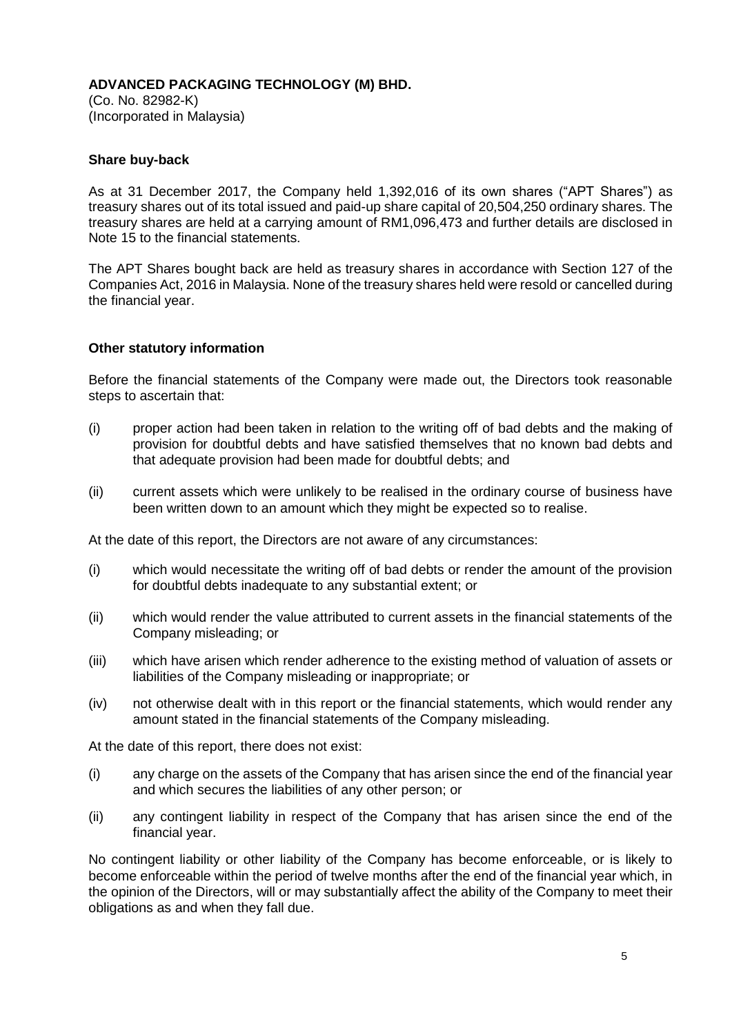**ADVANCED PACKAGING TECHNOLOGY (M) BHD.**
(Co. No. 82982-K)
(Incorporated in Malaysia)

**Share buy-back**

As at 31 December 2017, the Company held 1,392,016 of its own shares ("APT Shares") as treasury shares out of its total issued and paid-up share capital of 20,504,250 ordinary shares. The treasury shares are held at a carrying amount of RM1,096,473 and further details are disclosed in Note 15 to the financial statements.

The APT Shares bought back are held as treasury shares in accordance with Section 127 of the Companies Act, 2016 in Malaysia. None of the treasury shares held were resold or cancelled during the financial year.

**Other statutory information**

Before the financial statements of the Company were made out, the Directors took reasonable steps to ascertain that:

(i) proper action had been taken in relation to the writing off of bad debts and the making of provision for doubtful debts and have satisfied themselves that no known bad debts and that adequate provision had been made for doubtful debts; and

(ii) current assets which were unlikely to be realised in the ordinary course of business have been written down to an amount which they might be expected so to realise.

At the date of this report, the Directors are not aware of any circumstances:

(i) which would necessitate the writing off of bad debts or render the amount of the provision for doubtful debts inadequate to any substantial extent; or

(ii) which would render the value attributed to current assets in the financial statements of the Company misleading; or

(iii) which have arisen which render adherence to the existing method of valuation of assets or liabilities of the Company misleading or inappropriate; or

(iv) not otherwise dealt with in this report or the financial statements, which would render any amount stated in the financial statements of the Company misleading.

At the date of this report, there does not exist:

(i) any charge on the assets of the Company that has arisen since the end of the financial year and which secures the liabilities of any other person; or

(ii) any contingent liability in respect of the Company that has arisen since the end of the financial year.

No contingent liability or other liability of the Company has become enforceable, or is likely to become enforceable within the period of twelve months after the end of the financial year which, in the opinion of the Directors, will or may substantially affect the ability of the Company to meet their obligations as and when they fall due.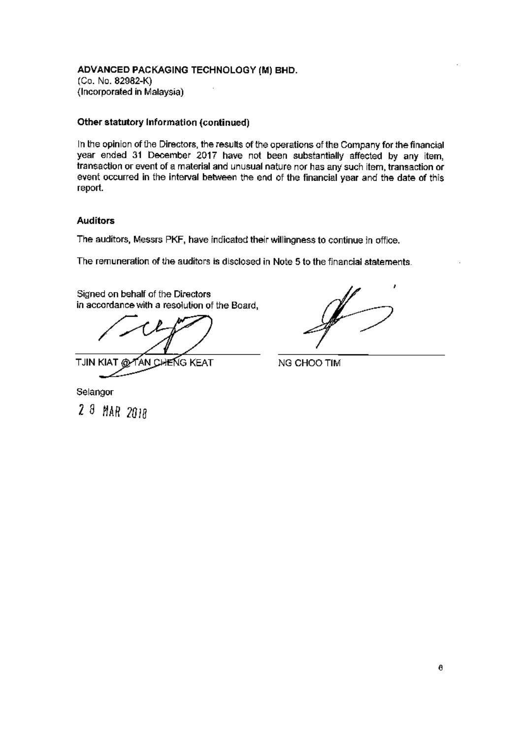**ADVANCED PACKAGING TECHNOLOGY (M) BHD.**
(Co. No. 82982-K)
(Incorporated in Malaysia)

**Other statutory information (continued)**

In the opinion of the Directors, the results of the operations of the Company for the financial year ended 31 December 2017 have not been substantially affected by any item, transaction or event of a material and unusual nature nor has any such item, transaction or event occurred in the interval between the end of the financial year and the date of this report.

**Auditors**

The auditors, Messrs PKF, have indicated their willingness to continue in office.

The remuneration of the auditors is disclosed in Note 5 to the financial statements.

Signed on behalf of the Directors
in accordance with a resolution of the Board,

TJIN KIAT @ TAN CHENG KEAT

NG CHOO TIM

Selangor

28 MAR 2018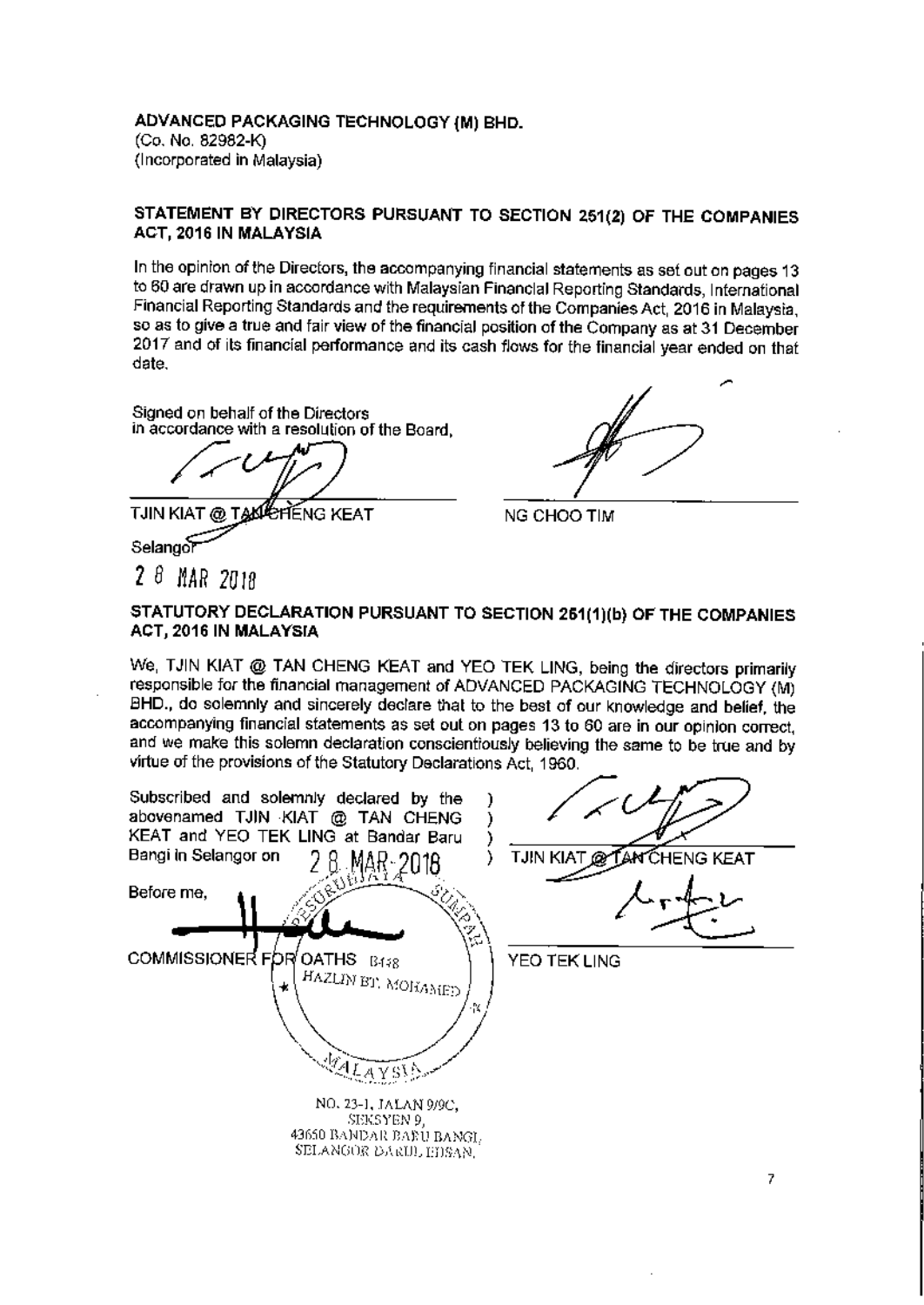**ADVANCED PACKAGING TECHNOLOGY (M) BHD.**
(Co. No. 82982-K)
(Incorporated in Malaysia)

## STATEMENT BY DIRECTORS PURSUANT TO SECTION 251(2) OF THE COMPANIES ACT, 2016 IN MALAYSIA

In the opinion of the Directors, the accompanying financial statements as set out on pages 13 to 60 are drawn up in accordance with Malaysian Financial Reporting Standards, International Financial Reporting Standards and the requirements of the Companies Act, 2016 in Malaysia, so as to give a true and fair view of the financial position of the Company as at 31 December 2017 and of its financial performance and its cash flows for the financial year ended on that date.

Signed on behalf of the Directors
in accordance with a resolution of the Board,

TJIN KIAT @ TAN CHENG KEAT

NG CHOO TIM

Selangor

28 MAR 2018

## STATUTORY DECLARATION PURSUANT TO SECTION 251(1)(b) OF THE COMPANIES ACT, 2016 IN MALAYSIA

We, TJIN KIAT @ TAN CHENG KEAT and YEO TEK LING, being the directors primarily responsible for the financial management of ADVANCED PACKAGING TECHNOLOGY (M) BHD., do solemnly and sincerely declare that to the best of our knowledge and belief, the accompanying financial statements as set out on pages 13 to 60 are in our opinion correct, and we make this solemn declaration conscientiously believing the same to be true and by virtue of the provisions of the Statutory Declarations Act, 1960.

Subscribed and solemnly declared by the abovenamed TJIN KIAT @ TAN CHENG KEAT and YEO TEK LING at Bandar Baru Bangi in Selangor on 28 MAR 2018

TJIN KIAT @ TAN CHENG KEAT

YEO TEK LING

Before me,

COMMISSIONER FOR OATHS B438
HAZLIN BT. MOHAMED

NO. 23-1, JALAN 9/9C,
SEKSYEN 9,
43650 BANDAR BARU BANGI,
SELANGOR DARUL EHSAN.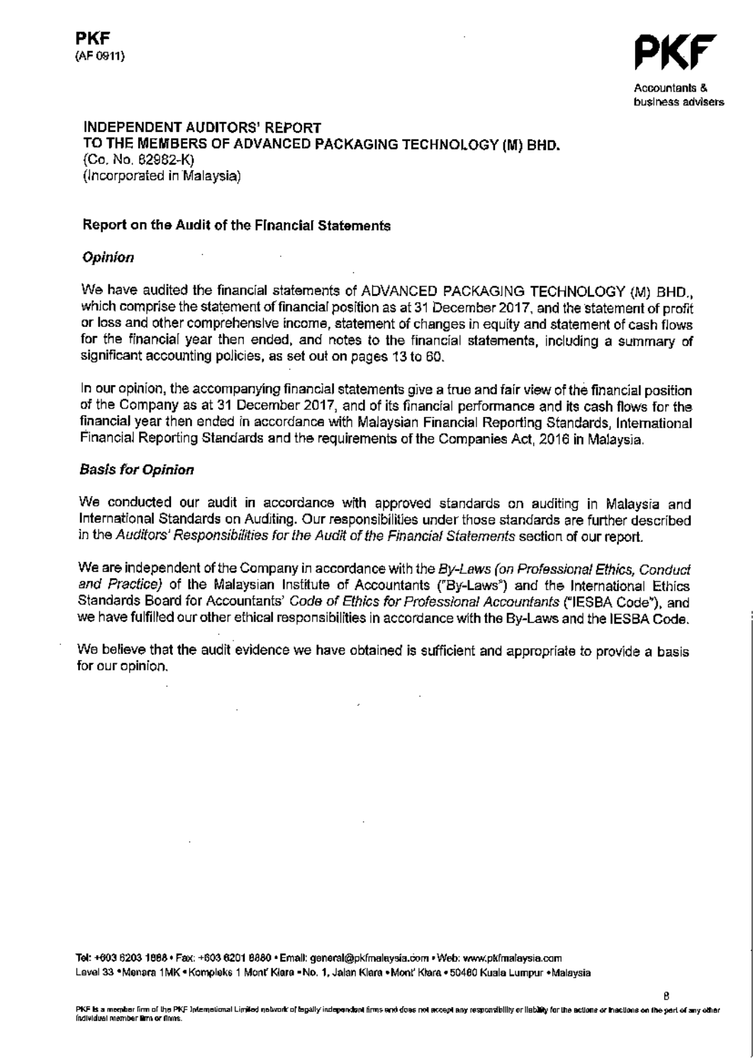PKF
(AF 0911)

PKF
Accountants & business advisers

**INDEPENDENT AUDITORS' REPORT**
**TO THE MEMBERS OF ADVANCED PACKAGING TECHNOLOGY (M) BHD.**
(Co. No. 82982-K)
(Incorporated in Malaysia)

## Report on the Audit of the Financial Statements

### *Opinion*

We have audited the financial statements of ADVANCED PACKAGING TECHNOLOGY (M) BHD., which comprise the statement of financial position as at 31 December 2017, and the statement of profit or loss and other comprehensive income, statement of changes in equity and statement of cash flows for the financial year then ended, and notes to the financial statements, including a summary of significant accounting policies, as set out on pages 13 to 60.

In our opinion, the accompanying financial statements give a true and fair view of the financial position of the Company as at 31 December 2017, and of its financial performance and its cash flows for the financial year then ended in accordance with Malaysian Financial Reporting Standards, International Financial Reporting Standards and the requirements of the Companies Act, 2016 in Malaysia.

### *Basis for Opinion*

We conducted our audit in accordance with approved standards on auditing in Malaysia and International Standards on Auditing. Our responsibilities under those standards are further described in the *Auditors' Responsibilities for the Audit of the Financial Statements* section of our report.

We are independent of the Company in accordance with the *By-Laws (on Professional Ethics, Conduct and Practice)* of the Malaysian Institute of Accountants ("By-Laws") and the International Ethics Standards Board for Accountants' *Code of Ethics for Professional Accountants* ("IESBA Code"), and we have fulfilled our other ethical responsibilities in accordance with the By-Laws and the IESBA Code.

We believe that the audit evidence we have obtained is sufficient and appropriate to provide a basis for our opinion.

Tel: +603 6203 1888 • Fax: +603 6201 8880 • Email: general@pkfmalaysia.com • Web: www.pkfmalaysia.com
Level 33 • Menara 1MK • Kompleks 1 Mont' Kiara • No. 1, Jalan Kiara • Mont' Kiara • 50480 Kuala Lumpur • Malaysia

PKF is a member firm of the PKF International Limited network of legally independent firms and does not accept any responsibility or liability for the actions or inactions on the part of any other individual member firm or firms.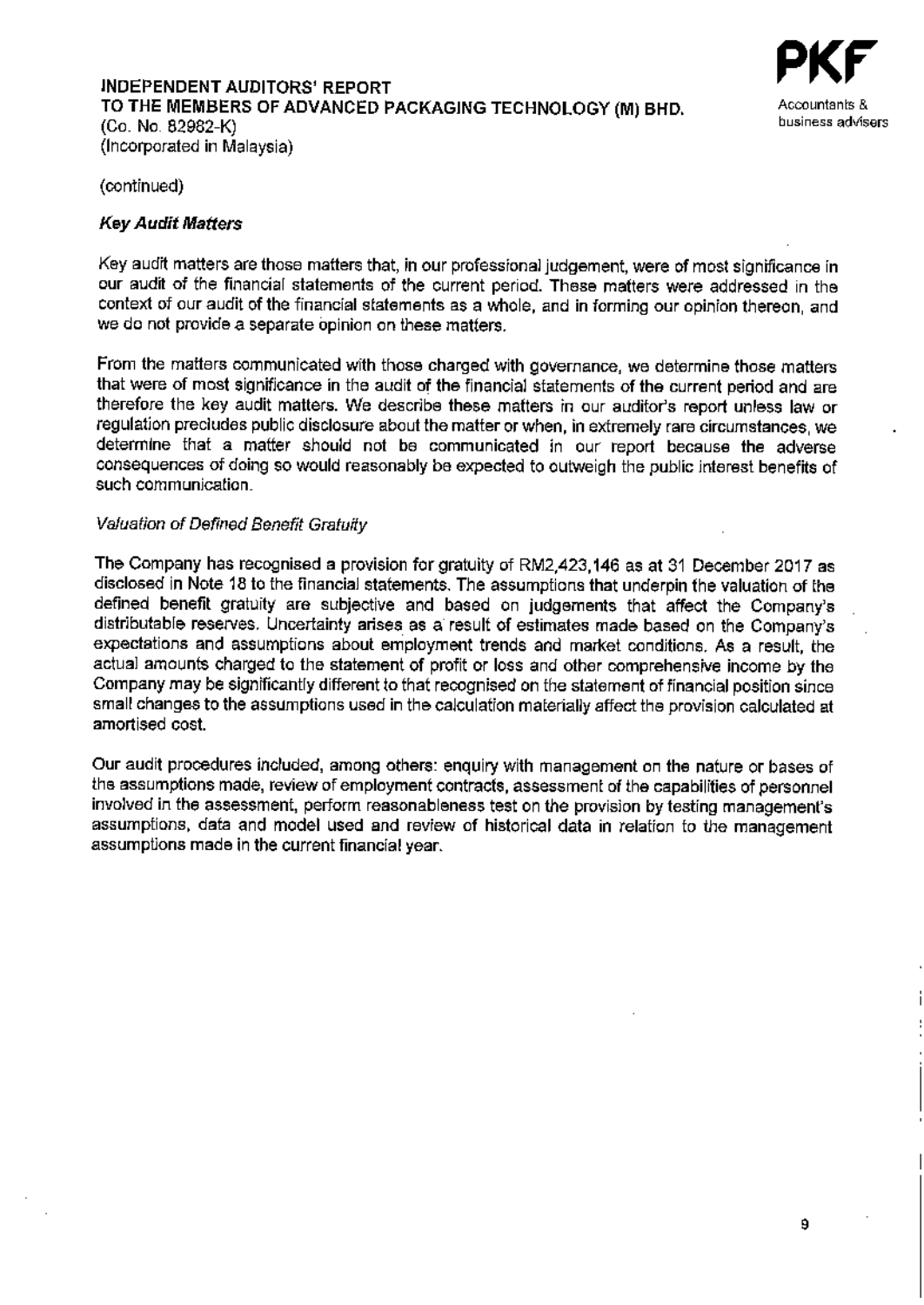**INDEPENDENT AUDITORS' REPORT**
**TO THE MEMBERS OF ADVANCED PACKAGING TECHNOLOGY (M) BHD.**
(Co. No. 82982-K)
(Incorporated in Malaysia)

(continued)

### *Key Audit Matters*

Key audit matters are those matters that, in our professional judgement, were of most significance in our audit of the financial statements of the current period. These matters were addressed in the context of our audit of the financial statements as a whole, and in forming our opinion thereon, and we do not provide a separate opinion on these matters.

From the matters communicated with those charged with governance, we determine those matters that were of most significance in the audit of the financial statements of the current period and are therefore the key audit matters. We describe these matters in our auditor's report unless law or regulation precludes public disclosure about the matter or when, in extremely rare circumstances, we determine that a matter should not be communicated in our report because the adverse consequences of doing so would reasonably be expected to outweigh the public interest benefits of such communication.

*Valuation of Defined Benefit Gratuity*

The Company has recognised a provision for gratuity of RM2,423,146 as at 31 December 2017 as disclosed in Note 18 to the financial statements. The assumptions that underpin the valuation of the defined benefit gratuity are subjective and based on judgements that affect the Company's distributable reserves. Uncertainty arises as a result of estimates made based on the Company's expectations and assumptions about employment trends and market conditions. As a result, the actual amounts charged to the statement of profit or loss and other comprehensive income by the Company may be significantly different to that recognised on the statement of financial position since small changes to the assumptions used in the calculation materially affect the provision calculated at amortised cost.

Our audit procedures included, among others: enquiry with management on the nature or bases of the assumptions made, review of employment contracts, assessment of the capabilities of personnel involved in the assessment, perform reasonableness test on the provision by testing management's assumptions, data and model used and review of historical data in relation to the management assumptions made in the current financial year.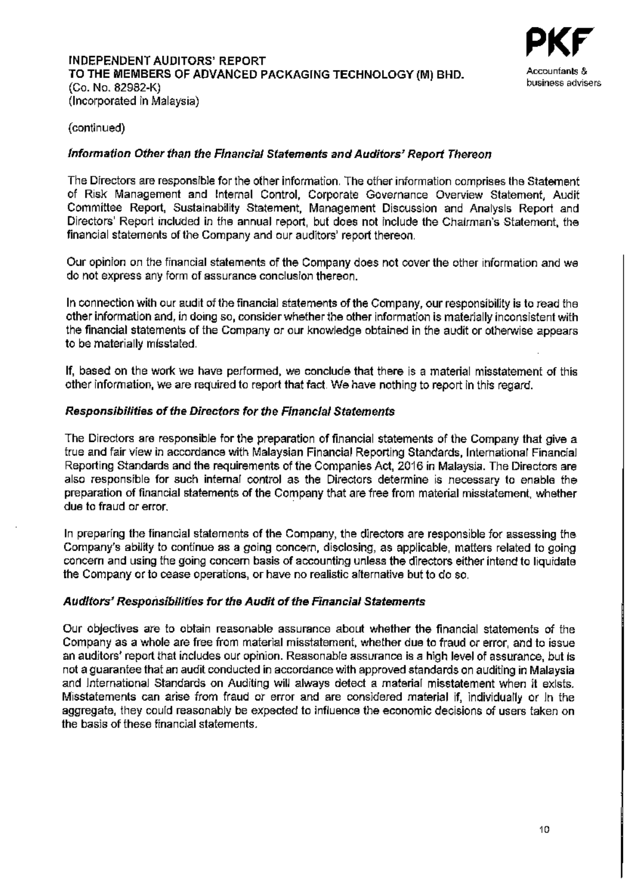**INDEPENDENT AUDITORS' REPORT**
**TO THE MEMBERS OF ADVANCED PACKAGING TECHNOLOGY (M) BHD.**
(Co. No. 82982-K)
(Incorporated in Malaysia)

(continued)

### *Information Other than the Financial Statements and Auditors' Report Thereon*

The Directors are responsible for the other information. The other information comprises the Statement of Risk Management and Internal Control, Corporate Governance Overview Statement, Audit Committee Report, Sustainability Statement, Management Discussion and Analysis Report and Directors' Report included in the annual report, but does not include the Chairman's Statement, the financial statements of the Company and our auditors' report thereon.

Our opinion on the financial statements of the Company does not cover the other information and we do not express any form of assurance conclusion thereon.

In connection with our audit of the financial statements of the Company, our responsibility is to read the other information and, in doing so, consider whether the other information is materially inconsistent with the financial statements of the Company or our knowledge obtained in the audit or otherwise appears to be materially misstated.

If, based on the work we have performed, we conclude that there is a material misstatement of this other information, we are required to report that fact. We have nothing to report in this regard.

### *Responsibilities of the Directors for the Financial Statements*

The Directors are responsible for the preparation of financial statements of the Company that give a true and fair view in accordance with Malaysian Financial Reporting Standards, International Financial Reporting Standards and the requirements of the Companies Act, 2016 in Malaysia. The Directors are also responsible for such internal control as the Directors determine is necessary to enable the preparation of financial statements of the Company that are free from material misstatement, whether due to fraud or error.

In preparing the financial statements of the Company, the directors are responsible for assessing the Company's ability to continue as a going concern, disclosing, as applicable, matters related to going concern and using the going concern basis of accounting unless the directors either intend to liquidate the Company or to cease operations, or have no realistic alternative but to do so.

### *Auditors' Responsibilities for the Audit of the Financial Statements*

Our objectives are to obtain reasonable assurance about whether the financial statements of the Company as a whole are free from material misstatement, whether due to fraud or error, and to issue an auditors' report that includes our opinion. Reasonable assurance is a high level of assurance, but is not a guarantee that an audit conducted in accordance with approved standards on auditing in Malaysia and International Standards on Auditing will always detect a material misstatement when it exists. Misstatements can arise from fraud or error and are considered material if, individually or in the aggregate, they could reasonably be expected to influence the economic decisions of users taken on the basis of these financial statements.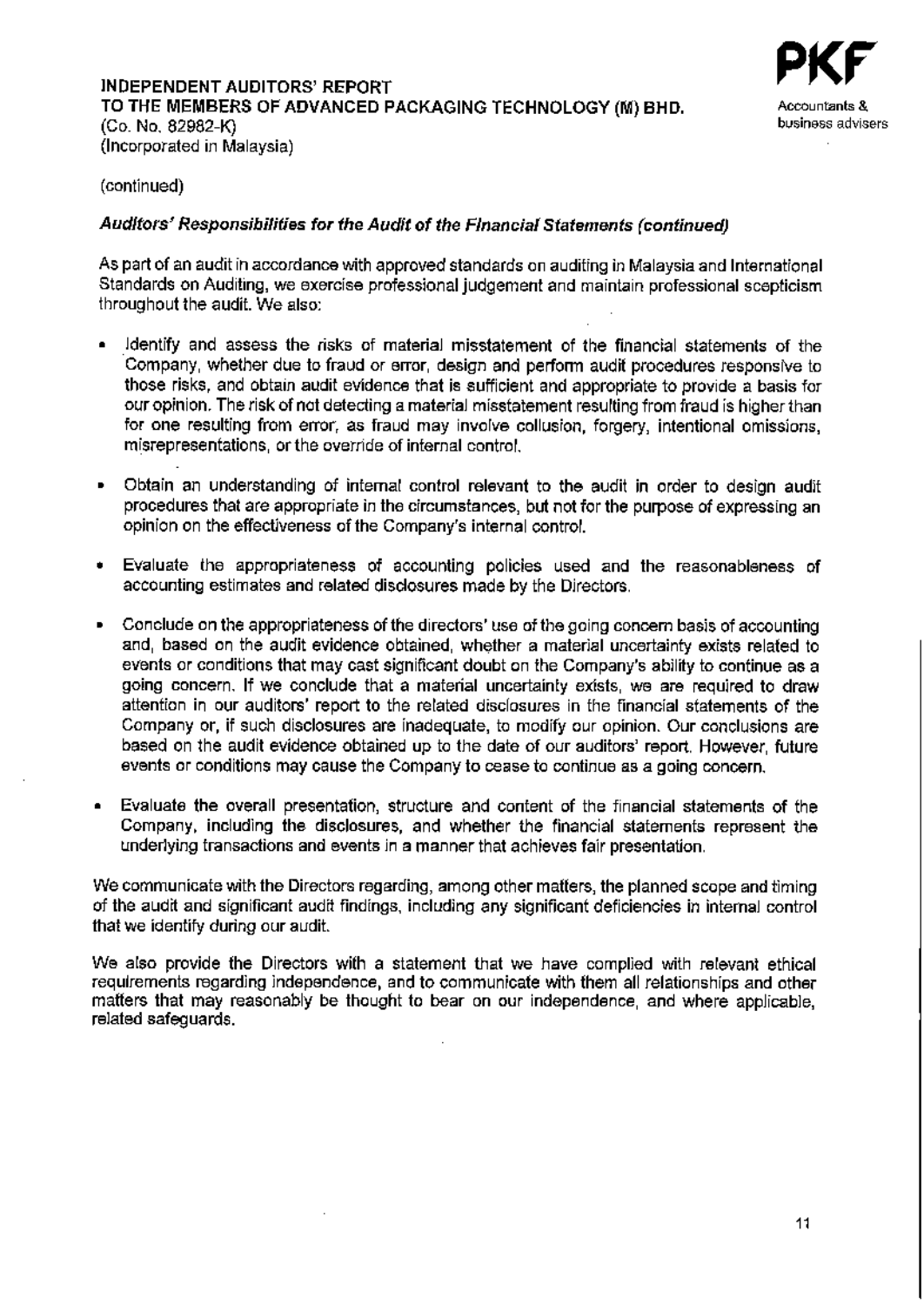**INDEPENDENT AUDITORS' REPORT**
**TO THE MEMBERS OF ADVANCED PACKAGING TECHNOLOGY (M) BHD.**
(Co. No. 82982-K)
(Incorporated in Malaysia)

(continued)

***Auditors' Responsibilities for the Audit of the Financial Statements (continued)***

As part of an audit in accordance with approved standards on auditing in Malaysia and International Standards on Auditing, we exercise professional judgement and maintain professional scepticism throughout the audit. We also:

- Identify and assess the risks of material misstatement of the financial statements of the Company, whether due to fraud or error, design and perform audit procedures responsive to those risks, and obtain audit evidence that is sufficient and appropriate to provide a basis for our opinion. The risk of not detecting a material misstatement resulting from fraud is higher than for one resulting from error, as fraud may involve collusion, forgery, intentional omissions, misrepresentations, or the override of internal control.

- Obtain an understanding of internal control relevant to the audit in order to design audit procedures that are appropriate in the circumstances, but not for the purpose of expressing an opinion on the effectiveness of the Company's internal control.

- Evaluate the appropriateness of accounting policies used and the reasonableness of accounting estimates and related disclosures made by the Directors.

- Conclude on the appropriateness of the directors' use of the going concern basis of accounting and, based on the audit evidence obtained, whether a material uncertainty exists related to events or conditions that may cast significant doubt on the Company's ability to continue as a going concern. If we conclude that a material uncertainty exists, we are required to draw attention in our auditors' report to the related disclosures in the financial statements of the Company or, if such disclosures are inadequate, to modify our opinion. Our conclusions are based on the audit evidence obtained up to the date of our auditors' report. However, future events or conditions may cause the Company to cease to continue as a going concern.

- Evaluate the overall presentation, structure and content of the financial statements of the Company, including the disclosures, and whether the financial statements represent the underlying transactions and events in a manner that achieves fair presentation.

We communicate with the Directors regarding, among other matters, the planned scope and timing of the audit and significant audit findings, including any significant deficiencies in internal control that we identify during our audit.

We also provide the Directors with a statement that we have complied with relevant ethical requirements regarding independence, and to communicate with them all relationships and other matters that may reasonably be thought to bear on our independence, and where applicable, related safeguards.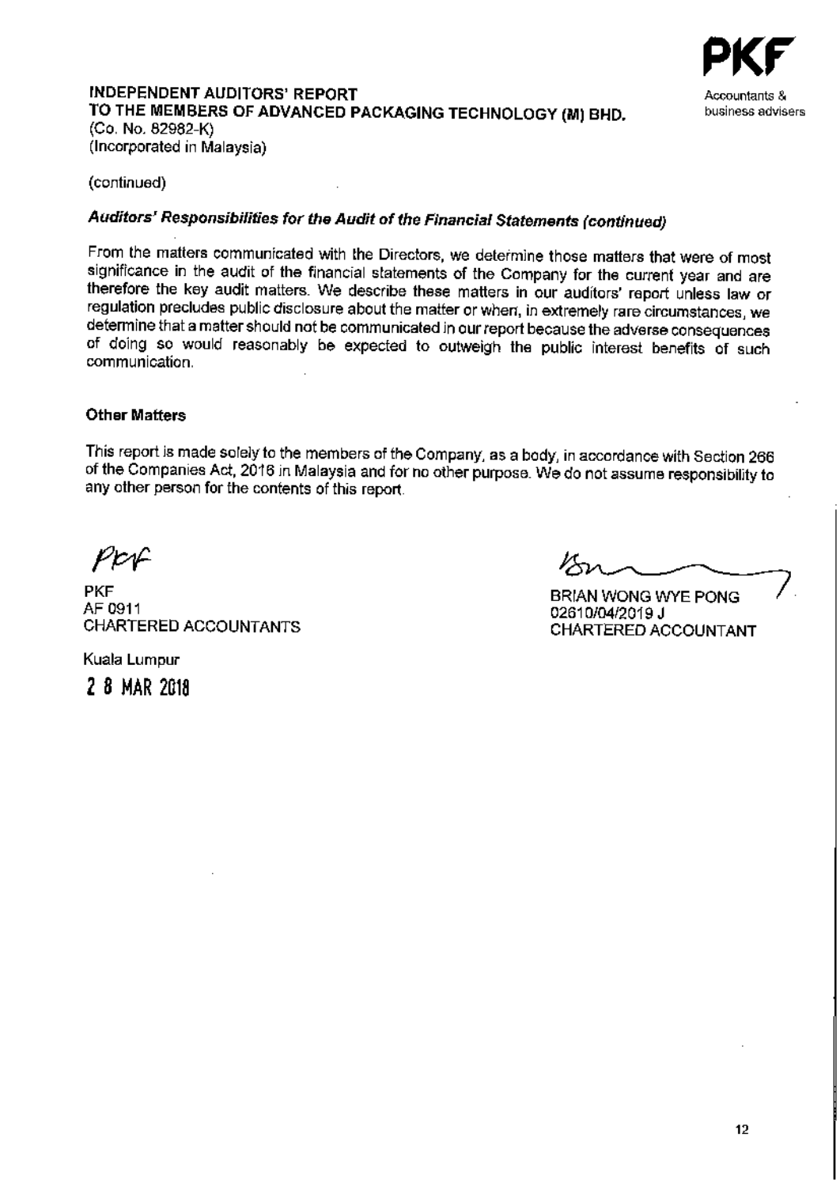**INDEPENDENT AUDITORS' REPORT**
**TO THE MEMBERS OF ADVANCED PACKAGING TECHNOLOGY (M) BHD.**
(Co. No. 82982-K)
(Incorporated in Malaysia)

(continued)

### *Auditors' Responsibilities for the Audit of the Financial Statements (continued)*

From the matters communicated with the Directors, we determine those matters that were of most significance in the audit of the financial statements of the Company for the current year and are therefore the key audit matters. We describe these matters in our auditors' report unless law or regulation precludes public disclosure about the matter or when, in extremely rare circumstances, we determine that a matter should not be communicated in our report because the adverse consequences of doing so would reasonably be expected to outweigh the public interest benefits of such communication.

### Other Matters

This report is made solely to the members of the Company, as a body, in accordance with Section 266 of the Companies Act, 2016 in Malaysia and for no other purpose. We do not assume responsibility to any other person for the contents of this report.

PKF
AF 0911
CHARTERED ACCOUNTANTS

BRIAN WONG WYE PONG
02610/04/2019 J
CHARTERED ACCOUNTANT

Kuala Lumpur

28 MAR 2018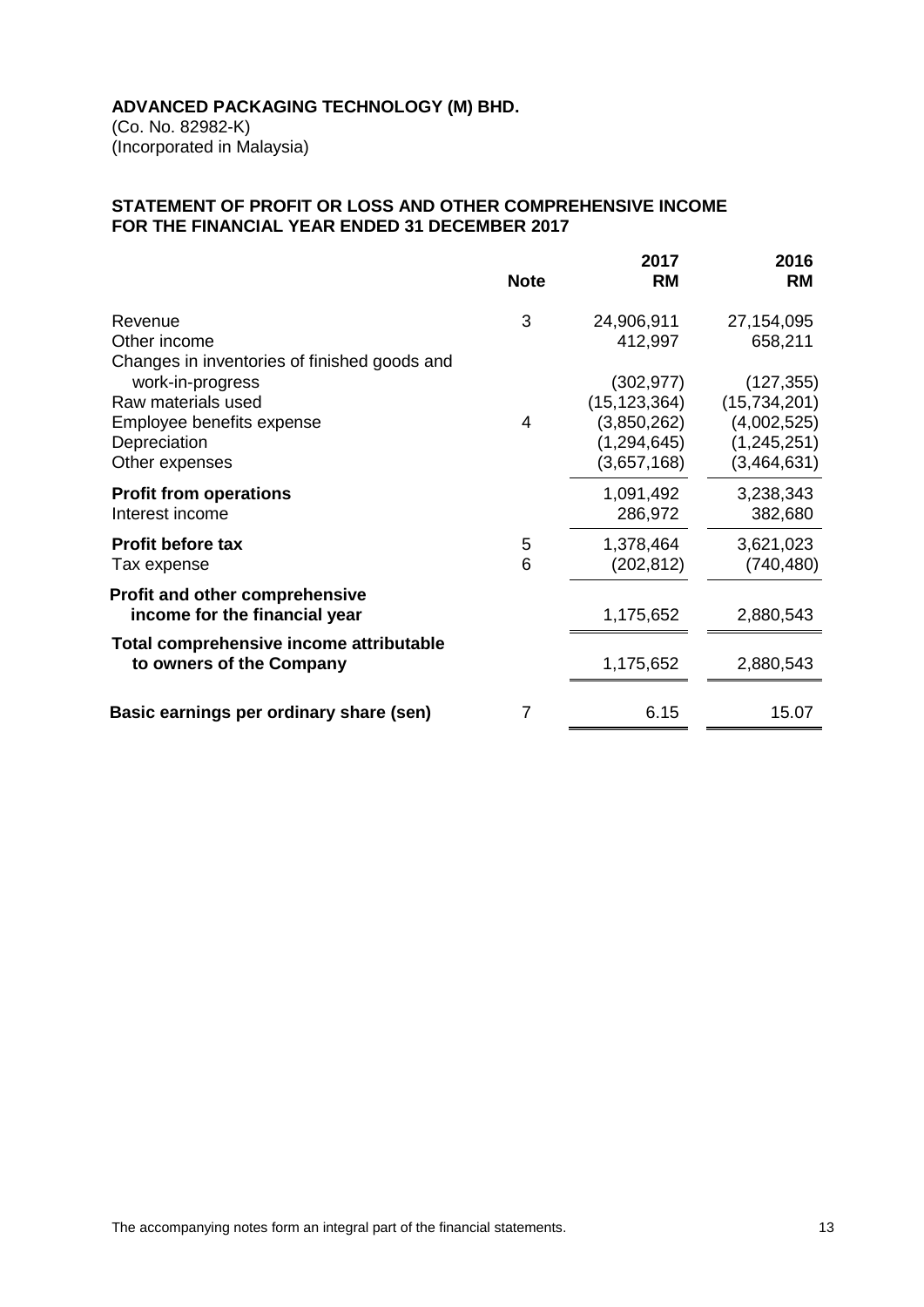**ADVANCED PACKAGING TECHNOLOGY (M) BHD.**
(Co. No. 82982-K)
(Incorporated in Malaysia)

## STATEMENT OF PROFIT OR LOSS AND OTHER COMPREHENSIVE INCOME FOR THE FINANCIAL YEAR ENDED 31 DECEMBER 2017

| | Note | 2017 RM | 2016 RM |
|---|---|---|---|
| Revenue | 3 | 24,906,911 | 27,154,095 |
| Other income | | 412,997 | 658,211 |
| Changes in inventories of finished goods and work-in-progress | | (302,977) | (127,355) |
| Raw materials used | | (15,123,364) | (15,734,201) |
| Employee benefits expense | 4 | (3,850,262) | (4,002,525) |
| Depreciation | | (1,294,645) | (1,245,251) |
| Other expenses | | (3,657,168) | (3,464,631) |
| **Profit from operations** | | 1,091,492 | 3,238,343 |
| Interest income | | 286,972 | 382,680 |
| **Profit before tax** | 5 | 1,378,464 | 3,621,023 |
| Tax expense | 6 | (202,812) | (740,480) |
| **Profit and other comprehensive income for the financial year** | | 1,175,652 | 2,880,543 |
| **Total comprehensive income attributable to owners of the Company** | | 1,175,652 | 2,880,543 |
| **Basic earnings per ordinary share (sen)** | 7 | 6.15 | 15.07 |

The accompanying notes form an integral part of the financial statements.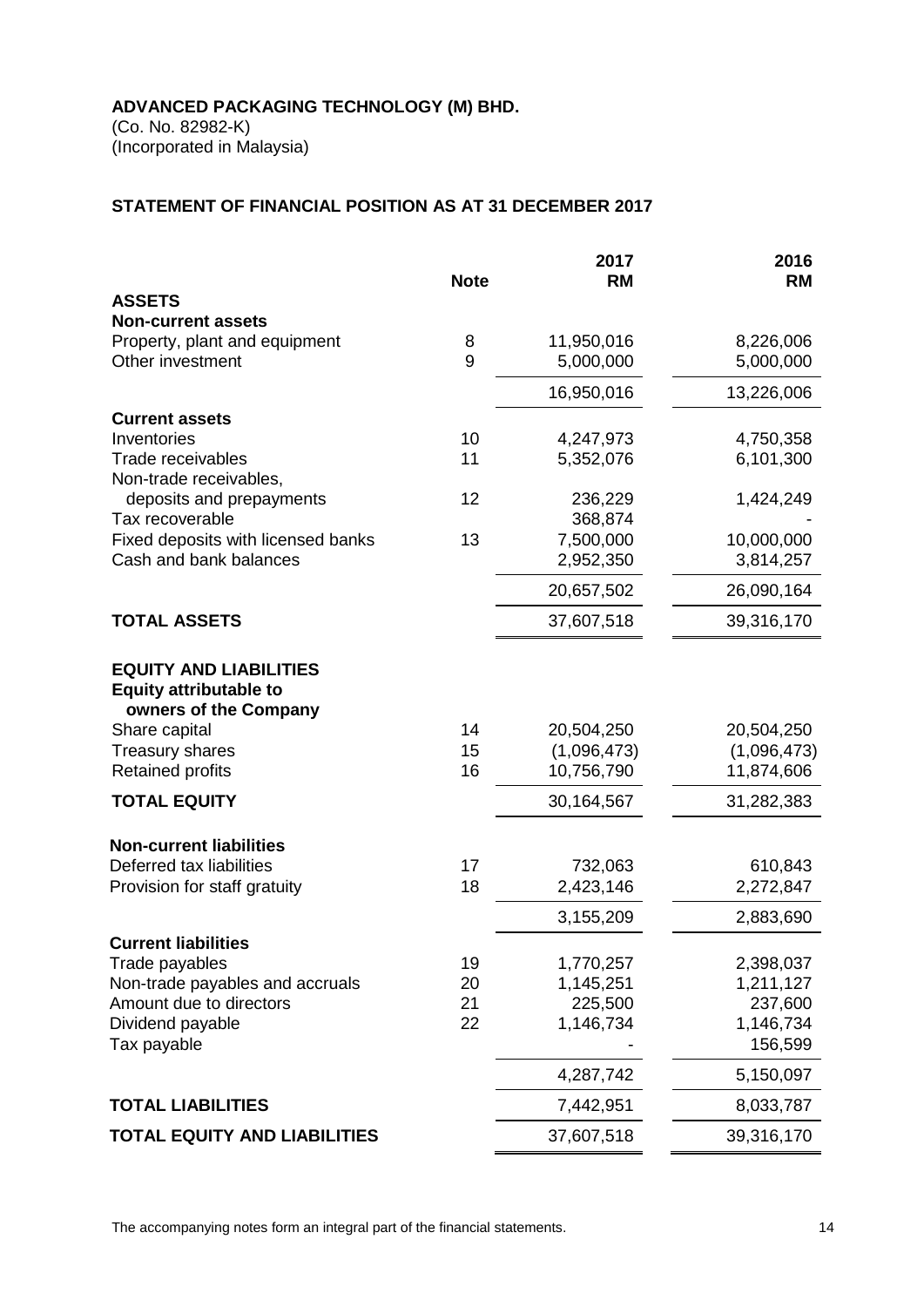**ADVANCED PACKAGING TECHNOLOGY (M) BHD.**
(Co. No. 82982-K)
(Incorporated in Malaysia)

## STATEMENT OF FINANCIAL POSITION AS AT 31 DECEMBER 2017

| | Note | 2017 RM | 2016 RM |
|---|---|---|---|
| **ASSETS** | | | |
| **Non-current assets** | | | |
| Property, plant and equipment | 8 | 11,950,016 | 8,226,006 |
| Other investment | 9 | 5,000,000 | 5,000,000 |
| | | 16,950,016 | 13,226,006 |
| **Current assets** | | | |
| Inventories | 10 | 4,247,973 | 4,750,358 |
| Trade receivables | 11 | 5,352,076 | 6,101,300 |
| Non-trade receivables, deposits and prepayments | 12 | 236,229 | 1,424,249 |
| Tax recoverable | | 368,874 | - |
| Fixed deposits with licensed banks | 13 | 7,500,000 | 10,000,000 |
| Cash and bank balances | | 2,952,350 | 3,814,257 |
| | | 20,657,502 | 26,090,164 |
| **TOTAL ASSETS** | | 37,607,518 | 39,316,170 |
| **EQUITY AND LIABILITIES** | | | |
| **Equity attributable to owners of the Company** | | | |
| Share capital | 14 | 20,504,250 | 20,504,250 |
| Treasury shares | 15 | (1,096,473) | (1,096,473) |
| Retained profits | 16 | 10,756,790 | 11,874,606 |
| **TOTAL EQUITY** | | 30,164,567 | 31,282,383 |
| **Non-current liabilities** | | | |
| Deferred tax liabilities | 17 | 732,063 | 610,843 |
| Provision for staff gratuity | 18 | 2,423,146 | 2,272,847 |
| | | 3,155,209 | 2,883,690 |
| **Current liabilities** | | | |
| Trade payables | 19 | 1,770,257 | 2,398,037 |
| Non-trade payables and accruals | 20 | 1,145,251 | 1,211,127 |
| Amount due to directors | 21 | 225,500 | 237,600 |
| Dividend payable | 22 | 1,146,734 | 1,146,734 |
| Tax payable | | - | 156,599 |
| | | 4,287,742 | 5,150,097 |
| **TOTAL LIABILITIES** | | 7,442,951 | 8,033,787 |
| **TOTAL EQUITY AND LIABILITIES** | | 37,607,518 | 39,316,170 |

The accompanying notes form an integral part of the financial statements.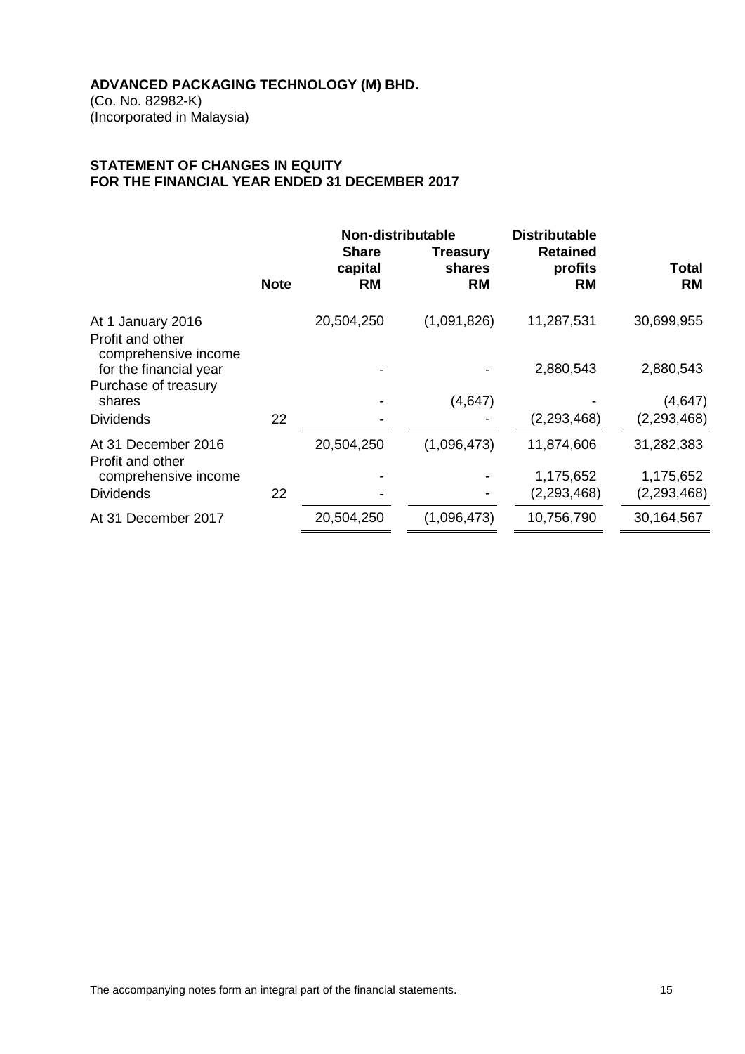**ADVANCED PACKAGING TECHNOLOGY (M) BHD.**
(Co. No. 82982-K)
(Incorporated in Malaysia)

## STATEMENT OF CHANGES IN EQUITY
## FOR THE FINANCIAL YEAR ENDED 31 DECEMBER 2017

| | | Non-distributable | | Distributable | |
|---|---|---|---|---|---|
| | **Note** | **Share capital RM** | **Treasury shares RM** | **Retained profits RM** | **Total RM** |
| At 1 January 2016 | | 20,504,250 | (1,091,826) | 11,287,531 | 30,699,955 |
| Profit and other comprehensive income for the financial year | | - | - | 2,880,543 | 2,880,543 |
| Purchase of treasury shares | | - | (4,647) | - | (4,647) |
| Dividends | 22 | - | - | (2,293,468) | (2,293,468) |
| At 31 December 2016 | | 20,504,250 | (1,096,473) | 11,874,606 | 31,282,383 |
| Profit and other comprehensive income | | - | - | 1,175,652 | 1,175,652 |
| Dividends | 22 | - | - | (2,293,468) | (2,293,468) |
| At 31 December 2017 | | 20,504,250 | (1,096,473) | 10,756,790 | 30,164,567 |

The accompanying notes form an integral part of the financial statements.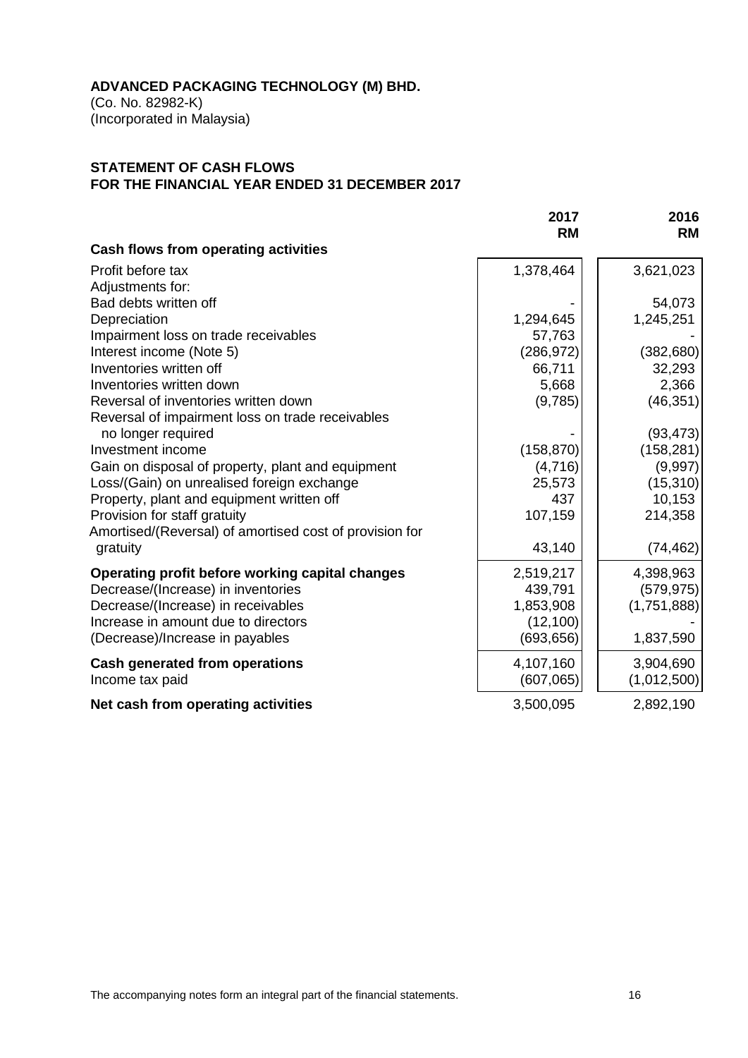**ADVANCED PACKAGING TECHNOLOGY (M) BHD.**
(Co. No. 82982-K)
(Incorporated in Malaysia)

**STATEMENT OF CASH FLOWS**
**FOR THE FINANCIAL YEAR ENDED 31 DECEMBER 2017**

| | **2017 RM** | **2016 RM** |
|---|---|---|
| **Cash flows from operating activities** | | |
| Profit before tax | 1,378,464 | 3,621,023 |
| Adjustments for: | | |
| Bad debts written off | - | 54,073 |
| Depreciation | 1,294,645 | 1,245,251 |
| Impairment loss on trade receivables | 57,763 | - |
| Interest income (Note 5) | (286,972) | (382,680) |
| Inventories written off | 66,711 | 32,293 |
| Inventories written down | 5,668 | 2,366 |
| Reversal of inventories written down | (9,785) | (46,351) |
| Reversal of impairment loss on trade receivables no longer required | - | (93,473) |
| Investment income | (158,870) | (158,281) |
| Gain on disposal of property, plant and equipment | (4,716) | (9,997) |
| Loss/(Gain) on unrealised foreign exchange | 25,573 | (15,310) |
| Property, plant and equipment written off | 437 | 10,153 |
| Provision for staff gratuity | 107,159 | 214,358 |
| Amortised/(Reversal) of amortised cost of provision for gratuity | 43,140 | (74,462) |
| **Operating profit before working capital changes** | 2,519,217 | 4,398,963 |
| Decrease/(Increase) in inventories | 439,791 | (579,975) |
| Decrease/(Increase) in receivables | 1,853,908 | (1,751,888) |
| Increase in amount due to directors | (12,100) | - |
| (Decrease)/Increase in payables | (693,656) | 1,837,590 |
| **Cash generated from operations** | 4,107,160 | 3,904,690 |
| Income tax paid | (607,065) | (1,012,500) |
| **Net cash from operating activities** | 3,500,095 | 2,892,190 |

The accompanying notes form an integral part of the financial statements.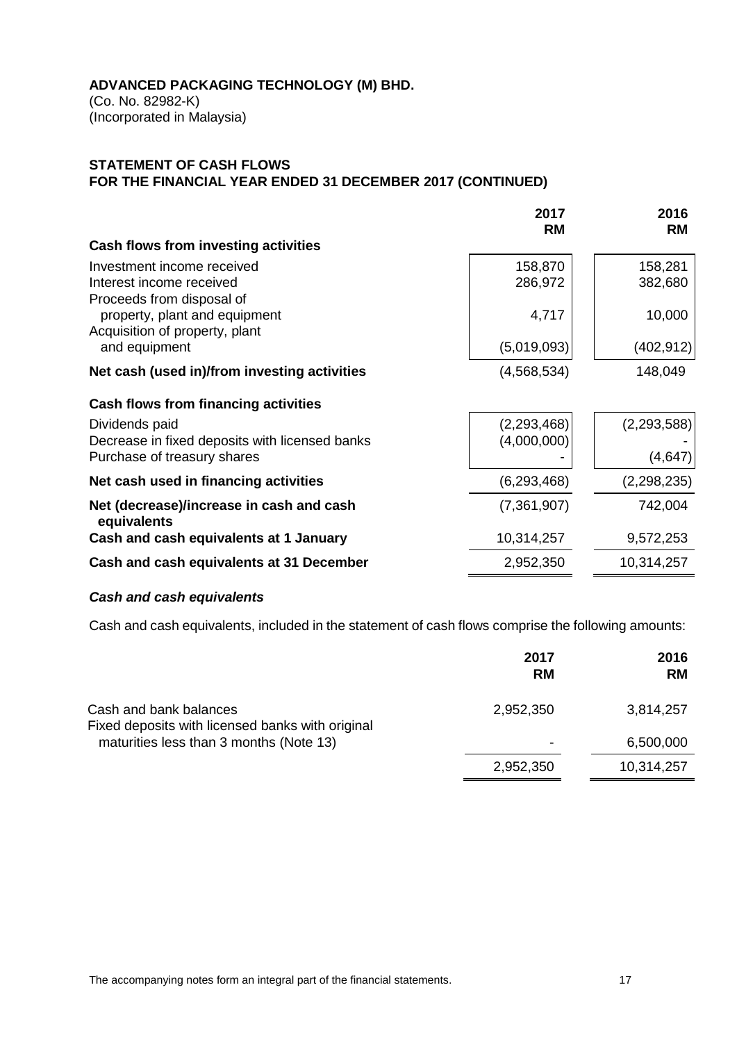**ADVANCED PACKAGING TECHNOLOGY (M) BHD.**
(Co. No. 82982-K)
(Incorporated in Malaysia)

**STATEMENT OF CASH FLOWS**
**FOR THE FINANCIAL YEAR ENDED 31 DECEMBER 2017 (CONTINUED)**

| | 2017<br>RM | 2016<br>RM |
|---|---|---|
| **Cash flows from investing activities** | | |
| Investment income received | 158,870 | 158,281 |
| Interest income received | 286,972 | 382,680 |
| Proceeds from disposal of property, plant and equipment | 4,717 | 10,000 |
| Acquisition of property, plant and equipment | (5,019,093) | (402,912) |
| **Net cash (used in)/from investing activities** | (4,568,534) | 148,049 |
| **Cash flows from financing activities** | | |
| Dividends paid | (2,293,468) | (2,293,588) |
| Decrease in fixed deposits with licensed banks | (4,000,000) | - |
| Purchase of treasury shares | - | (4,647) |
| **Net cash used in financing activities** | (6,293,468) | (2,298,235) |
| **Net (decrease)/increase in cash and cash equivalents** | (7,361,907) | 742,004 |
| **Cash and cash equivalents at 1 January** | 10,314,257 | 9,572,253 |
| **Cash and cash equivalents at 31 December** | 2,952,350 | 10,314,257 |

***Cash and cash equivalents***

Cash and cash equivalents, included in the statement of cash flows comprise the following amounts:

| | 2017<br>RM | 2016<br>RM |
|---|---|---|
| Cash and bank balances | 2,952,350 | 3,814,257 |
| Fixed deposits with licensed banks with original maturities less than 3 months (Note 13) | - | 6,500,000 |
| | 2,952,350 | 10,314,257 |

The accompanying notes form an integral part of the financial statements.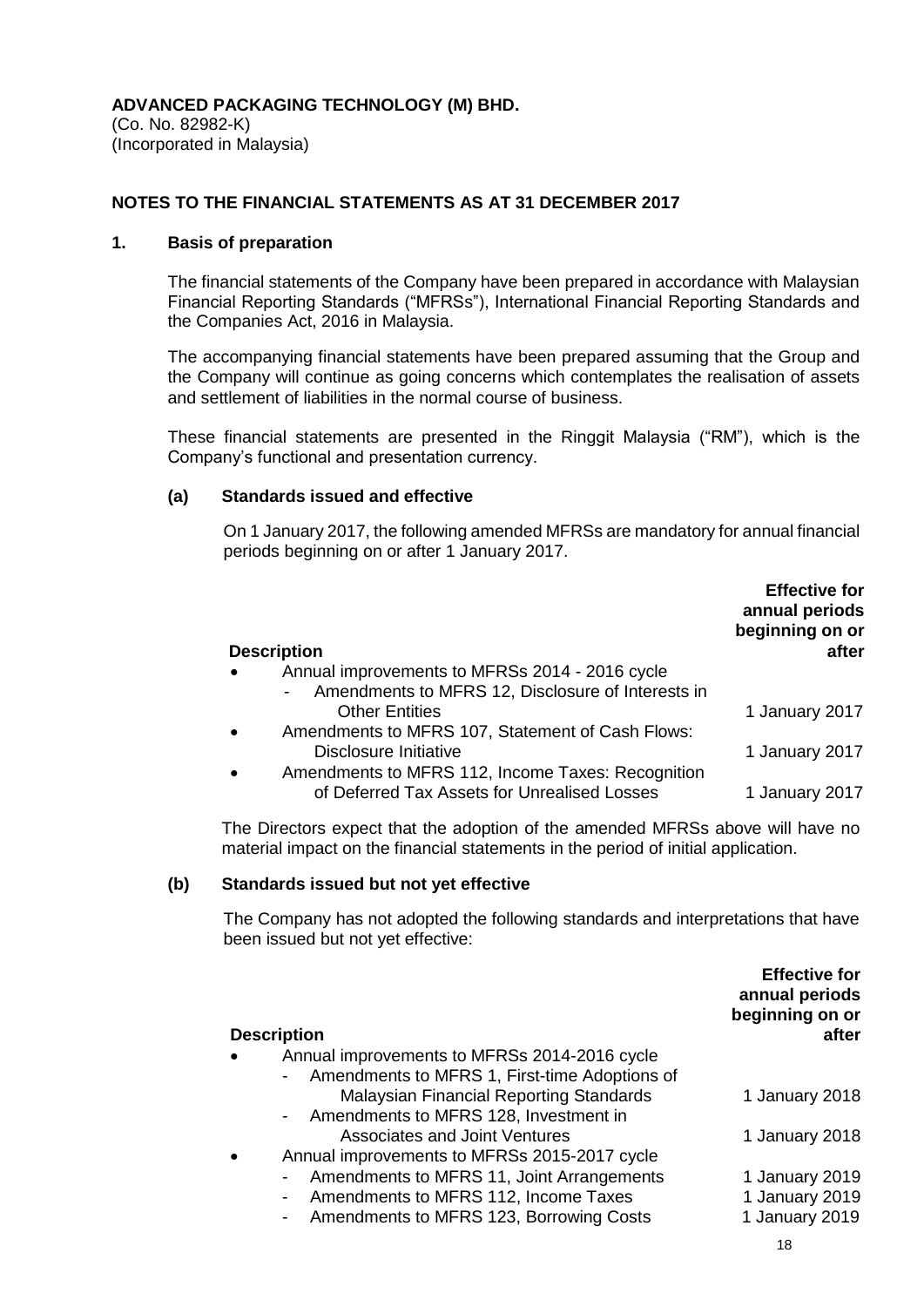**ADVANCED PACKAGING TECHNOLOGY (M) BHD.**
(Co. No. 82982-K)
(Incorporated in Malaysia)

**NOTES TO THE FINANCIAL STATEMENTS AS AT 31 DECEMBER 2017**

## 1. Basis of preparation

The financial statements of the Company have been prepared in accordance with Malaysian Financial Reporting Standards ("MFRSs"), International Financial Reporting Standards and the Companies Act, 2016 in Malaysia.

The accompanying financial statements have been prepared assuming that the Group and the Company will continue as going concerns which contemplates the realisation of assets and settlement of liabilities in the normal course of business.

These financial statements are presented in the Ringgit Malaysia ("RM"), which is the Company's functional and presentation currency.

### (a) Standards issued and effective

On 1 January 2017, the following amended MFRSs are mandatory for annual financial periods beginning on or after 1 January 2017.

| Description | Effective for annual periods beginning on or after |
|---|---|
| • Annual improvements to MFRSs 2014 - 2016 cycle | |
| - Amendments to MFRS 12, Disclosure of Interests in Other Entities | 1 January 2017 |
| • Amendments to MFRS 107, Statement of Cash Flows: Disclosure Initiative | 1 January 2017 |
| • Amendments to MFRS 112, Income Taxes: Recognition of Deferred Tax Assets for Unrealised Losses | 1 January 2017 |

The Directors expect that the adoption of the amended MFRSs above will have no material impact on the financial statements in the period of initial application.

### (b) Standards issued but not yet effective

The Company has not adopted the following standards and interpretations that have been issued but not yet effective:

| Description | Effective for annual periods beginning on or after |
|---|---|
| • Annual improvements to MFRSs 2014-2016 cycle | |
| - Amendments to MFRS 1, First-time Adoptions of Malaysian Financial Reporting Standards | 1 January 2018 |
| - Amendments to MFRS 128, Investment in Associates and Joint Ventures | 1 January 2018 |
| • Annual improvements to MFRSs 2015-2017 cycle | |
| - Amendments to MFRS 11, Joint Arrangements | 1 January 2019 |
| - Amendments to MFRS 112, Income Taxes | 1 January 2019 |
| - Amendments to MFRS 123, Borrowing Costs | 1 January 2019 |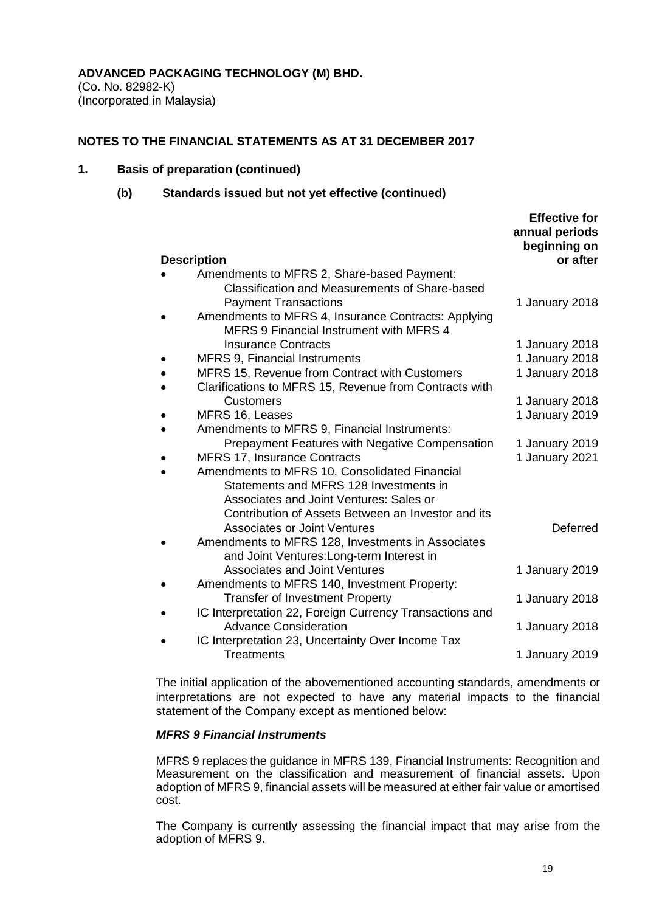**ADVANCED PACKAGING TECHNOLOGY (M) BHD.**
(Co. No. 82982-K)
(Incorporated in Malaysia)

**NOTES TO THE FINANCIAL STATEMENTS AS AT 31 DECEMBER 2017**

## 1. Basis of preparation (continued)

### (b) Standards issued but not yet effective (continued)

| Description | Effective for annual periods beginning on or after |
|---|---|
| • Amendments to MFRS 2, Share-based Payment: Classification and Measurements of Share-based Payment Transactions | 1 January 2018 |
| • Amendments to MFRS 4, Insurance Contracts: Applying MFRS 9 Financial Instrument with MFRS 4 Insurance Contracts | 1 January 2018 |
| • MFRS 9, Financial Instruments | 1 January 2018 |
| • MFRS 15, Revenue from Contract with Customers | 1 January 2018 |
| • Clarifications to MFRS 15, Revenue from Contracts with Customers | 1 January 2018 |
| • MFRS 16, Leases | 1 January 2019 |
| • Amendments to MFRS 9, Financial Instruments: Prepayment Features with Negative Compensation | 1 January 2019 |
| • MFRS 17, Insurance Contracts | 1 January 2021 |
| • Amendments to MFRS 10, Consolidated Financial Statements and MFRS 128 Investments in Associates and Joint Ventures: Sales or Contribution of Assets Between an Investor and its Associates or Joint Ventures | Deferred |
| • Amendments to MFRS 128, Investments in Associates and Joint Ventures:Long-term Interest in Associates and Joint Ventures | 1 January 2019 |
| • Amendments to MFRS 140, Investment Property: Transfer of Investment Property | 1 January 2018 |
| • IC Interpretation 22, Foreign Currency Transactions and Advance Consideration | 1 January 2018 |
| • IC Interpretation 23, Uncertainty Over Income Tax Treatments | 1 January 2019 |

The initial application of the abovementioned accounting standards, amendments or interpretations are not expected to have any material impacts to the financial statement of the Company except as mentioned below:

***MFRS 9 Financial Instruments***

MFRS 9 replaces the guidance in MFRS 139, Financial Instruments: Recognition and Measurement on the classification and measurement of financial assets. Upon adoption of MFRS 9, financial assets will be measured at either fair value or amortised cost.

The Company is currently assessing the financial impact that may arise from the adoption of MFRS 9.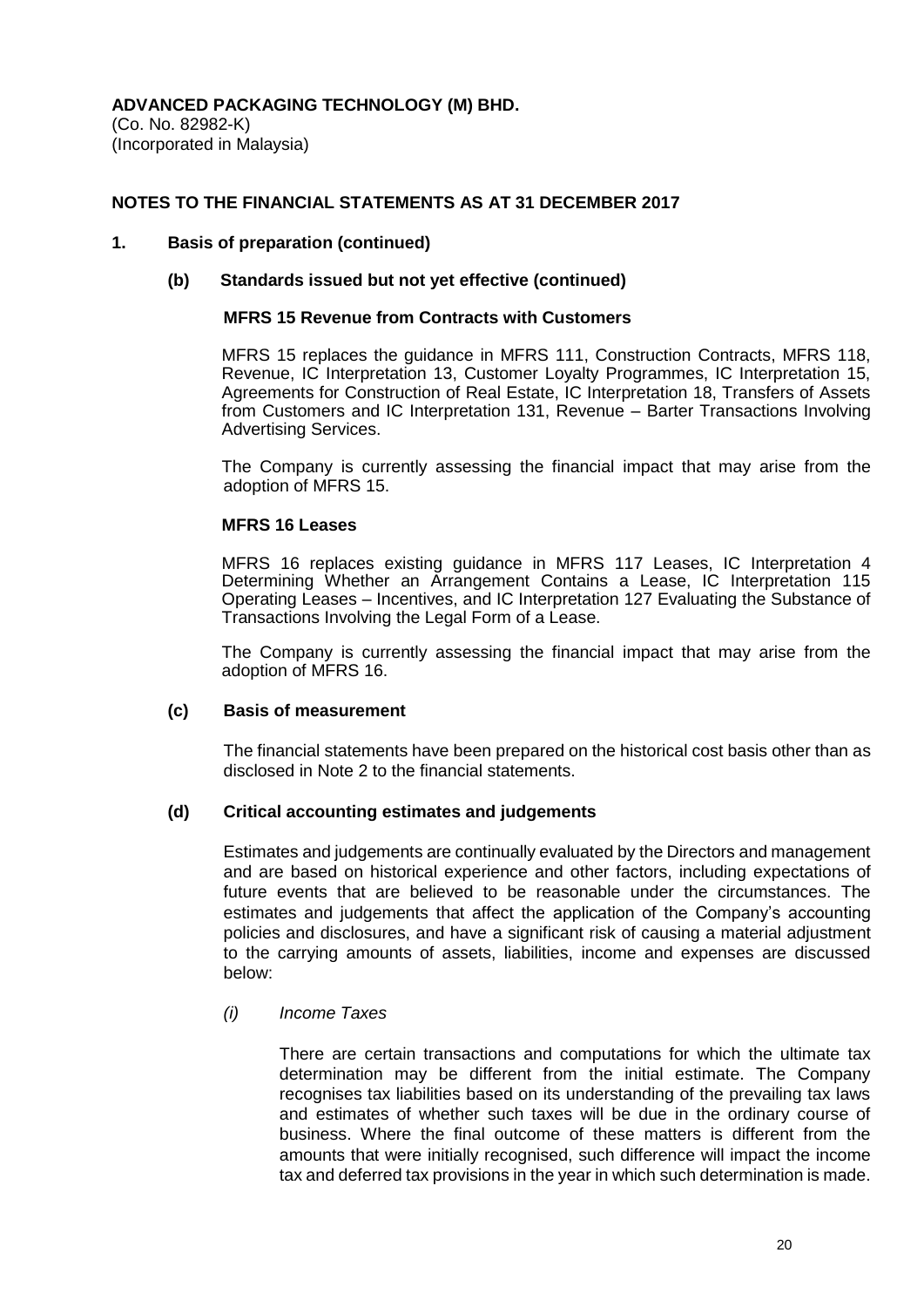**ADVANCED PACKAGING TECHNOLOGY (M) BHD.**
(Co. No. 82982-K)
(Incorporated in Malaysia)

**NOTES TO THE FINANCIAL STATEMENTS AS AT 31 DECEMBER 2017**

**1. Basis of preparation (continued)**

**(b) Standards issued but not yet effective (continued)**

**MFRS 15 Revenue from Contracts with Customers**

MFRS 15 replaces the guidance in MFRS 111, Construction Contracts, MFRS 118, Revenue, IC Interpretation 13, Customer Loyalty Programmes, IC Interpretation 15, Agreements for Construction of Real Estate, IC Interpretation 18, Transfers of Assets from Customers and IC Interpretation 131, Revenue – Barter Transactions Involving Advertising Services.

The Company is currently assessing the financial impact that may arise from the adoption of MFRS 15.

**MFRS 16 Leases**

MFRS 16 replaces existing guidance in MFRS 117 Leases, IC Interpretation 4 Determining Whether an Arrangement Contains a Lease, IC Interpretation 115 Operating Leases – Incentives, and IC Interpretation 127 Evaluating the Substance of Transactions Involving the Legal Form of a Lease.

The Company is currently assessing the financial impact that may arise from the adoption of MFRS 16.

**(c) Basis of measurement**

The financial statements have been prepared on the historical cost basis other than as disclosed in Note 2 to the financial statements.

**(d) Critical accounting estimates and judgements**

Estimates and judgements are continually evaluated by the Directors and management and are based on historical experience and other factors, including expectations of future events that are believed to be reasonable under the circumstances. The estimates and judgements that affect the application of the Company's accounting policies and disclosures, and have a significant risk of causing a material adjustment to the carrying amounts of assets, liabilities, income and expenses are discussed below:

*(i) Income Taxes*

There are certain transactions and computations for which the ultimate tax determination may be different from the initial estimate. The Company recognises tax liabilities based on its understanding of the prevailing tax laws and estimates of whether such taxes will be due in the ordinary course of business. Where the final outcome of these matters is different from the amounts that were initially recognised, such difference will impact the income tax and deferred tax provisions in the year in which such determination is made.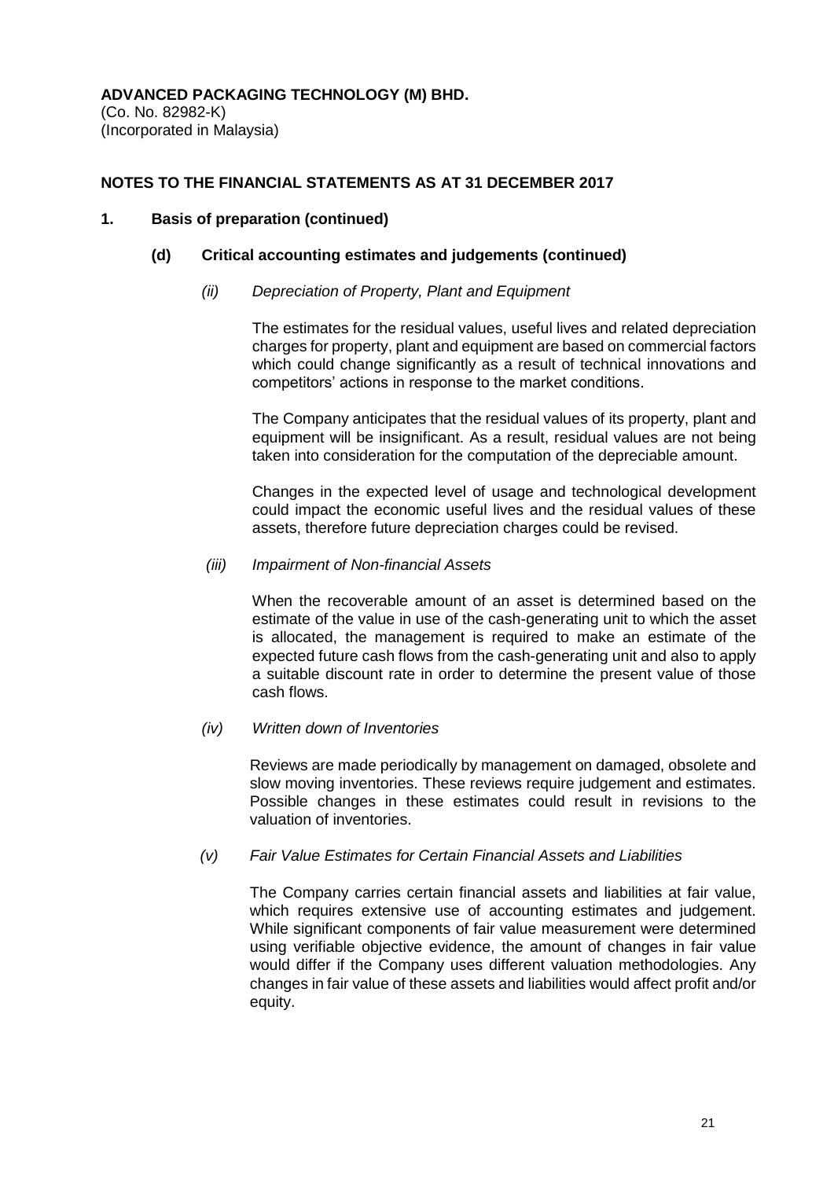**ADVANCED PACKAGING TECHNOLOGY (M) BHD.**
(Co. No. 82982-K)
(Incorporated in Malaysia)

**NOTES TO THE FINANCIAL STATEMENTS AS AT 31 DECEMBER 2017**

**1. Basis of preparation (continued)**

**(d) Critical accounting estimates and judgements (continued)**

*(ii) Depreciation of Property, Plant and Equipment*

The estimates for the residual values, useful lives and related depreciation charges for property, plant and equipment are based on commercial factors which could change significantly as a result of technical innovations and competitors' actions in response to the market conditions.

The Company anticipates that the residual values of its property, plant and equipment will be insignificant. As a result, residual values are not being taken into consideration for the computation of the depreciable amount.

Changes in the expected level of usage and technological development could impact the economic useful lives and the residual values of these assets, therefore future depreciation charges could be revised.

*(iii) Impairment of Non-financial Assets*

When the recoverable amount of an asset is determined based on the estimate of the value in use of the cash-generating unit to which the asset is allocated, the management is required to make an estimate of the expected future cash flows from the cash-generating unit and also to apply a suitable discount rate in order to determine the present value of those cash flows.

*(iv) Written down of Inventories*

Reviews are made periodically by management on damaged, obsolete and slow moving inventories. These reviews require judgement and estimates. Possible changes in these estimates could result in revisions to the valuation of inventories.

*(v) Fair Value Estimates for Certain Financial Assets and Liabilities*

The Company carries certain financial assets and liabilities at fair value, which requires extensive use of accounting estimates and judgement. While significant components of fair value measurement were determined using verifiable objective evidence, the amount of changes in fair value would differ if the Company uses different valuation methodologies. Any changes in fair value of these assets and liabilities would affect profit and/or equity.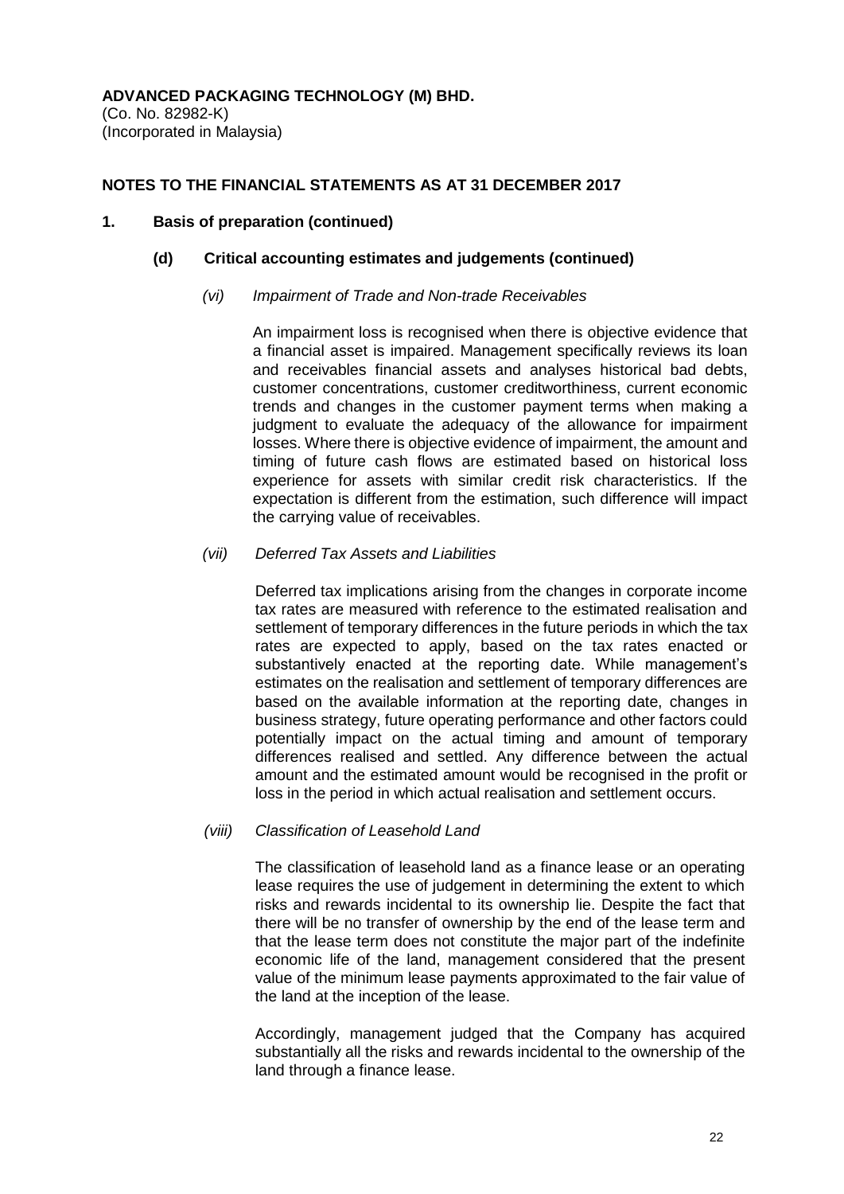**ADVANCED PACKAGING TECHNOLOGY (M) BHD.**
(Co. No. 82982-K)
(Incorporated in Malaysia)

**NOTES TO THE FINANCIAL STATEMENTS AS AT 31 DECEMBER 2017**

**1. Basis of preparation (continued)**

**(d) Critical accounting estimates and judgements (continued)**

*(vi) Impairment of Trade and Non-trade Receivables*

An impairment loss is recognised when there is objective evidence that a financial asset is impaired. Management specifically reviews its loan and receivables financial assets and analyses historical bad debts, customer concentrations, customer creditworthiness, current economic trends and changes in the customer payment terms when making a judgment to evaluate the adequacy of the allowance for impairment losses. Where there is objective evidence of impairment, the amount and timing of future cash flows are estimated based on historical loss experience for assets with similar credit risk characteristics. If the expectation is different from the estimation, such difference will impact the carrying value of receivables.

*(vii) Deferred Tax Assets and Liabilities*

Deferred tax implications arising from the changes in corporate income tax rates are measured with reference to the estimated realisation and settlement of temporary differences in the future periods in which the tax rates are expected to apply, based on the tax rates enacted or substantively enacted at the reporting date. While management's estimates on the realisation and settlement of temporary differences are based on the available information at the reporting date, changes in business strategy, future operating performance and other factors could potentially impact on the actual timing and amount of temporary differences realised and settled. Any difference between the actual amount and the estimated amount would be recognised in the profit or loss in the period in which actual realisation and settlement occurs.

*(viii) Classification of Leasehold Land*

The classification of leasehold land as a finance lease or an operating lease requires the use of judgement in determining the extent to which risks and rewards incidental to its ownership lie. Despite the fact that there will be no transfer of ownership by the end of the lease term and that the lease term does not constitute the major part of the indefinite economic life of the land, management considered that the present value of the minimum lease payments approximated to the fair value of the land at the inception of the lease.

Accordingly, management judged that the Company has acquired substantially all the risks and rewards incidental to the ownership of the land through a finance lease.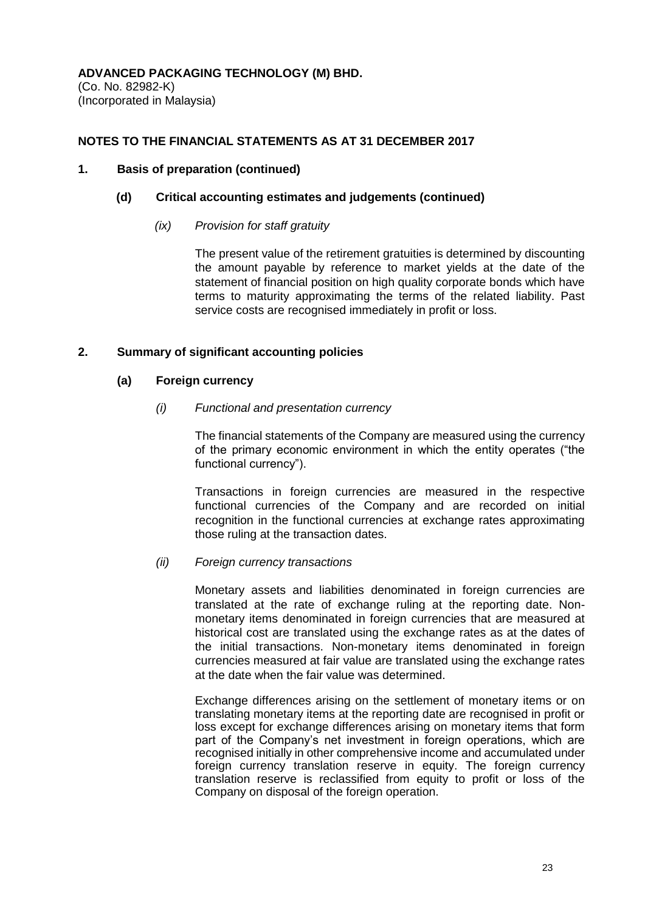**ADVANCED PACKAGING TECHNOLOGY (M) BHD.**
(Co. No. 82982-K)
(Incorporated in Malaysia)

**NOTES TO THE FINANCIAL STATEMENTS AS AT 31 DECEMBER 2017**

**1. Basis of preparation (continued)**

**(d) Critical accounting estimates and judgements (continued)**

*(ix) Provision for staff gratuity*

The present value of the retirement gratuities is determined by discounting the amount payable by reference to market yields at the date of the statement of financial position on high quality corporate bonds which have terms to maturity approximating the terms of the related liability. Past service costs are recognised immediately in profit or loss.

**2. Summary of significant accounting policies**

**(a) Foreign currency**

*(i) Functional and presentation currency*

The financial statements of the Company are measured using the currency of the primary economic environment in which the entity operates ("the functional currency").

Transactions in foreign currencies are measured in the respective functional currencies of the Company and are recorded on initial recognition in the functional currencies at exchange rates approximating those ruling at the transaction dates.

*(ii) Foreign currency transactions*

Monetary assets and liabilities denominated in foreign currencies are translated at the rate of exchange ruling at the reporting date. Non-monetary items denominated in foreign currencies that are measured at historical cost are translated using the exchange rates as at the dates of the initial transactions. Non-monetary items denominated in foreign currencies measured at fair value are translated using the exchange rates at the date when the fair value was determined.

Exchange differences arising on the settlement of monetary items or on translating monetary items at the reporting date are recognised in profit or loss except for exchange differences arising on monetary items that form part of the Company's net investment in foreign operations, which are recognised initially in other comprehensive income and accumulated under foreign currency translation reserve in equity. The foreign currency translation reserve is reclassified from equity to profit or loss of the Company on disposal of the foreign operation.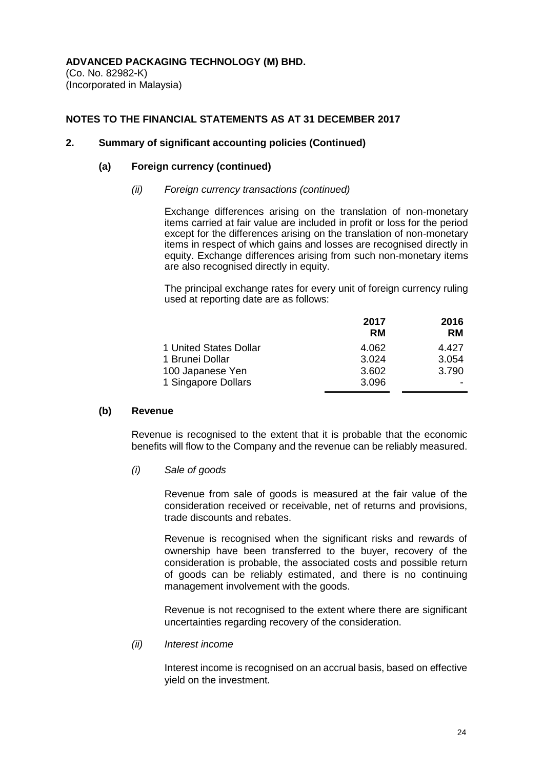**ADVANCED PACKAGING TECHNOLOGY (M) BHD.**
(Co. No. 82982-K)
(Incorporated in Malaysia)

**NOTES TO THE FINANCIAL STATEMENTS AS AT 31 DECEMBER 2017**

## 2. Summary of significant accounting policies (Continued)

### (a) Foreign currency (continued)

*(ii) Foreign currency transactions (continued)*

Exchange differences arising on the translation of non-monetary items carried at fair value are included in profit or loss for the period except for the differences arising on the translation of non-monetary items in respect of which gains and losses are recognised directly in equity. Exchange differences arising from such non-monetary items are also recognised directly in equity.

The principal exchange rates for every unit of foreign currency ruling used at reporting date are as follows:

| | 2017 RM | 2016 RM |
|---|---|---|
| 1 United States Dollar | 4.062 | 4.427 |
| 1 Brunei Dollar | 3.024 | 3.054 |
| 100 Japanese Yen | 3.602 | 3.790 |
| 1 Singapore Dollars | 3.096 | - |

### (b) Revenue

Revenue is recognised to the extent that it is probable that the economic benefits will flow to the Company and the revenue can be reliably measured.

*(i) Sale of goods*

Revenue from sale of goods is measured at the fair value of the consideration received or receivable, net of returns and provisions, trade discounts and rebates.

Revenue is recognised when the significant risks and rewards of ownership have been transferred to the buyer, recovery of the consideration is probable, the associated costs and possible return of goods can be reliably estimated, and there is no continuing management involvement with the goods.

Revenue is not recognised to the extent where there are significant uncertainties regarding recovery of the consideration.

*(ii) Interest income*

Interest income is recognised on an accrual basis, based on effective yield on the investment.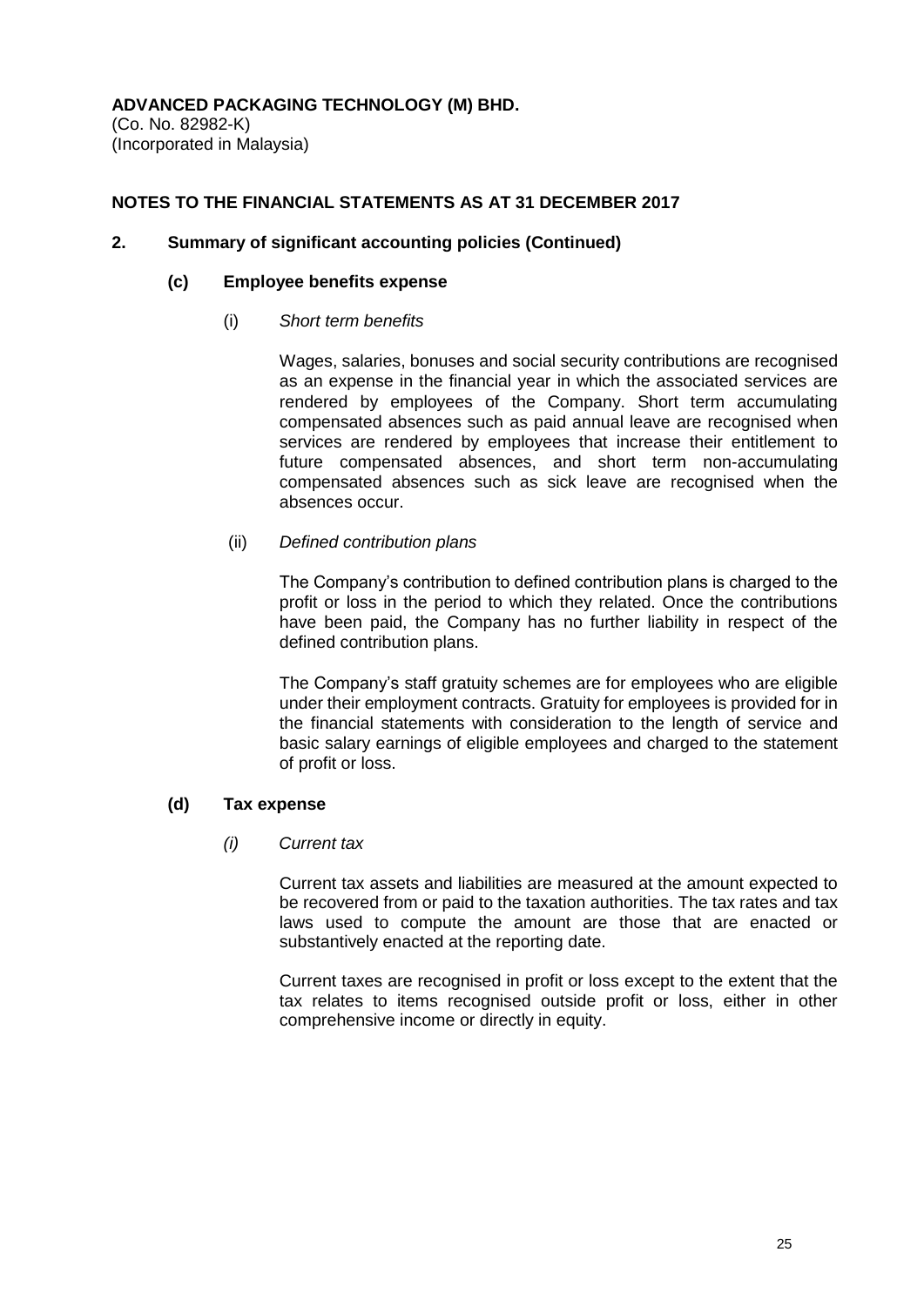**ADVANCED PACKAGING TECHNOLOGY (M) BHD.**
(Co. No. 82982-K)
(Incorporated in Malaysia)

**NOTES TO THE FINANCIAL STATEMENTS AS AT 31 DECEMBER 2017**

## 2. Summary of significant accounting policies (Continued)

### (c) Employee benefits expense

(i) *Short term benefits*

Wages, salaries, bonuses and social security contributions are recognised as an expense in the financial year in which the associated services are rendered by employees of the Company. Short term accumulating compensated absences such as paid annual leave are recognised when services are rendered by employees that increase their entitlement to future compensated absences, and short term non-accumulating compensated absences such as sick leave are recognised when the absences occur.

(ii) *Defined contribution plans*

The Company's contribution to defined contribution plans is charged to the profit or loss in the period to which they related. Once the contributions have been paid, the Company has no further liability in respect of the defined contribution plans.

The Company's staff gratuity schemes are for employees who are eligible under their employment contracts. Gratuity for employees is provided for in the financial statements with consideration to the length of service and basic salary earnings of eligible employees and charged to the statement of profit or loss.

### (d) Tax expense

*(i) Current tax*

Current tax assets and liabilities are measured at the amount expected to be recovered from or paid to the taxation authorities. The tax rates and tax laws used to compute the amount are those that are enacted or substantively enacted at the reporting date.

Current taxes are recognised in profit or loss except to the extent that the tax relates to items recognised outside profit or loss, either in other comprehensive income or directly in equity.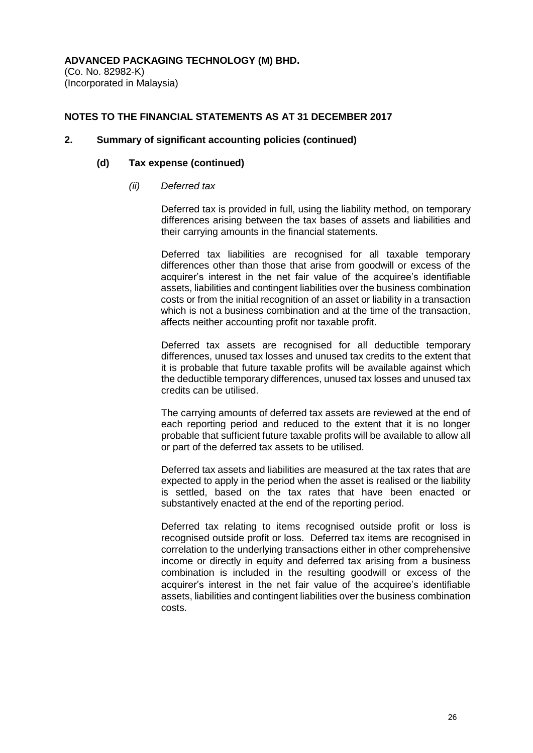**ADVANCED PACKAGING TECHNOLOGY (M) BHD.**
(Co. No. 82982-K)
(Incorporated in Malaysia)

**NOTES TO THE FINANCIAL STATEMENTS AS AT 31 DECEMBER 2017**

**2. Summary of significant accounting policies (continued)**

**(d) Tax expense (continued)**

*(ii) Deferred tax*

Deferred tax is provided in full, using the liability method, on temporary differences arising between the tax bases of assets and liabilities and their carrying amounts in the financial statements.

Deferred tax liabilities are recognised for all taxable temporary differences other than those that arise from goodwill or excess of the acquirer's interest in the net fair value of the acquiree's identifiable assets, liabilities and contingent liabilities over the business combination costs or from the initial recognition of an asset or liability in a transaction which is not a business combination and at the time of the transaction, affects neither accounting profit nor taxable profit.

Deferred tax assets are recognised for all deductible temporary differences, unused tax losses and unused tax credits to the extent that it is probable that future taxable profits will be available against which the deductible temporary differences, unused tax losses and unused tax credits can be utilised.

The carrying amounts of deferred tax assets are reviewed at the end of each reporting period and reduced to the extent that it is no longer probable that sufficient future taxable profits will be available to allow all or part of the deferred tax assets to be utilised.

Deferred tax assets and liabilities are measured at the tax rates that are expected to apply in the period when the asset is realised or the liability is settled, based on the tax rates that have been enacted or substantively enacted at the end of the reporting period.

Deferred tax relating to items recognised outside profit or loss is recognised outside profit or loss. Deferred tax items are recognised in correlation to the underlying transactions either in other comprehensive income or directly in equity and deferred tax arising from a business combination is included in the resulting goodwill or excess of the acquirer's interest in the net fair value of the acquiree's identifiable assets, liabilities and contingent liabilities over the business combination costs.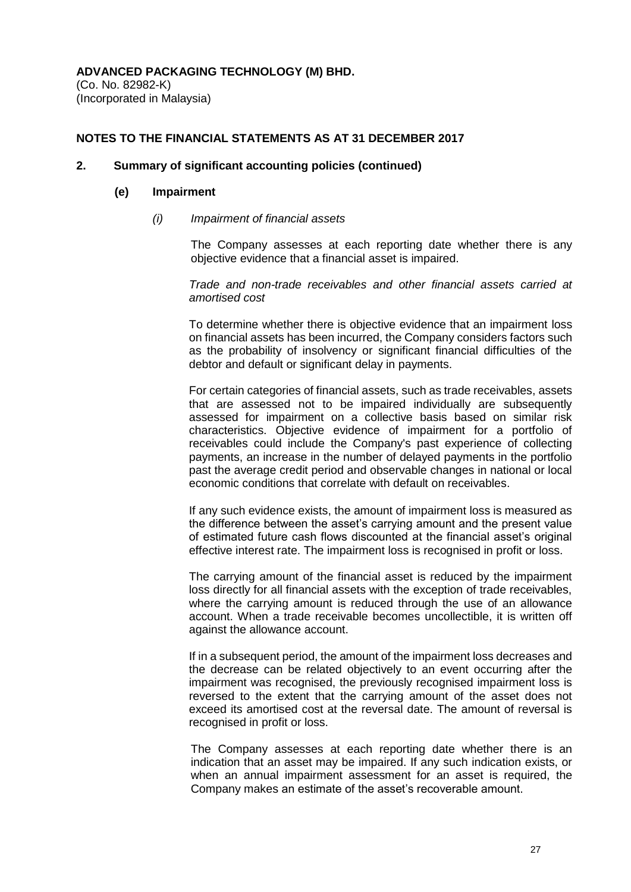**ADVANCED PACKAGING TECHNOLOGY (M) BHD.**
(Co. No. 82982-K)
(Incorporated in Malaysia)

**NOTES TO THE FINANCIAL STATEMENTS AS AT 31 DECEMBER 2017**

**2. Summary of significant accounting policies (continued)**

**(e) Impairment**

*(i) Impairment of financial assets*

The Company assesses at each reporting date whether there is any objective evidence that a financial asset is impaired.

*Trade and non-trade receivables and other financial assets carried at amortised cost*

To determine whether there is objective evidence that an impairment loss on financial assets has been incurred, the Company considers factors such as the probability of insolvency or significant financial difficulties of the debtor and default or significant delay in payments.

For certain categories of financial assets, such as trade receivables, assets that are assessed not to be impaired individually are subsequently assessed for impairment on a collective basis based on similar risk characteristics. Objective evidence of impairment for a portfolio of receivables could include the Company's past experience of collecting payments, an increase in the number of delayed payments in the portfolio past the average credit period and observable changes in national or local economic conditions that correlate with default on receivables.

If any such evidence exists, the amount of impairment loss is measured as the difference between the asset's carrying amount and the present value of estimated future cash flows discounted at the financial asset's original effective interest rate. The impairment loss is recognised in profit or loss.

The carrying amount of the financial asset is reduced by the impairment loss directly for all financial assets with the exception of trade receivables, where the carrying amount is reduced through the use of an allowance account. When a trade receivable becomes uncollectible, it is written off against the allowance account.

If in a subsequent period, the amount of the impairment loss decreases and the decrease can be related objectively to an event occurring after the impairment was recognised, the previously recognised impairment loss is reversed to the extent that the carrying amount of the asset does not exceed its amortised cost at the reversal date. The amount of reversal is recognised in profit or loss.

The Company assesses at each reporting date whether there is an indication that an asset may be impaired. If any such indication exists, or when an annual impairment assessment for an asset is required, the Company makes an estimate of the asset's recoverable amount.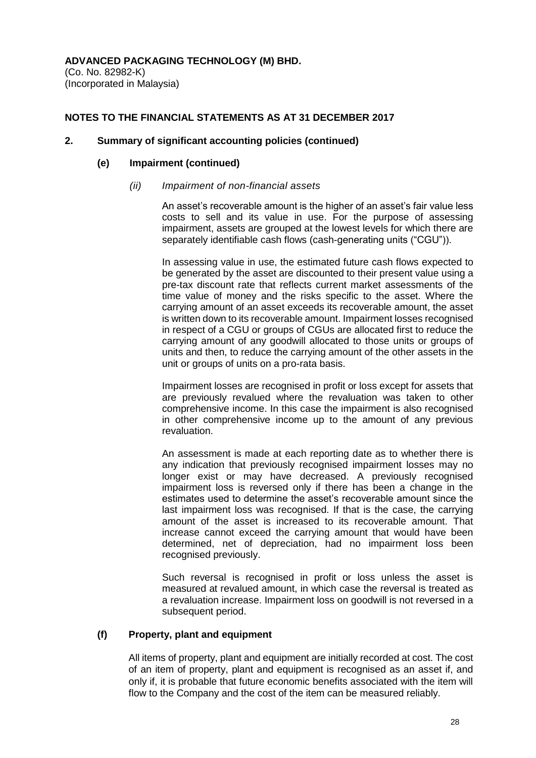**ADVANCED PACKAGING TECHNOLOGY (M) BHD.**
(Co. No. 82982-K)
(Incorporated in Malaysia)

**NOTES TO THE FINANCIAL STATEMENTS AS AT 31 DECEMBER 2017**

## 2. Summary of significant accounting policies (continued)

### (e) Impairment (continued)

#### *(ii) Impairment of non-financial assets*

An asset's recoverable amount is the higher of an asset's fair value less costs to sell and its value in use. For the purpose of assessing impairment, assets are grouped at the lowest levels for which there are separately identifiable cash flows (cash-generating units ("CGU")).

In assessing value in use, the estimated future cash flows expected to be generated by the asset are discounted to their present value using a pre-tax discount rate that reflects current market assessments of the time value of money and the risks specific to the asset. Where the carrying amount of an asset exceeds its recoverable amount, the asset is written down to its recoverable amount. Impairment losses recognised in respect of a CGU or groups of CGUs are allocated first to reduce the carrying amount of any goodwill allocated to those units or groups of units and then, to reduce the carrying amount of the other assets in the unit or groups of units on a pro-rata basis.

Impairment losses are recognised in profit or loss except for assets that are previously revalued where the revaluation was taken to other comprehensive income. In this case the impairment is also recognised in other comprehensive income up to the amount of any previous revaluation.

An assessment is made at each reporting date as to whether there is any indication that previously recognised impairment losses may no longer exist or may have decreased. A previously recognised impairment loss is reversed only if there has been a change in the estimates used to determine the asset's recoverable amount since the last impairment loss was recognised. If that is the case, the carrying amount of the asset is increased to its recoverable amount. That increase cannot exceed the carrying amount that would have been determined, net of depreciation, had no impairment loss been recognised previously.

Such reversal is recognised in profit or loss unless the asset is measured at revalued amount, in which case the reversal is treated as a revaluation increase. Impairment loss on goodwill is not reversed in a subsequent period.

### (f) Property, plant and equipment

All items of property, plant and equipment are initially recorded at cost. The cost of an item of property, plant and equipment is recognised as an asset if, and only if, it is probable that future economic benefits associated with the item will flow to the Company and the cost of the item can be measured reliably.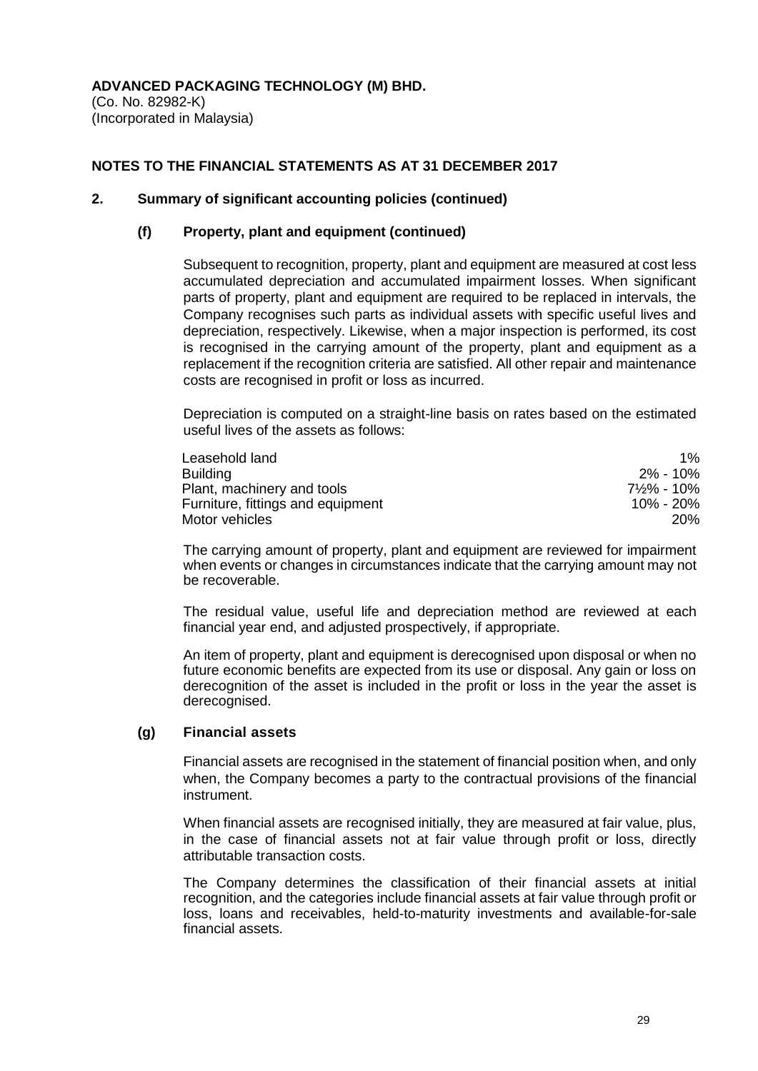**ADVANCED PACKAGING TECHNOLOGY (M) BHD.**
(Co. No. 82982-K)
(Incorporated in Malaysia)

**NOTES TO THE FINANCIAL STATEMENTS AS AT 31 DECEMBER 2017**

## 2. Summary of significant accounting policies (continued)

### (f) Property, plant and equipment (continued)

Subsequent to recognition, property, plant and equipment are measured at cost less accumulated depreciation and accumulated impairment losses. When significant parts of property, plant and equipment are required to be replaced in intervals, the Company recognises such parts as individual assets with specific useful lives and depreciation, respectively. Likewise, when a major inspection is performed, its cost is recognised in the carrying amount of the property, plant and equipment as a replacement if the recognition criteria are satisfied. All other repair and maintenance costs are recognised in profit or loss as incurred.

Depreciation is computed on a straight-line basis on rates based on the estimated useful lives of the assets as follows:

| | |
|---|---|
| Leasehold land | 1% |
| Building | 2% - 10% |
| Plant, machinery and tools | 7½% - 10% |
| Furniture, fittings and equipment | 10% - 20% |
| Motor vehicles | 20% |

The carrying amount of property, plant and equipment are reviewed for impairment when events or changes in circumstances indicate that the carrying amount may not be recoverable.

The residual value, useful life and depreciation method are reviewed at each financial year end, and adjusted prospectively, if appropriate.

An item of property, plant and equipment is derecognised upon disposal or when no future economic benefits are expected from its use or disposal. Any gain or loss on derecognition of the asset is included in the profit or loss in the year the asset is derecognised.

### (g) Financial assets

Financial assets are recognised in the statement of financial position when, and only when, the Company becomes a party to the contractual provisions of the financial instrument.

When financial assets are recognised initially, they are measured at fair value, plus, in the case of financial assets not at fair value through profit or loss, directly attributable transaction costs.

The Company determines the classification of their financial assets at initial recognition, and the categories include financial assets at fair value through profit or loss, loans and receivables, held-to-maturity investments and available-for-sale financial assets.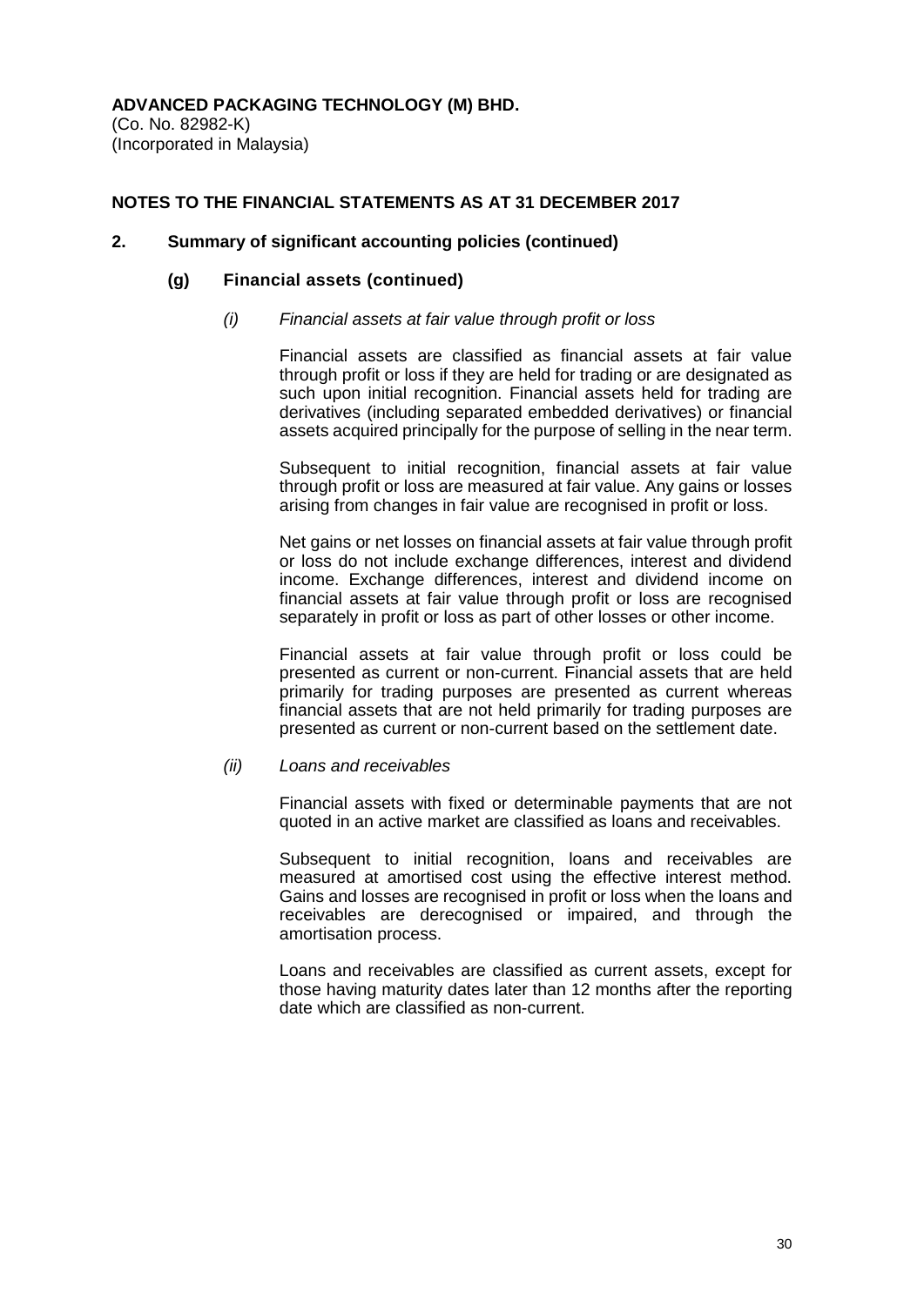**ADVANCED PACKAGING TECHNOLOGY (M) BHD.**
(Co. No. 82982-K)
(Incorporated in Malaysia)

**NOTES TO THE FINANCIAL STATEMENTS AS AT 31 DECEMBER 2017**

**2. Summary of significant accounting policies (continued)**

**(g) Financial assets (continued)**

*(i) Financial assets at fair value through profit or loss*

Financial assets are classified as financial assets at fair value through profit or loss if they are held for trading or are designated as such upon initial recognition. Financial assets held for trading are derivatives (including separated embedded derivatives) or financial assets acquired principally for the purpose of selling in the near term.

Subsequent to initial recognition, financial assets at fair value through profit or loss are measured at fair value. Any gains or losses arising from changes in fair value are recognised in profit or loss.

Net gains or net losses on financial assets at fair value through profit or loss do not include exchange differences, interest and dividend income. Exchange differences, interest and dividend income on financial assets at fair value through profit or loss are recognised separately in profit or loss as part of other losses or other income.

Financial assets at fair value through profit or loss could be presented as current or non-current. Financial assets that are held primarily for trading purposes are presented as current whereas financial assets that are not held primarily for trading purposes are presented as current or non-current based on the settlement date.

*(ii) Loans and receivables*

Financial assets with fixed or determinable payments that are not quoted in an active market are classified as loans and receivables.

Subsequent to initial recognition, loans and receivables are measured at amortised cost using the effective interest method. Gains and losses are recognised in profit or loss when the loans and receivables are derecognised or impaired, and through the amortisation process.

Loans and receivables are classified as current assets, except for those having maturity dates later than 12 months after the reporting date which are classified as non-current.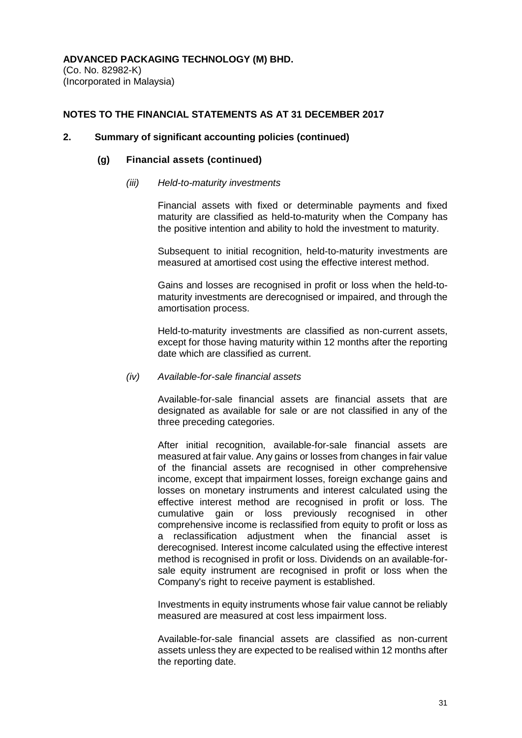**ADVANCED PACKAGING TECHNOLOGY (M) BHD.**
(Co. No. 82982-K)
(Incorporated in Malaysia)

**NOTES TO THE FINANCIAL STATEMENTS AS AT 31 DECEMBER 2017**

**2. Summary of significant accounting policies (continued)**

**(g) Financial assets (continued)**

*(iii) Held-to-maturity investments*

Financial assets with fixed or determinable payments and fixed maturity are classified as held-to-maturity when the Company has the positive intention and ability to hold the investment to maturity.

Subsequent to initial recognition, held-to-maturity investments are measured at amortised cost using the effective interest method.

Gains and losses are recognised in profit or loss when the held-to-maturity investments are derecognised or impaired, and through the amortisation process.

Held-to-maturity investments are classified as non-current assets, except for those having maturity within 12 months after the reporting date which are classified as current.

*(iv) Available-for-sale financial assets*

Available-for-sale financial assets are financial assets that are designated as available for sale or are not classified in any of the three preceding categories.

After initial recognition, available-for-sale financial assets are measured at fair value. Any gains or losses from changes in fair value of the financial assets are recognised in other comprehensive income, except that impairment losses, foreign exchange gains and losses on monetary instruments and interest calculated using the effective interest method are recognised in profit or loss. The cumulative gain or loss previously recognised in other comprehensive income is reclassified from equity to profit or loss as a reclassification adjustment when the financial asset is derecognised. Interest income calculated using the effective interest method is recognised in profit or loss. Dividends on an available-for-sale equity instrument are recognised in profit or loss when the Company's right to receive payment is established.

Investments in equity instruments whose fair value cannot be reliably measured are measured at cost less impairment loss.

Available-for-sale financial assets are classified as non-current assets unless they are expected to be realised within 12 months after the reporting date.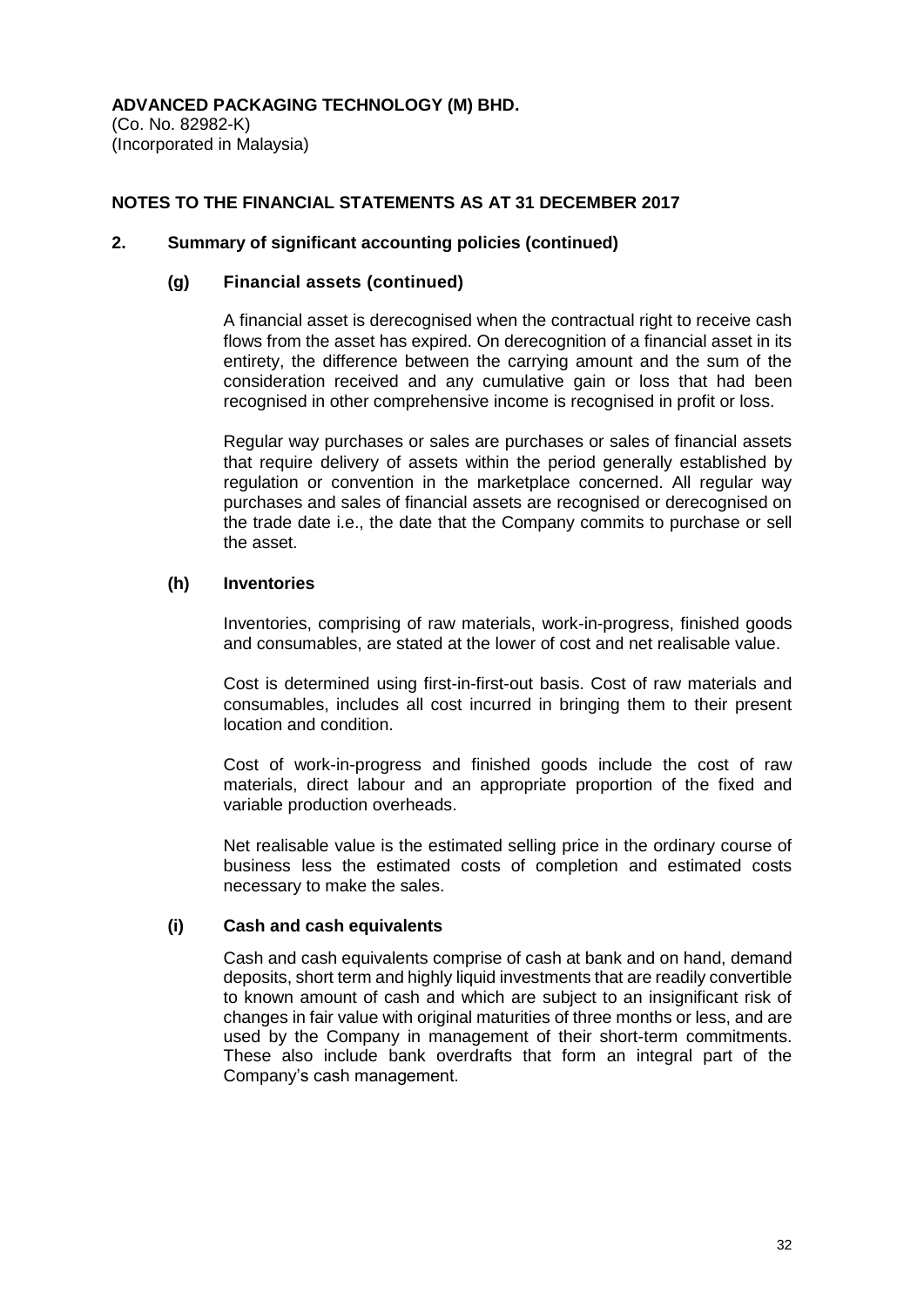**ADVANCED PACKAGING TECHNOLOGY (M) BHD.**
(Co. No. 82982-K)
(Incorporated in Malaysia)

**NOTES TO THE FINANCIAL STATEMENTS AS AT 31 DECEMBER 2017**

## 2. Summary of significant accounting policies (continued)

### (g) Financial assets (continued)

A financial asset is derecognised when the contractual right to receive cash flows from the asset has expired. On derecognition of a financial asset in its entirety, the difference between the carrying amount and the sum of the consideration received and any cumulative gain or loss that had been recognised in other comprehensive income is recognised in profit or loss.

Regular way purchases or sales are purchases or sales of financial assets that require delivery of assets within the period generally established by regulation or convention in the marketplace concerned. All regular way purchases and sales of financial assets are recognised or derecognised on the trade date i.e., the date that the Company commits to purchase or sell the asset.

### (h) Inventories

Inventories, comprising of raw materials, work-in-progress, finished goods and consumables, are stated at the lower of cost and net realisable value.

Cost is determined using first-in-first-out basis. Cost of raw materials and consumables, includes all cost incurred in bringing them to their present location and condition.

Cost of work-in-progress and finished goods include the cost of raw materials, direct labour and an appropriate proportion of the fixed and variable production overheads.

Net realisable value is the estimated selling price in the ordinary course of business less the estimated costs of completion and estimated costs necessary to make the sales.

### (i) Cash and cash equivalents

Cash and cash equivalents comprise of cash at bank and on hand, demand deposits, short term and highly liquid investments that are readily convertible to known amount of cash and which are subject to an insignificant risk of changes in fair value with original maturities of three months or less, and are used by the Company in management of their short-term commitments. These also include bank overdrafts that form an integral part of the Company's cash management.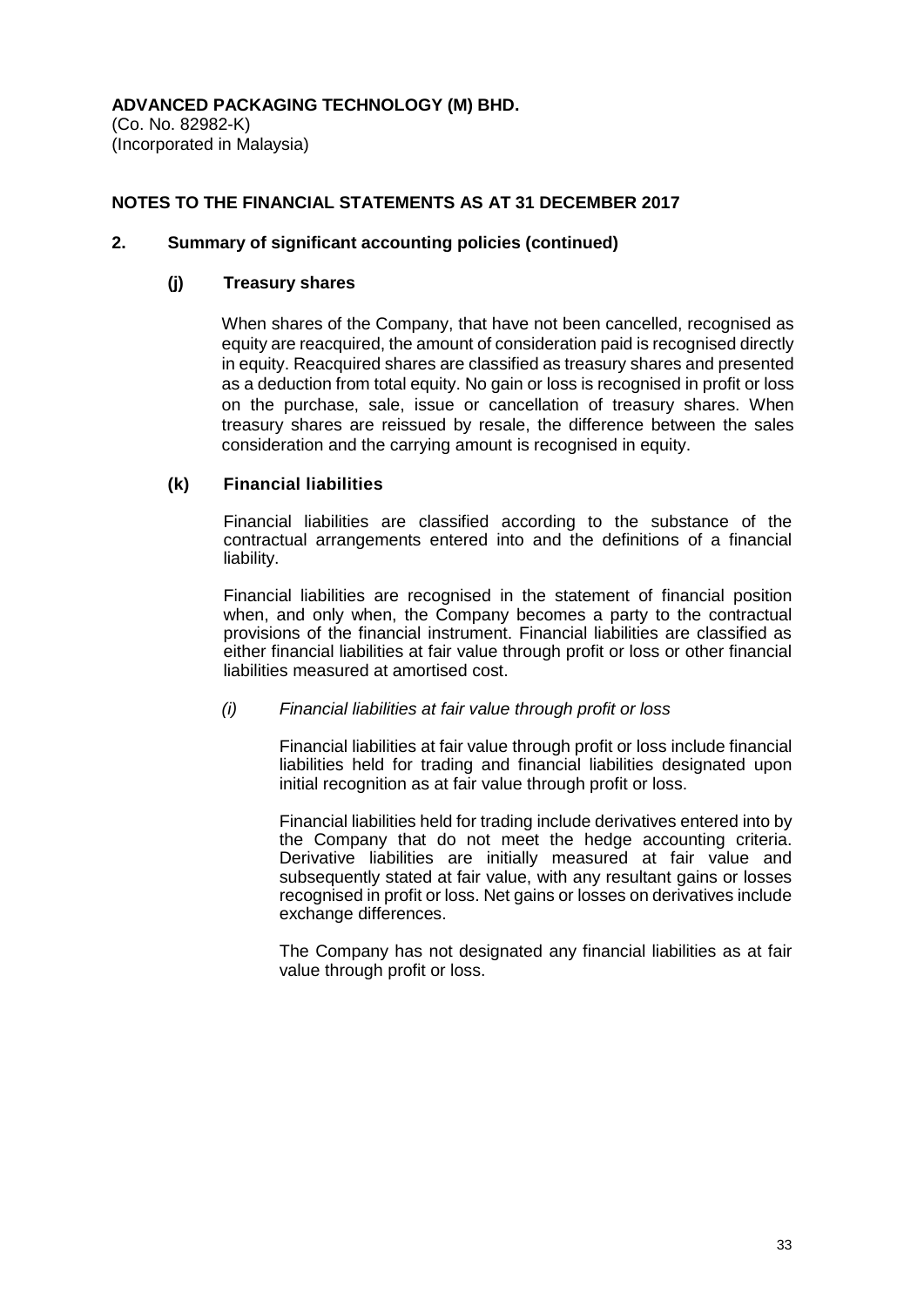**ADVANCED PACKAGING TECHNOLOGY (M) BHD.**
(Co. No. 82982-K)
(Incorporated in Malaysia)

**NOTES TO THE FINANCIAL STATEMENTS AS AT 31 DECEMBER 2017**

**2. Summary of significant accounting policies (continued)**

**(j) Treasury shares**

When shares of the Company, that have not been cancelled, recognised as equity are reacquired, the amount of consideration paid is recognised directly in equity. Reacquired shares are classified as treasury shares and presented as a deduction from total equity. No gain or loss is recognised in profit or loss on the purchase, sale, issue or cancellation of treasury shares. When treasury shares are reissued by resale, the difference between the sales consideration and the carrying amount is recognised in equity.

**(k) Financial liabilities**

Financial liabilities are classified according to the substance of the contractual arrangements entered into and the definitions of a financial liability.

Financial liabilities are recognised in the statement of financial position when, and only when, the Company becomes a party to the contractual provisions of the financial instrument. Financial liabilities are classified as either financial liabilities at fair value through profit or loss or other financial liabilities measured at amortised cost.

*(i) Financial liabilities at fair value through profit or loss*

Financial liabilities at fair value through profit or loss include financial liabilities held for trading and financial liabilities designated upon initial recognition as at fair value through profit or loss.

Financial liabilities held for trading include derivatives entered into by the Company that do not meet the hedge accounting criteria. Derivative liabilities are initially measured at fair value and subsequently stated at fair value, with any resultant gains or losses recognised in profit or loss. Net gains or losses on derivatives include exchange differences.

The Company has not designated any financial liabilities as at fair value through profit or loss.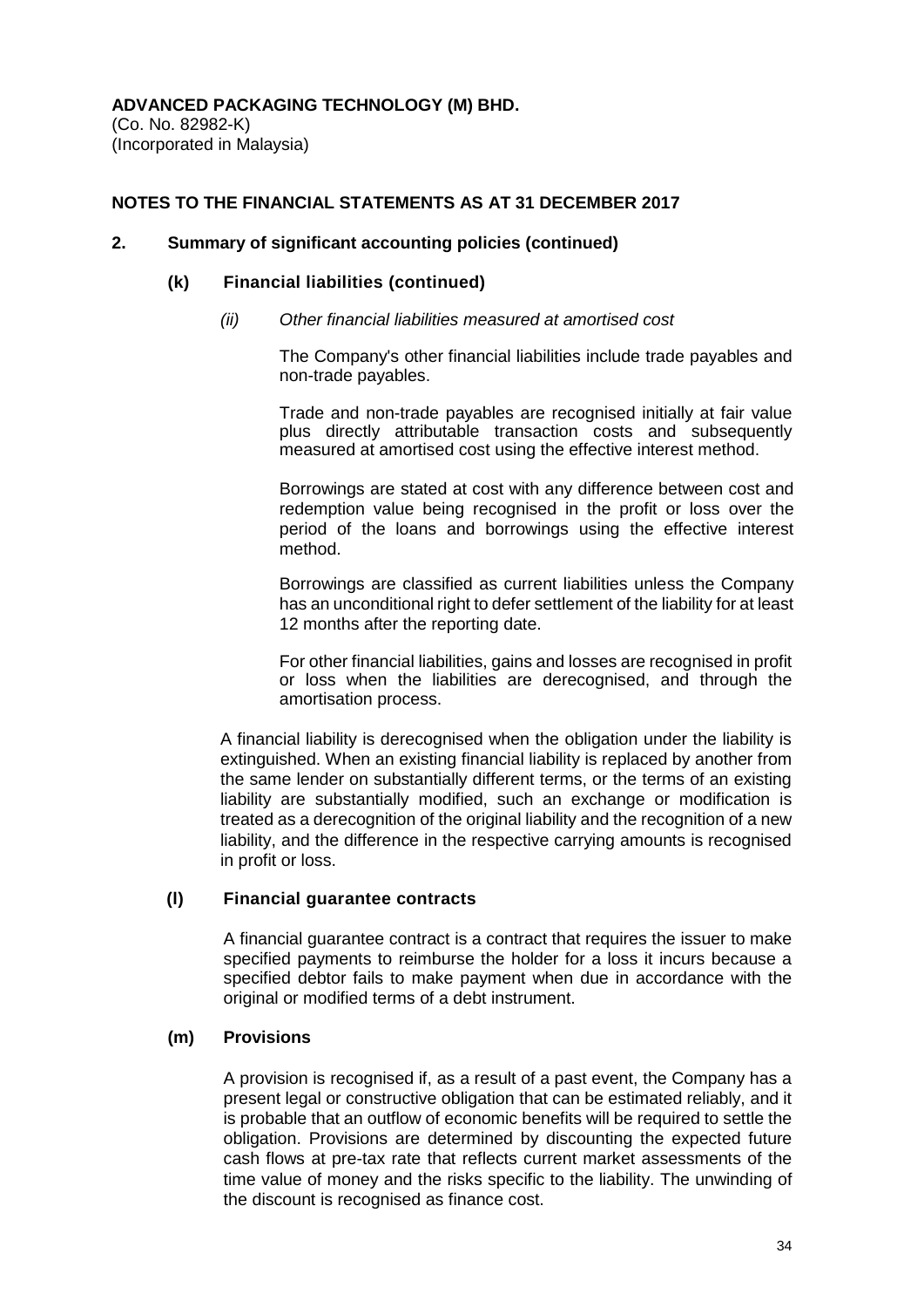**ADVANCED PACKAGING TECHNOLOGY (M) BHD.**
(Co. No. 82982-K)
(Incorporated in Malaysia)

**NOTES TO THE FINANCIAL STATEMENTS AS AT 31 DECEMBER 2017**

## 2. Summary of significant accounting policies (continued)

### (k) Financial liabilities (continued)

*(ii) Other financial liabilities measured at amortised cost*

The Company's other financial liabilities include trade payables and non-trade payables.

Trade and non-trade payables are recognised initially at fair value plus directly attributable transaction costs and subsequently measured at amortised cost using the effective interest method.

Borrowings are stated at cost with any difference between cost and redemption value being recognised in the profit or loss over the period of the loans and borrowings using the effective interest method.

Borrowings are classified as current liabilities unless the Company has an unconditional right to defer settlement of the liability for at least 12 months after the reporting date.

For other financial liabilities, gains and losses are recognised in profit or loss when the liabilities are derecognised, and through the amortisation process.

A financial liability is derecognised when the obligation under the liability is extinguished. When an existing financial liability is replaced by another from the same lender on substantially different terms, or the terms of an existing liability are substantially modified, such an exchange or modification is treated as a derecognition of the original liability and the recognition of a new liability, and the difference in the respective carrying amounts is recognised in profit or loss.

### (l) Financial guarantee contracts

A financial guarantee contract is a contract that requires the issuer to make specified payments to reimburse the holder for a loss it incurs because a specified debtor fails to make payment when due in accordance with the original or modified terms of a debt instrument.

### (m) Provisions

A provision is recognised if, as a result of a past event, the Company has a present legal or constructive obligation that can be estimated reliably, and it is probable that an outflow of economic benefits will be required to settle the obligation. Provisions are determined by discounting the expected future cash flows at pre-tax rate that reflects current market assessments of the time value of money and the risks specific to the liability. The unwinding of the discount is recognised as finance cost.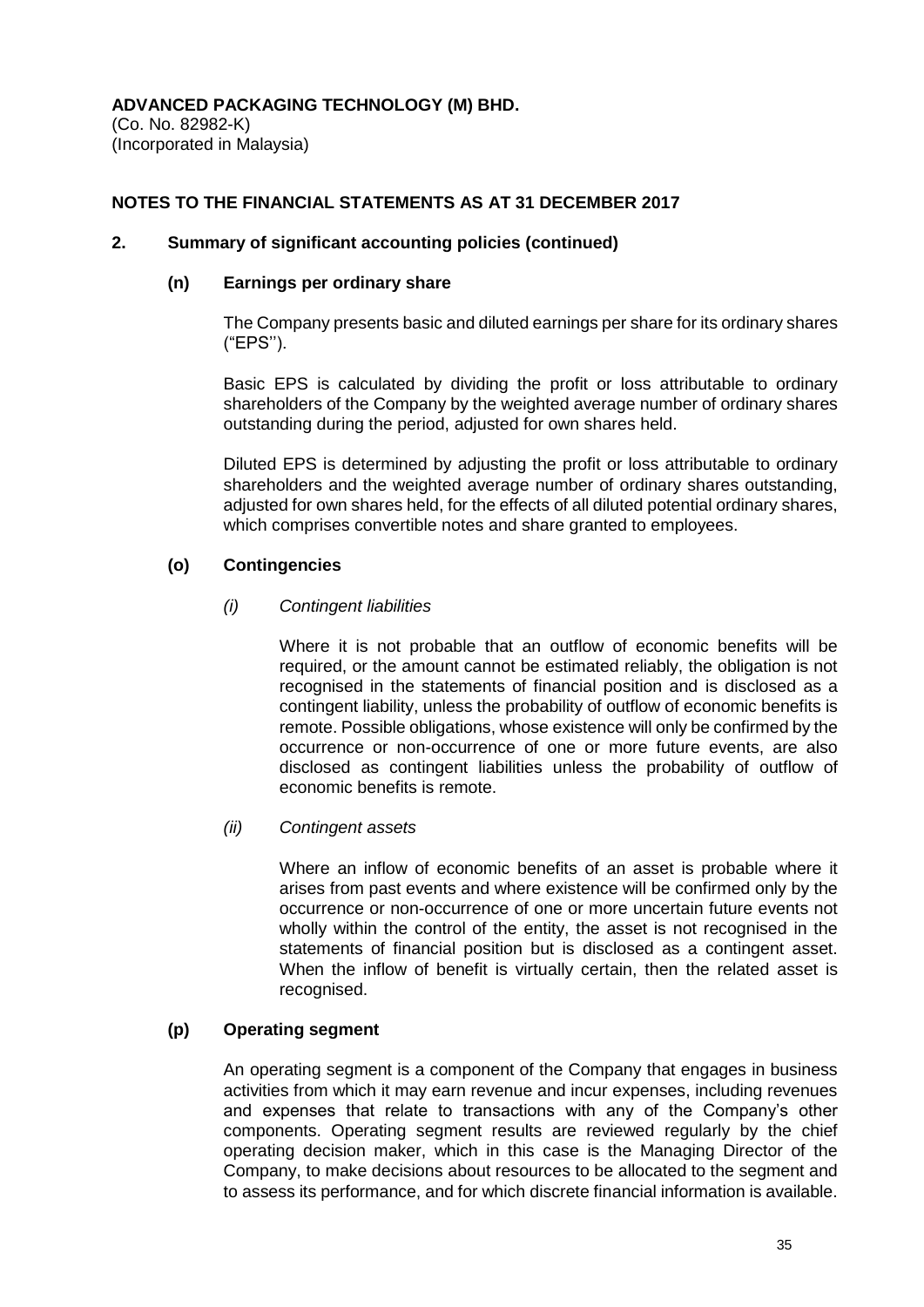**ADVANCED PACKAGING TECHNOLOGY (M) BHD.**
(Co. No. 82982-K)
(Incorporated in Malaysia)

**NOTES TO THE FINANCIAL STATEMENTS AS AT 31 DECEMBER 2017**

**2. Summary of significant accounting policies (continued)**

**(n) Earnings per ordinary share**

The Company presents basic and diluted earnings per share for its ordinary shares ("EPS'').

Basic EPS is calculated by dividing the profit or loss attributable to ordinary shareholders of the Company by the weighted average number of ordinary shares outstanding during the period, adjusted for own shares held.

Diluted EPS is determined by adjusting the profit or loss attributable to ordinary shareholders and the weighted average number of ordinary shares outstanding, adjusted for own shares held, for the effects of all diluted potential ordinary shares, which comprises convertible notes and share granted to employees.

**(o) Contingencies**

*(i) Contingent liabilities*

Where it is not probable that an outflow of economic benefits will be required, or the amount cannot be estimated reliably, the obligation is not recognised in the statements of financial position and is disclosed as a contingent liability, unless the probability of outflow of economic benefits is remote. Possible obligations, whose existence will only be confirmed by the occurrence or non-occurrence of one or more future events, are also disclosed as contingent liabilities unless the probability of outflow of economic benefits is remote.

*(ii) Contingent assets*

Where an inflow of economic benefits of an asset is probable where it arises from past events and where existence will be confirmed only by the occurrence or non-occurrence of one or more uncertain future events not wholly within the control of the entity, the asset is not recognised in the statements of financial position but is disclosed as a contingent asset. When the inflow of benefit is virtually certain, then the related asset is recognised.

**(p) Operating segment**

An operating segment is a component of the Company that engages in business activities from which it may earn revenue and incur expenses, including revenues and expenses that relate to transactions with any of the Company's other components. Operating segment results are reviewed regularly by the chief operating decision maker, which in this case is the Managing Director of the Company, to make decisions about resources to be allocated to the segment and to assess its performance, and for which discrete financial information is available.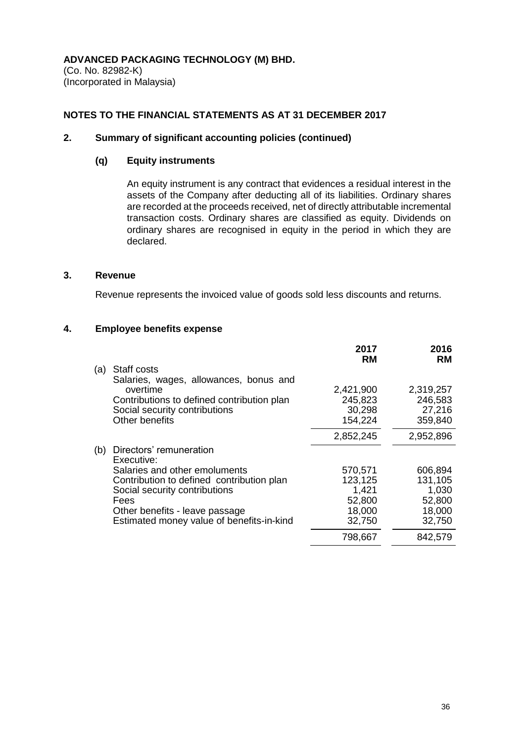**ADVANCED PACKAGING TECHNOLOGY (M) BHD.**
(Co. No. 82982-K)
(Incorporated in Malaysia)

**NOTES TO THE FINANCIAL STATEMENTS AS AT 31 DECEMBER 2017**

## 2. Summary of significant accounting policies (continued)

### (q) Equity instruments

An equity instrument is any contract that evidences a residual interest in the assets of the Company after deducting all of its liabilities. Ordinary shares are recorded at the proceeds received, net of directly attributable incremental transaction costs. Ordinary shares are classified as equity. Dividends on ordinary shares are recognised in equity in the period in which they are declared.

## 3. Revenue

Revenue represents the invoiced value of goods sold less discounts and returns.

## 4. Employee benefits expense

| | | 2017 RM | 2016 RM |
|---|---|---|---|
| (a) | Staff costs | | |
| | Salaries, wages, allowances, bonus and overtime | 2,421,900 | 2,319,257 |
| | Contributions to defined contribution plan | 245,823 | 246,583 |
| | Social security contributions | 30,298 | 27,216 |
| | Other benefits | 154,224 | 359,840 |
| | | 2,852,245 | 2,952,896 |
| (b) | Directors' remuneration | | |
| | Executive: | | |
| | Salaries and other emoluments | 570,571 | 606,894 |
| | Contribution to defined contribution plan | 123,125 | 131,105 |
| | Social security contributions | 1,421 | 1,030 |
| | Fees | 52,800 | 52,800 |
| | Other benefits - leave passage | 18,000 | 18,000 |
| | Estimated money value of benefits-in-kind | 32,750 | 32,750 |
| | | 798,667 | 842,579 |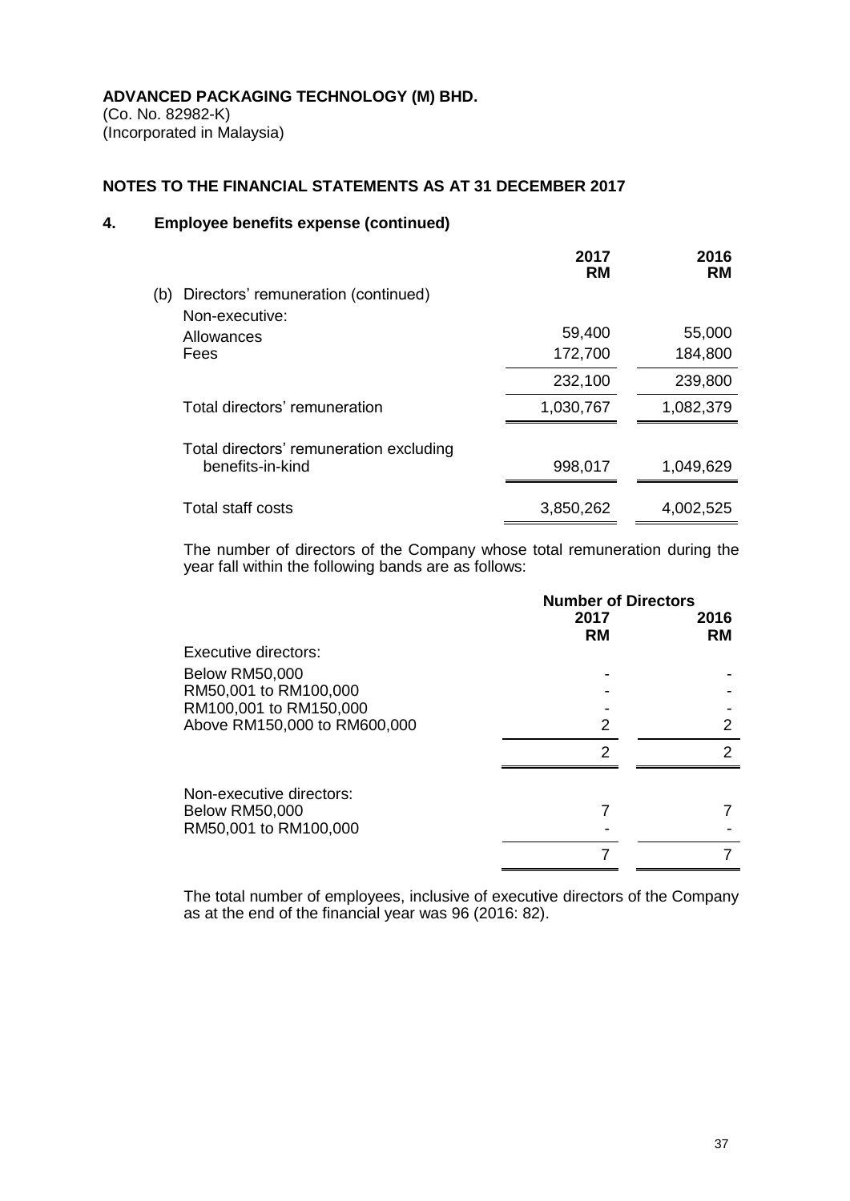**ADVANCED PACKAGING TECHNOLOGY (M) BHD.**
(Co. No. 82982-K)
(Incorporated in Malaysia)

**NOTES TO THE FINANCIAL STATEMENTS AS AT 31 DECEMBER 2017**

**4. Employee benefits expense (continued)**

| | 2017 RM | 2016 RM |
|---|---|---|
| (b) Directors' remuneration (continued) | | |
| Non-executive: | | |
| Allowances | 59,400 | 55,000 |
| Fees | 172,700 | 184,800 |
| | 232,100 | 239,800 |
| Total directors' remuneration | 1,030,767 | 1,082,379 |
| Total directors' remuneration excluding benefits-in-kind | 998,017 | 1,049,629 |
| Total staff costs | 3,850,262 | 4,002,525 |

The number of directors of the Company whose total remuneration during the year fall within the following bands are as follows:

| | Number of Directors | |
|---|---|---|
| | 2017 RM | 2016 RM |
| Executive directors: | | |
| Below RM50,000 | - | - |
| RM50,001 to RM100,000 | - | - |
| RM100,001 to RM150,000 | - | - |
| Above RM150,000 to RM600,000 | 2 | 2 |
| | 2 | 2 |
| Non-executive directors: | | |
| Below RM50,000 | 7 | 7 |
| RM50,001 to RM100,000 | - | - |
| | 7 | 7 |

The total number of employees, inclusive of executive directors of the Company as at the end of the financial year was 96 (2016: 82).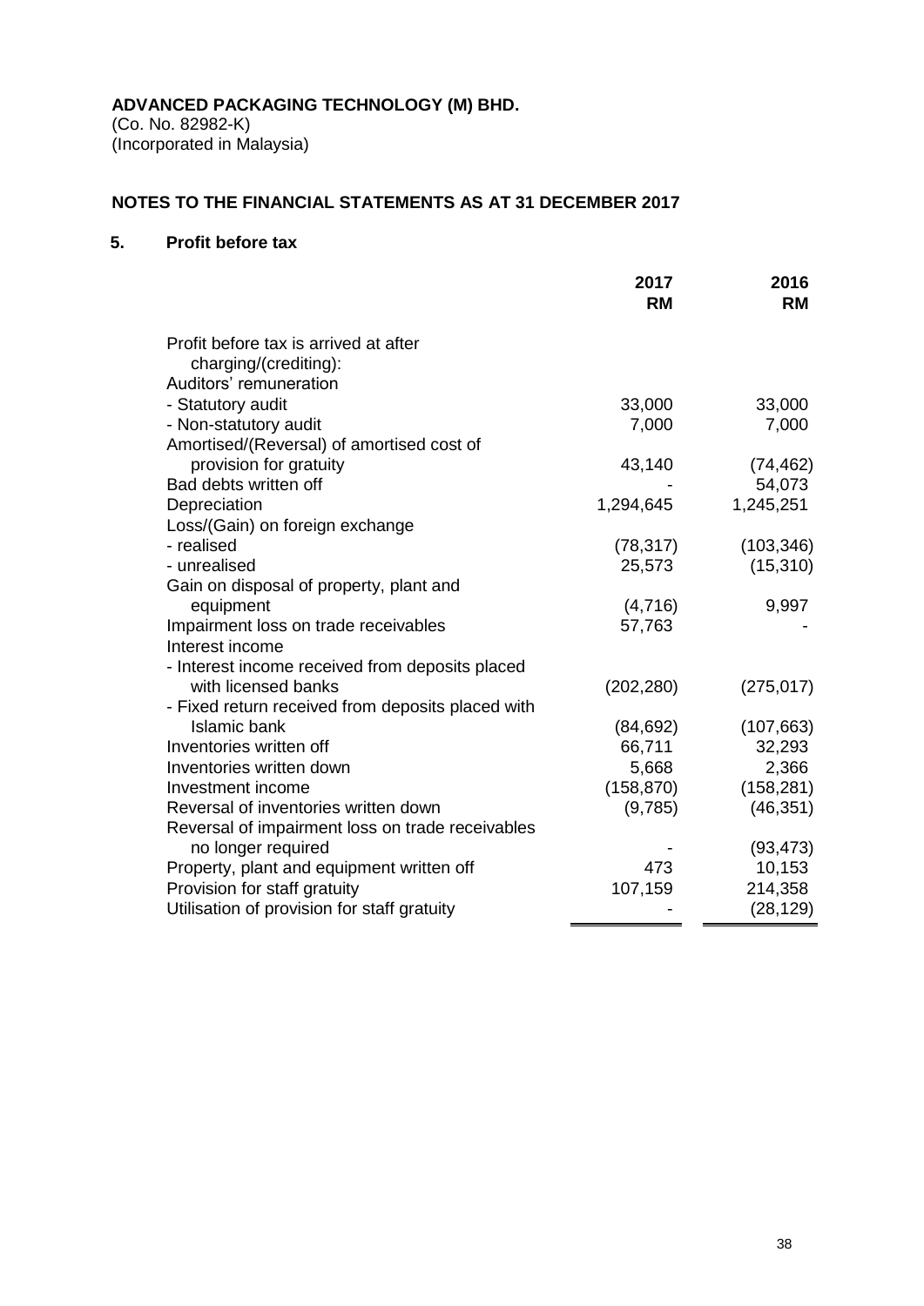**ADVANCED PACKAGING TECHNOLOGY (M) BHD.**
(Co. No. 82982-K)
(Incorporated in Malaysia)

**NOTES TO THE FINANCIAL STATEMENTS AS AT 31 DECEMBER 2017**

## 5. Profit before tax

| | 2017 RM | 2016 RM |
|---|---|---|
| Profit before tax is arrived at after charging/(crediting): | | |
| Auditors' remuneration | | |
| - Statutory audit | 33,000 | 33,000 |
| - Non-statutory audit | 7,000 | 7,000 |
| Amortised/(Reversal) of amortised cost of provision for gratuity | 43,140 | (74,462) |
| Bad debts written off | - | 54,073 |
| Depreciation | 1,294,645 | 1,245,251 |
| Loss/(Gain) on foreign exchange | | |
| - realised | (78,317) | (103,346) |
| - unrealised | 25,573 | (15,310) |
| Gain on disposal of property, plant and equipment | (4,716) | 9,997 |
| Impairment loss on trade receivables | 57,763 | - |
| Interest income | | |
| - Interest income received from deposits placed with licensed banks | (202,280) | (275,017) |
| - Fixed return received from deposits placed with Islamic bank | (84,692) | (107,663) |
| Inventories written off | 66,711 | 32,293 |
| Inventories written down | 5,668 | 2,366 |
| Investment income | (158,870) | (158,281) |
| Reversal of inventories written down | (9,785) | (46,351) |
| Reversal of impairment loss on trade receivables no longer required | - | (93,473) |
| Property, plant and equipment written off | 473 | 10,153 |
| Provision for staff gratuity | 107,159 | 214,358 |
| Utilisation of provision for staff gratuity | - | (28,129) |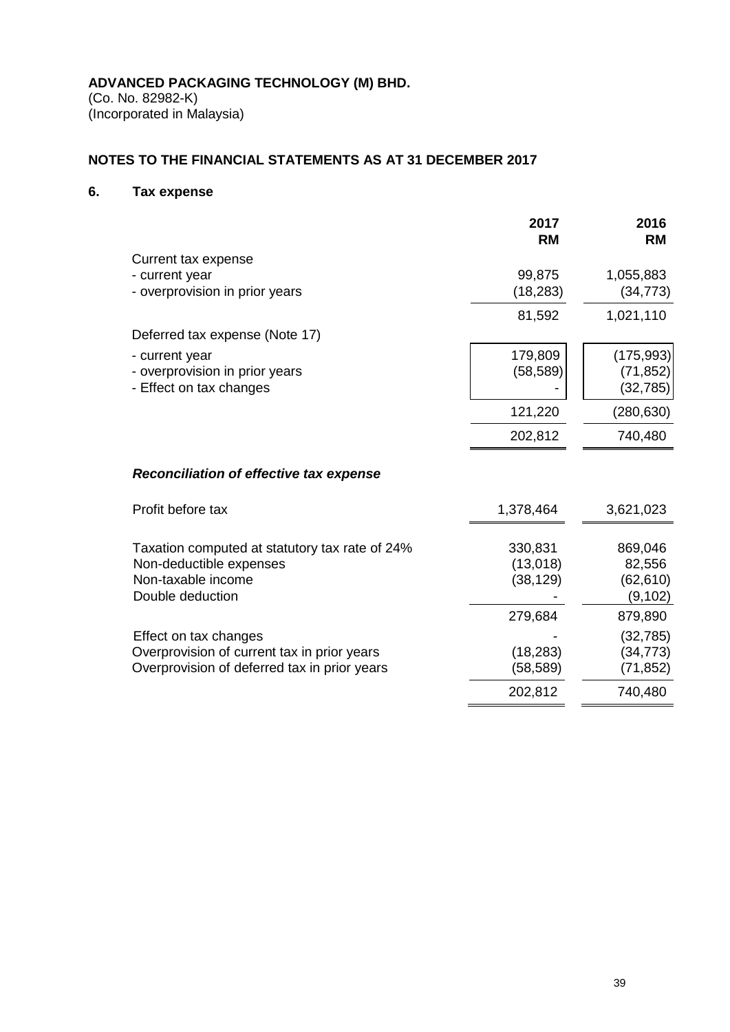**ADVANCED PACKAGING TECHNOLOGY (M) BHD.**
(Co. No. 82982-K)
(Incorporated in Malaysia)

**NOTES TO THE FINANCIAL STATEMENTS AS AT 31 DECEMBER 2017**

## 6. Tax expense

| | 2017 RM | 2016 RM |
|---|---|---|
| Current tax expense | | |
| - current year | 99,875 | 1,055,883 |
| - overprovision in prior years | (18,283) | (34,773) |
| | 81,592 | 1,021,110 |
| Deferred tax expense (Note 17) | | |
| - current year | 179,809 | (175,993) |
| - overprovision in prior years | (58,589) | (71,852) |
| - Effect on tax changes | - | (32,785) |
| | 121,220 | (280,630) |
| | 202,812 | 740,480 |

***Reconciliation of effective tax expense***

| | 2017 RM | 2016 RM |
|---|---|---|
| Profit before tax | 1,378,464 | 3,621,023 |
| Taxation computed at statutory tax rate of 24% | 330,831 | 869,046 |
| Non-deductible expenses | (13,018) | 82,556 |
| Non-taxable income | (38,129) | (62,610) |
| Double deduction | - | (9,102) |
| | 279,684 | 879,890 |
| Effect on tax changes | - | (32,785) |
| Overprovision of current tax in prior years | (18,283) | (34,773) |
| Overprovision of deferred tax in prior years | (58,589) | (71,852) |
| | 202,812 | 740,480 |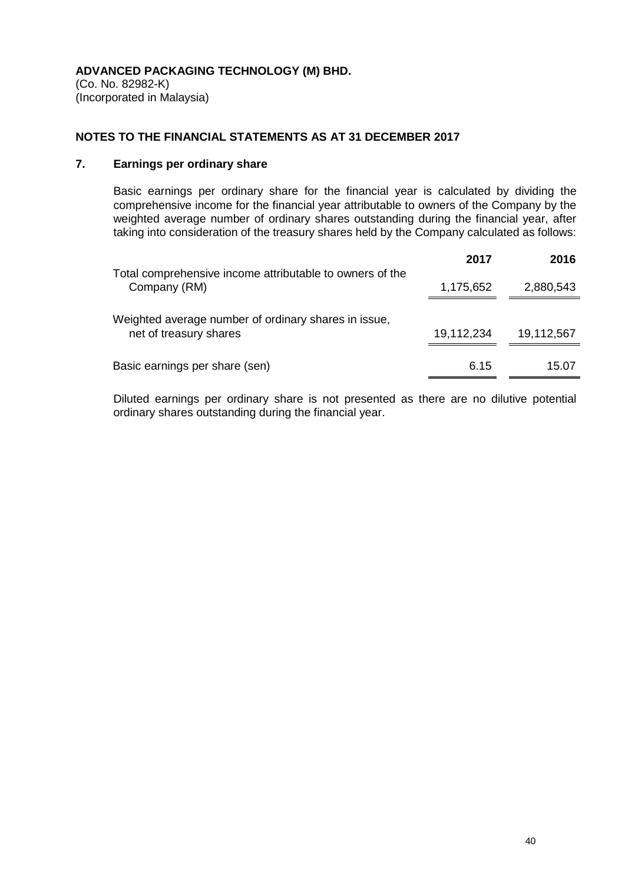**ADVANCED PACKAGING TECHNOLOGY (M) BHD.**
(Co. No. 82982-K)
(Incorporated in Malaysia)

## NOTES TO THE FINANCIAL STATEMENTS AS AT 31 DECEMBER 2017

### 7. Earnings per ordinary share

Basic earnings per ordinary share for the financial year is calculated by dividing the comprehensive income for the financial year attributable to owners of the Company by the weighted average number of ordinary shares outstanding during the financial year, after taking into consideration of the treasury shares held by the Company calculated as follows:

| | 2017 | 2016 |
|---|---|---|
| Total comprehensive income attributable to owners of the Company (RM) | 1,175,652 | 2,880,543 |
| Weighted average number of ordinary shares in issue, net of treasury shares | 19,112,234 | 19,112,567 |
| Basic earnings per share (sen) | 6.15 | 15.07 |

Diluted earnings per ordinary share is not presented as there are no dilutive potential ordinary shares outstanding during the financial year.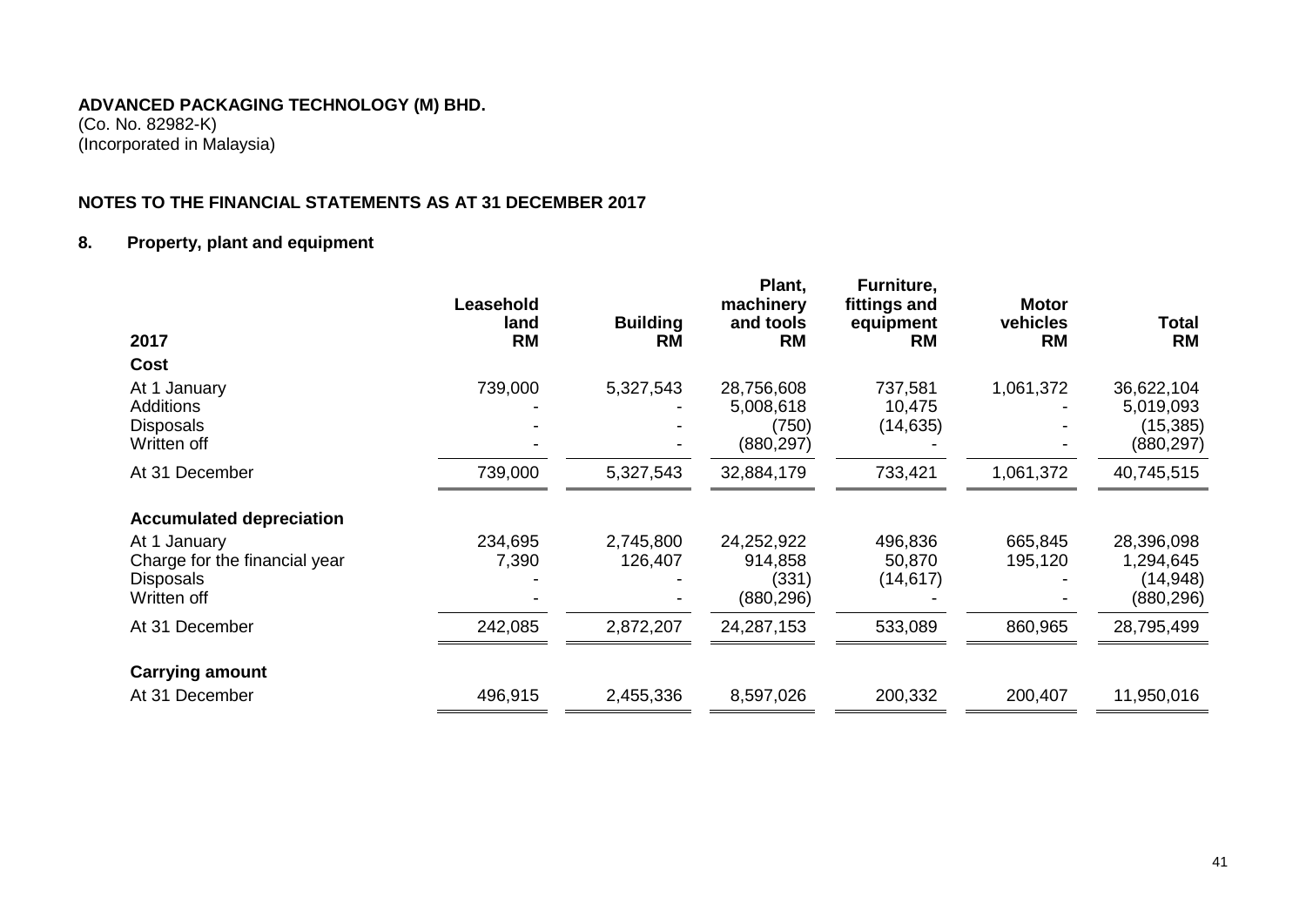**ADVANCED PACKAGING TECHNOLOGY (M) BHD.**
(Co. No. 82982-K)
(Incorporated in Malaysia)

**NOTES TO THE FINANCIAL STATEMENTS AS AT 31 DECEMBER 2017**

## 8. Property, plant and equipment

| 2017 | Leasehold land RM | Building RM | Plant, machinery and tools RM | Furniture, fittings and equipment RM | Motor vehicles RM | Total RM |
|---|---|---|---|---|---|---|
| **Cost** | | | | | | |
| At 1 January | 739,000 | 5,327,543 | 28,756,608 | 737,581 | 1,061,372 | 36,622,104 |
| Additions | - | - | 5,008,618 | 10,475 | - | 5,019,093 |
| Disposals | - | - | (750) | (14,635) | - | (15,385) |
| Written off | - | - | (880,297) | - | - | (880,297) |
| At 31 December | 739,000 | 5,327,543 | 32,884,179 | 733,421 | 1,061,372 | 40,745,515 |
| **Accumulated depreciation** | | | | | | |
| At 1 January | 234,695 | 2,745,800 | 24,252,922 | 496,836 | 665,845 | 28,396,098 |
| Charge for the financial year | 7,390 | 126,407 | 914,858 | 50,870 | 195,120 | 1,294,645 |
| Disposals | - | - | (331) | (14,617) | - | (14,948) |
| Written off | - | - | (880,296) | - | - | (880,296) |
| At 31 December | 242,085 | 2,872,207 | 24,287,153 | 533,089 | 860,965 | 28,795,499 |
| **Carrying amount** | | | | | | |
| At 31 December | 496,915 | 2,455,336 | 8,597,026 | 200,332 | 200,407 | 11,950,016 |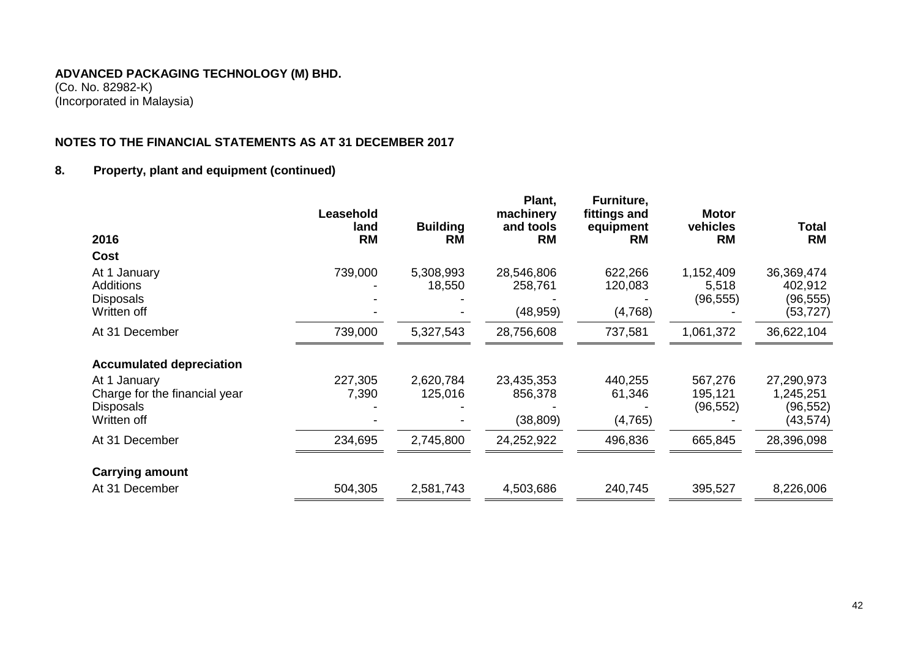**ADVANCED PACKAGING TECHNOLOGY (M) BHD.**
(Co. No. 82982-K)
(Incorporated in Malaysia)

**NOTES TO THE FINANCIAL STATEMENTS AS AT 31 DECEMBER 2017**

**8. Property, plant and equipment (continued)**

| 2016 | Leasehold land RM | Building RM | Plant, machinery and tools RM | Furniture, fittings and equipment RM | Motor vehicles RM | Total RM |
|---|---|---|---|---|---|---|
| **Cost** | | | | | | |
| At 1 January | 739,000 | 5,308,993 | 28,546,806 | 622,266 | 1,152,409 | 36,369,474 |
| Additions | - | 18,550 | 258,761 | 120,083 | 5,518 | 402,912 |
| Disposals | - | - | - | - | (96,555) | (96,555) |
| Written off | - | - | (48,959) | (4,768) | - | (53,727) |
| At 31 December | 739,000 | 5,327,543 | 28,756,608 | 737,581 | 1,061,372 | 36,622,104 |
| **Accumulated depreciation** | | | | | | |
| At 1 January | 227,305 | 2,620,784 | 23,435,353 | 440,255 | 567,276 | 27,290,973 |
| Charge for the financial year | 7,390 | 125,016 | 856,378 | 61,346 | 195,121 | 1,245,251 |
| Disposals | - | - | - | - | (96,552) | (96,552) |
| Written off | - | - | (38,809) | (4,765) | - | (43,574) |
| At 31 December | 234,695 | 2,745,800 | 24,252,922 | 496,836 | 665,845 | 28,396,098 |
| **Carrying amount** | | | | | | |
| At 31 December | 504,305 | 2,581,743 | 4,503,686 | 240,745 | 395,527 | 8,226,006 |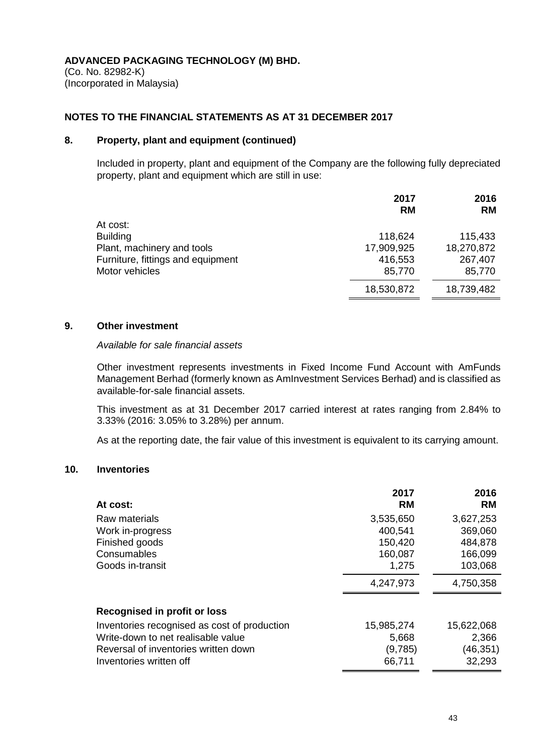**ADVANCED PACKAGING TECHNOLOGY (M) BHD.**
(Co. No. 82982-K)
(Incorporated in Malaysia)

**NOTES TO THE FINANCIAL STATEMENTS AS AT 31 DECEMBER 2017**

## 8. Property, plant and equipment (continued)

Included in property, plant and equipment of the Company are the following fully depreciated property, plant and equipment which are still in use:

| | 2017 RM | 2016 RM |
|---|---|---|
| At cost: | | |
| Building | 118,624 | 115,433 |
| Plant, machinery and tools | 17,909,925 | 18,270,872 |
| Furniture, fittings and equipment | 416,553 | 267,407 |
| Motor vehicles | 85,770 | 85,770 |
| | 18,530,872 | 18,739,482 |

## 9. Other investment

*Available for sale financial assets*

Other investment represents investments in Fixed Income Fund Account with AmFunds Management Berhad (formerly known as AmInvestment Services Berhad) and is classified as available-for-sale financial assets.

This investment as at 31 December 2017 carried interest at rates ranging from 2.84% to 3.33% (2016: 3.05% to 3.28%) per annum.

As at the reporting date, the fair value of this investment is equivalent to its carrying amount.

## 10. Inventories

| **At cost:** | 2017 RM | 2016 RM |
|---|---|---|
| Raw materials | 3,535,650 | 3,627,253 |
| Work in-progress | 400,541 | 369,060 |
| Finished goods | 150,420 | 484,878 |
| Consumables | 160,087 | 166,099 |
| Goods in-transit | 1,275 | 103,068 |
| | 4,247,973 | 4,750,358 |
| **Recognised in profit or loss** | | |
| Inventories recognised as cost of production | 15,985,274 | 15,622,068 |
| Write-down to net realisable value | 5,668 | 2,366 |
| Reversal of inventories written down | (9,785) | (46,351) |
| Inventories written off | 66,711 | 32,293 |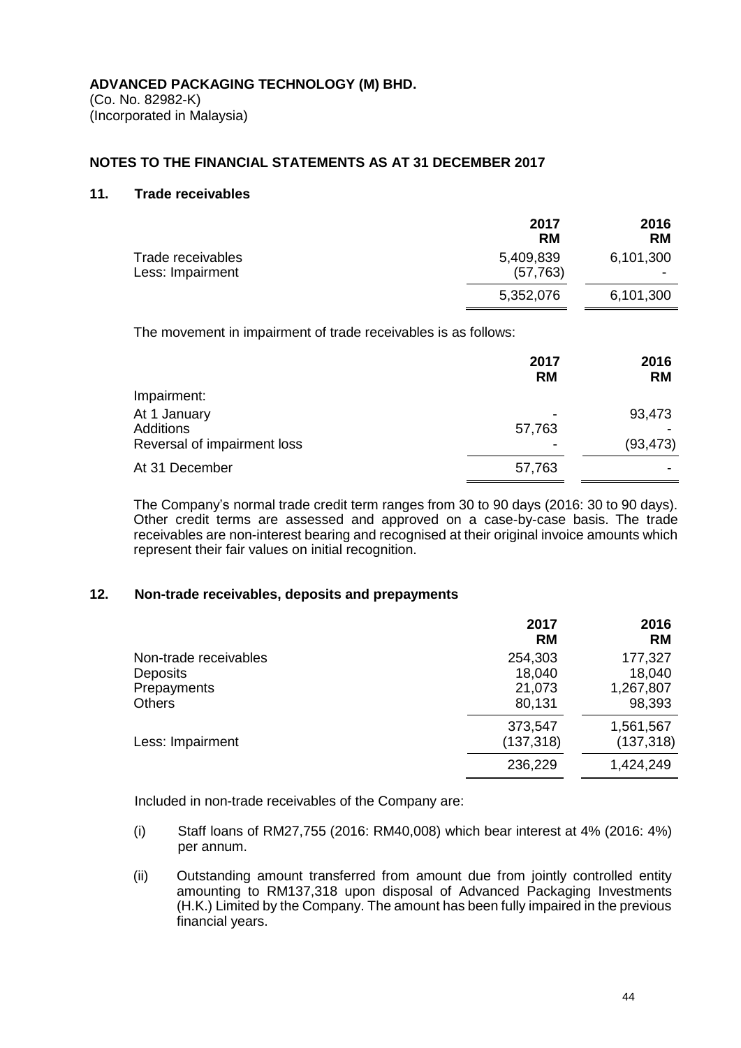**ADVANCED PACKAGING TECHNOLOGY (M) BHD.**
(Co. No. 82982-K)
(Incorporated in Malaysia)

## NOTES TO THE FINANCIAL STATEMENTS AS AT 31 DECEMBER 2017

### 11. Trade receivables

| | 2017 RM | 2016 RM |
|---|---|---|
| Trade receivables | 5,409,839 | 6,101,300 |
| Less: Impairment | (57,763) | - |
| | 5,352,076 | 6,101,300 |

The movement in impairment of trade receivables is as follows:

| | 2017 RM | 2016 RM |
|---|---|---|
| Impairment: | | |
| At 1 January | - | 93,473 |
| Additions | 57,763 | - |
| Reversal of impairment loss | - | (93,473) |
| At 31 December | 57,763 | - |

The Company's normal trade credit term ranges from 30 to 90 days (2016: 30 to 90 days). Other credit terms are assessed and approved on a case-by-case basis. The trade receivables are non-interest bearing and recognised at their original invoice amounts which represent their fair values on initial recognition.

### 12. Non-trade receivables, deposits and prepayments

| | 2017 RM | 2016 RM |
|---|---|---|
| Non-trade receivables | 254,303 | 177,327 |
| Deposits | 18,040 | 18,040 |
| Prepayments | 21,073 | 1,267,807 |
| Others | 80,131 | 98,393 |
| | 373,547 | 1,561,567 |
| Less: Impairment | (137,318) | (137,318) |
| | 236,229 | 1,424,249 |

Included in non-trade receivables of the Company are:

(i) Staff loans of RM27,755 (2016: RM40,008) which bear interest at 4% (2016: 4%) per annum.

(ii) Outstanding amount transferred from amount due from jointly controlled entity amounting to RM137,318 upon disposal of Advanced Packaging Investments (H.K.) Limited by the Company. The amount has been fully impaired in the previous financial years.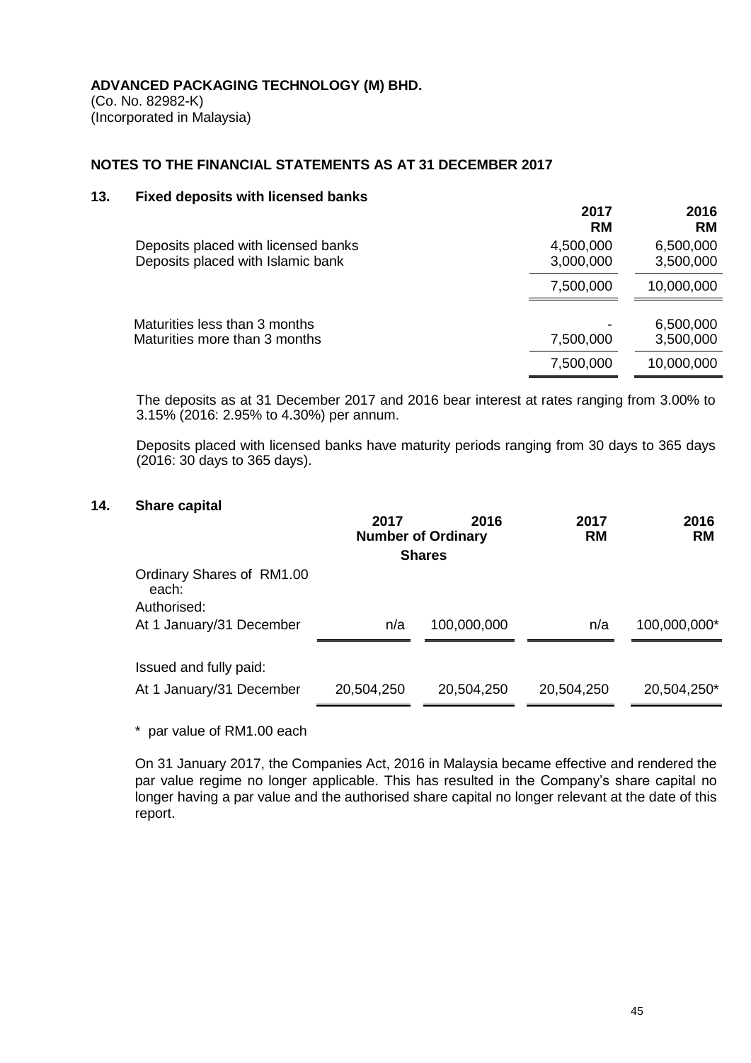**ADVANCED PACKAGING TECHNOLOGY (M) BHD.**
(Co. No. 82982-K)
(Incorporated in Malaysia)

**NOTES TO THE FINANCIAL STATEMENTS AS AT 31 DECEMBER 2017**

## 13. Fixed deposits with licensed banks

| | 2017 RM | 2016 RM |
|---|---|---|
| Deposits placed with licensed banks | 4,500,000 | 6,500,000 |
| Deposits placed with Islamic bank | 3,000,000 | 3,500,000 |
| | 7,500,000 | 10,000,000 |
| Maturities less than 3 months | - | 6,500,000 |
| Maturities more than 3 months | 7,500,000 | 3,500,000 |
| | 7,500,000 | 10,000,000 |

The deposits as at 31 December 2017 and 2016 bear interest at rates ranging from 3.00% to 3.15% (2016: 2.95% to 4.30%) per annum.

Deposits placed with licensed banks have maturity periods ranging from 30 days to 365 days (2016: 30 days to 365 days).

## 14. Share capital

| | 2017 | 2016 | 2017 | 2016 |
|---|---|---|---|---|
| | Number of Ordinary Shares | | RM | RM |
| Ordinary Shares of RM1.00 each: | | | | |
| Authorised: | | | | |
| At 1 January/31 December | n/a | 100,000,000 | n/a | 100,000,000* |
| Issued and fully paid: | | | | |
| At 1 January/31 December | 20,504,250 | 20,504,250 | 20,504,250 | 20,504,250* |

\* par value of RM1.00 each

On 31 January 2017, the Companies Act, 2016 in Malaysia became effective and rendered the par value regime no longer applicable. This has resulted in the Company's share capital no longer having a par value and the authorised share capital no longer relevant at the date of this report.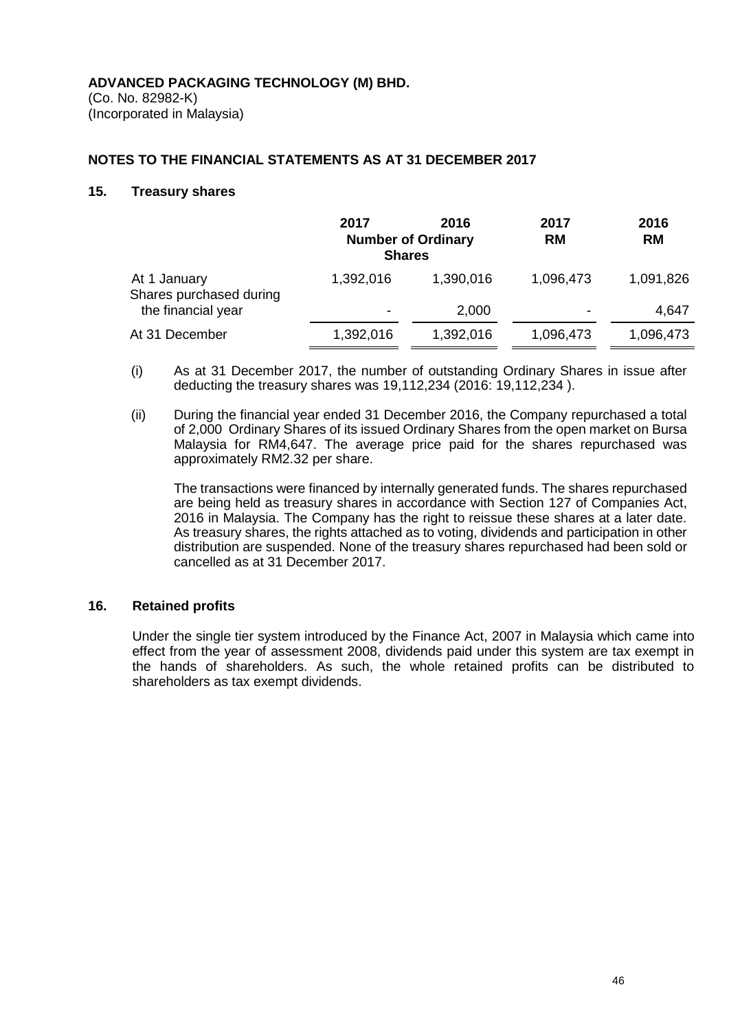**ADVANCED PACKAGING TECHNOLOGY (M) BHD.**
(Co. No. 82982-K)
(Incorporated in Malaysia)

**NOTES TO THE FINANCIAL STATEMENTS AS AT 31 DECEMBER 2017**

## 15. Treasury shares

| | 2017 | 2016 | 2017 | 2016 |
|---|---|---|---|---|
| | Number of Ordinary Shares | | RM | RM |
| At 1 January | 1,392,016 | 1,390,016 | 1,096,473 | 1,091,826 |
| Shares purchased during the financial year | - | 2,000 | - | 4,647 |
| At 31 December | 1,392,016 | 1,392,016 | 1,096,473 | 1,096,473 |

(i) As at 31 December 2017, the number of outstanding Ordinary Shares in issue after deducting the treasury shares was 19,112,234 (2016: 19,112,234 ).

(ii) During the financial year ended 31 December 2016, the Company repurchased a total of 2,000 Ordinary Shares of its issued Ordinary Shares from the open market on Bursa Malaysia for RM4,647. The average price paid for the shares repurchased was approximately RM2.32 per share.

The transactions were financed by internally generated funds. The shares repurchased are being held as treasury shares in accordance with Section 127 of Companies Act, 2016 in Malaysia. The Company has the right to reissue these shares at a later date. As treasury shares, the rights attached as to voting, dividends and participation in other distribution are suspended. None of the treasury shares repurchased had been sold or cancelled as at 31 December 2017.

## 16. Retained profits

Under the single tier system introduced by the Finance Act, 2007 in Malaysia which came into effect from the year of assessment 2008, dividends paid under this system are tax exempt in the hands of shareholders. As such, the whole retained profits can be distributed to shareholders as tax exempt dividends.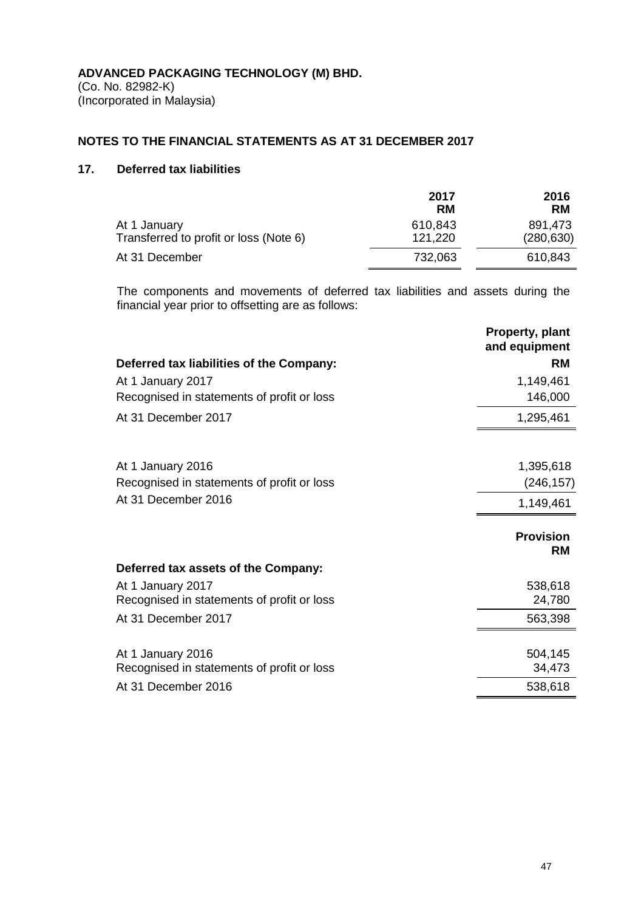**ADVANCED PACKAGING TECHNOLOGY (M) BHD.**
(Co. No. 82982-K)
(Incorporated in Malaysia)

**NOTES TO THE FINANCIAL STATEMENTS AS AT 31 DECEMBER 2017**

## 17. Deferred tax liabilities

| | 2017<br>RM | 2016<br>RM |
|---|---|---|
| At 1 January | 610,843 | 891,473 |
| Transferred to profit or loss (Note 6) | 121,220 | (280,630) |
| At 31 December | 732,063 | 610,843 |

The components and movements of deferred tax liabilities and assets during the financial year prior to offsetting are as follows:

| **Deferred tax liabilities of the Company:** | **Property, plant and equipment**<br>**RM** |
|---|---|
| At 1 January 2017 | 1,149,461 |
| Recognised in statements of profit or loss | 146,000 |
| At 31 December 2017 | 1,295,461 |
| | |
| At 1 January 2016 | 1,395,618 |
| Recognised in statements of profit or loss | (246,157) |
| At 31 December 2016 | 1,149,461 |

| **Deferred tax assets of the Company:** | **Provision**<br>**RM** |
|---|---|
| At 1 January 2017 | 538,618 |
| Recognised in statements of profit or loss | 24,780 |
| At 31 December 2017 | 563,398 |
| | |
| At 1 January 2016 | 504,145 |
| Recognised in statements of profit or loss | 34,473 |
| At 31 December 2016 | 538,618 |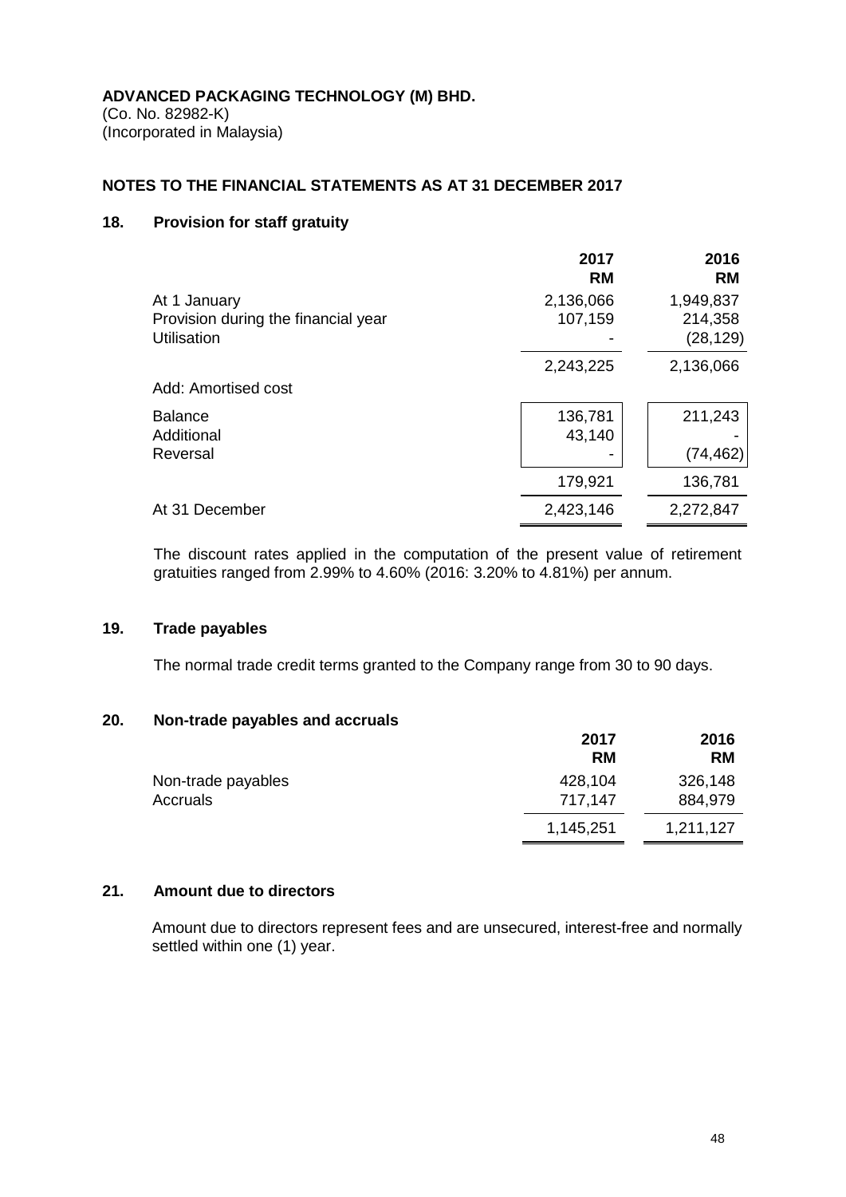**ADVANCED PACKAGING TECHNOLOGY (M) BHD.**
(Co. No. 82982-K)
(Incorporated in Malaysia)

**NOTES TO THE FINANCIAL STATEMENTS AS AT 31 DECEMBER 2017**

## 18. Provision for staff gratuity

| | 2017 RM | 2016 RM |
|---|---|---|
| At 1 January | 2,136,066 | 1,949,837 |
| Provision during the financial year | 107,159 | 214,358 |
| Utilisation | - | (28,129) |
| | 2,243,225 | 2,136,066 |
| Add: Amortised cost | | |
| Balance | 136,781 | 211,243 |
| Additional | 43,140 | - |
| Reversal | - | (74,462) |
| | 179,921 | 136,781 |
| At 31 December | 2,423,146 | 2,272,847 |

The discount rates applied in the computation of the present value of retirement gratuities ranged from 2.99% to 4.60% (2016: 3.20% to 4.81%) per annum.

## 19. Trade payables

The normal trade credit terms granted to the Company range from 30 to 90 days.

## 20. Non-trade payables and accruals

| | 2017 RM | 2016 RM |
|---|---|---|
| Non-trade payables | 428,104 | 326,148 |
| Accruals | 717,147 | 884,979 |
| | 1,145,251 | 1,211,127 |

## 21. Amount due to directors

Amount due to directors represent fees and are unsecured, interest-free and normally settled within one (1) year.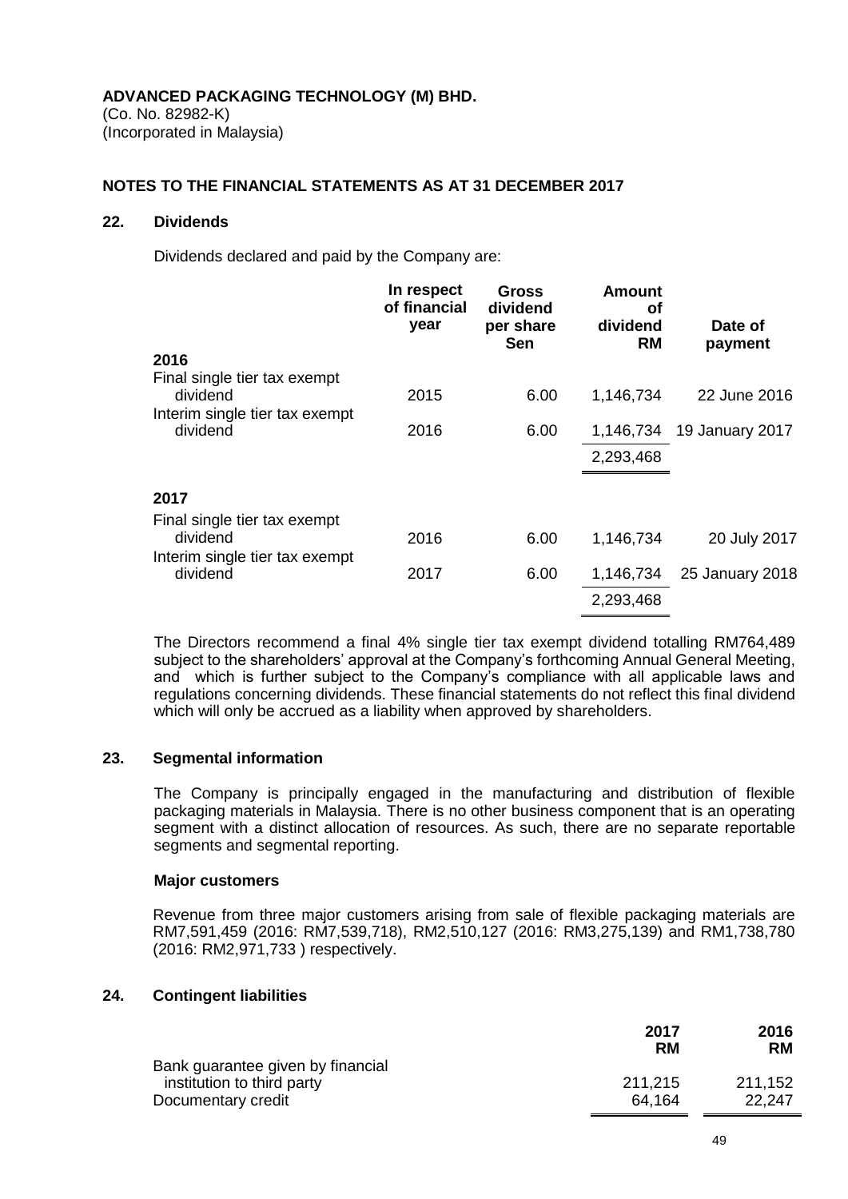**ADVANCED PACKAGING TECHNOLOGY (M) BHD.**
(Co. No. 82982-K)
(Incorporated in Malaysia)

**NOTES TO THE FINANCIAL STATEMENTS AS AT 31 DECEMBER 2017**

## 22. Dividends

Dividends declared and paid by the Company are:

| | In respect of financial year | Gross dividend per share Sen | Amount of dividend RM | Date of payment |
|---|---|---|---|---|
| **2016** | | | | |
| Final single tier tax exempt dividend | 2015 | 6.00 | 1,146,734 | 22 June 2016 |
| Interim single tier tax exempt dividend | 2016 | 6.00 | 1,146,734 | 19 January 2017 |
| | | | 2,293,468 | |
| **2017** | | | | |
| Final single tier tax exempt dividend | 2016 | 6.00 | 1,146,734 | 20 July 2017 |
| Interim single tier tax exempt dividend | 2017 | 6.00 | 1,146,734 | 25 January 2018 |
| | | | 2,293,468 | |

The Directors recommend a final 4% single tier tax exempt dividend totalling RM764,489 subject to the shareholders' approval at the Company's forthcoming Annual General Meeting, and which is further subject to the Company's compliance with all applicable laws and regulations concerning dividends. These financial statements do not reflect this final dividend which will only be accrued as a liability when approved by shareholders.

## 23. Segmental information

The Company is principally engaged in the manufacturing and distribution of flexible packaging materials in Malaysia. There is no other business component that is an operating segment with a distinct allocation of resources. As such, there are no separate reportable segments and segmental reporting.

### Major customers

Revenue from three major customers arising from sale of flexible packaging materials are RM7,591,459 (2016: RM7,539,718), RM2,510,127 (2016: RM3,275,139) and RM1,738,780 (2016: RM2,971,733 ) respectively.

## 24. Contingent liabilities

| | 2017 RM | 2016 RM |
|---|---|---|
| Bank guarantee given by financial institution to third party | 211,215 | 211,152 |
| Documentary credit | 64,164 | 22,247 |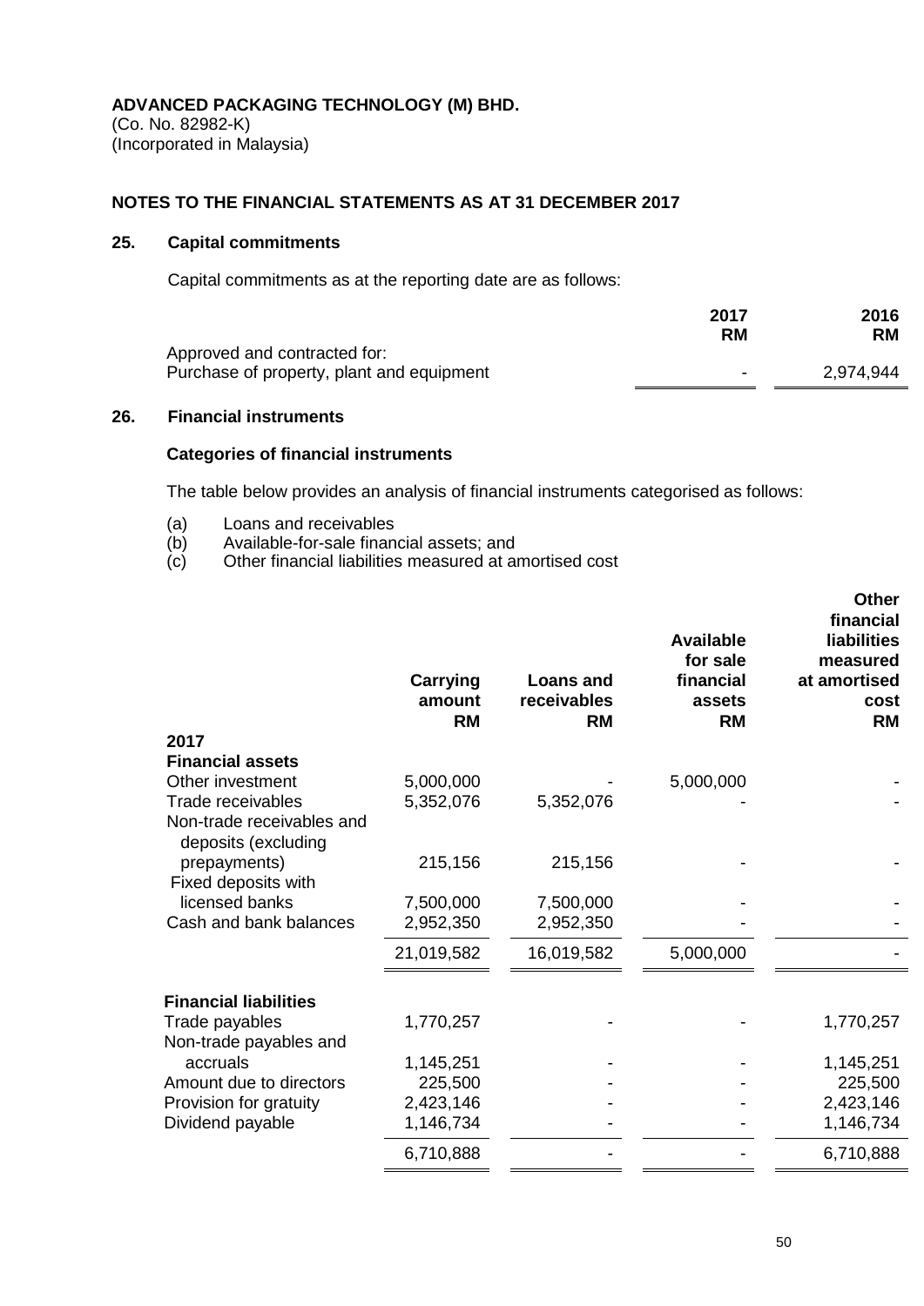**ADVANCED PACKAGING TECHNOLOGY (M) BHD.**
(Co. No. 82982-K)
(Incorporated in Malaysia)

## NOTES TO THE FINANCIAL STATEMENTS AS AT 31 DECEMBER 2017

### 25. Capital commitments

Capital commitments as at the reporting date are as follows:

| | 2017 RM | 2016 RM |
|---|---|---|
| Approved and contracted for: | | |
| Purchase of property, plant and equipment | - | 2,974,944 |

### 26. Financial instruments

**Categories of financial instruments**

The table below provides an analysis of financial instruments categorised as follows:

(a) Loans and receivables
(b) Available-for-sale financial assets; and
(c) Other financial liabilities measured at amortised cost

| | Carrying amount RM | Loans and receivables RM | Available for sale financial assets RM | Other financial liabilities measured at amortised cost RM |
|---|---|---|---|---|
| **2017** | | | | |
| **Financial assets** | | | | |
| Other investment | 5,000,000 | - | 5,000,000 | - |
| Trade receivables | 5,352,076 | 5,352,076 | - | - |
| Non-trade receivables and deposits (excluding prepayments) | 215,156 | 215,156 | - | - |
| Fixed deposits with licensed banks | 7,500,000 | 7,500,000 | - | - |
| Cash and bank balances | 2,952,350 | 2,952,350 | - | - |
| | 21,019,582 | 16,019,582 | 5,000,000 | - |
| **Financial liabilities** | | | | |
| Trade payables | 1,770,257 | - | - | 1,770,257 |
| Non-trade payables and accruals | 1,145,251 | - | - | 1,145,251 |
| Amount due to directors | 225,500 | - | - | 225,500 |
| Provision for gratuity | 2,423,146 | - | - | 2,423,146 |
| Dividend payable | 1,146,734 | - | - | 1,146,734 |
| | 6,710,888 | - | - | 6,710,888 |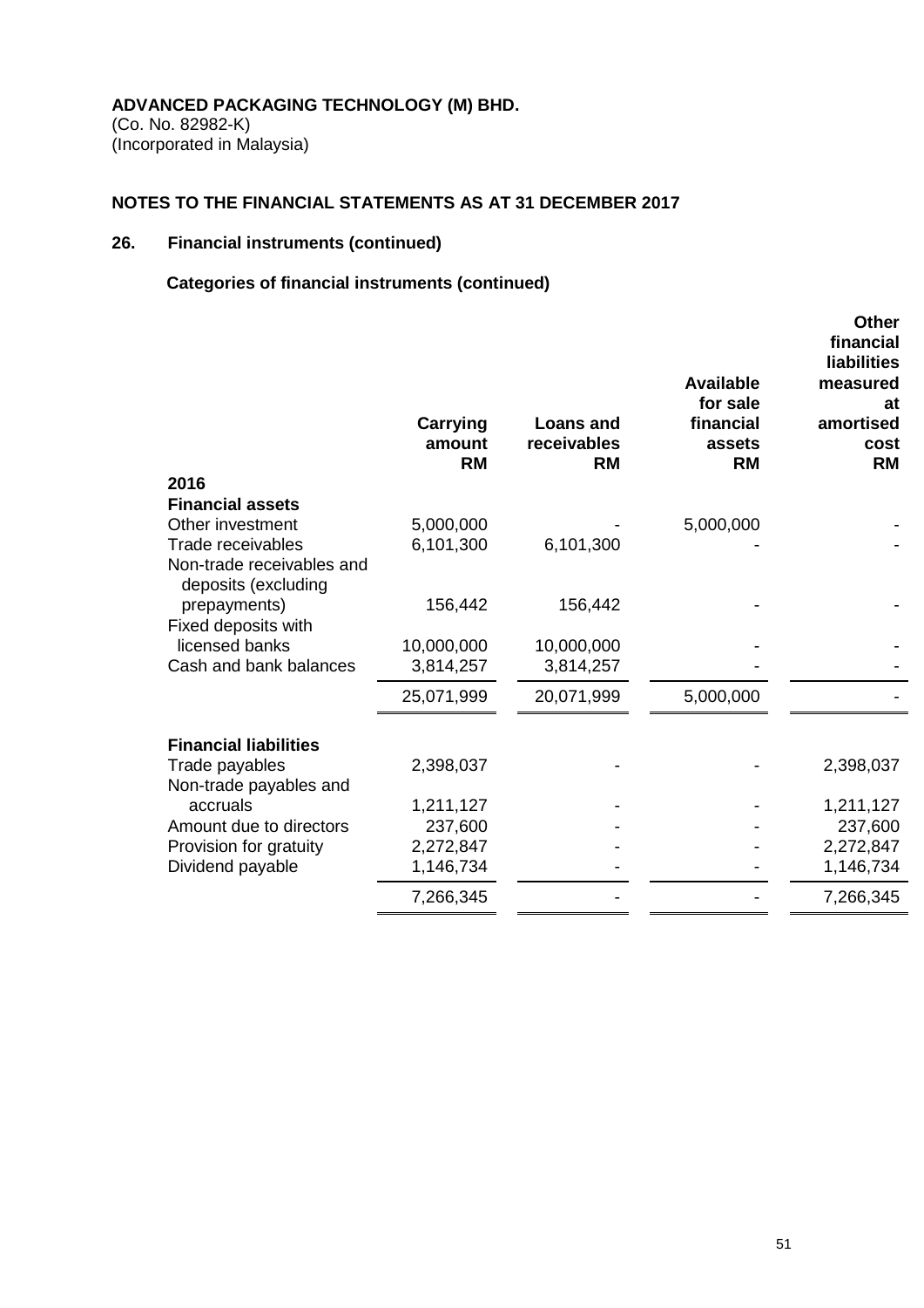**ADVANCED PACKAGING TECHNOLOGY (M) BHD.**
(Co. No. 82982-K)
(Incorporated in Malaysia)

**NOTES TO THE FINANCIAL STATEMENTS AS AT 31 DECEMBER 2017**

## 26. Financial instruments (continued)

### Categories of financial instruments (continued)

| | Carrying amount RM | Loans and receivables RM | Available for sale financial assets RM | Other financial liabilities measured at amortised cost RM |
|---|---|---|---|---|
| **2016** | | | | |
| **Financial assets** | | | | |
| Other investment | 5,000,000 | - | 5,000,000 | - |
| Trade receivables | 6,101,300 | 6,101,300 | - | - |
| Non-trade receivables and deposits (excluding prepayments) | 156,442 | 156,442 | - | - |
| Fixed deposits with licensed banks | 10,000,000 | 10,000,000 | - | - |
| Cash and bank balances | 3,814,257 | 3,814,257 | - | - |
| | 25,071,999 | 20,071,999 | 5,000,000 | - |
| **Financial liabilities** | | | | |
| Trade payables | 2,398,037 | - | - | 2,398,037 |
| Non-trade payables and accruals | 1,211,127 | - | - | 1,211,127 |
| Amount due to directors | 237,600 | - | - | 237,600 |
| Provision for gratuity | 2,272,847 | - | - | 2,272,847 |
| Dividend payable | 1,146,734 | - | - | 1,146,734 |
| | 7,266,345 | - | - | 7,266,345 |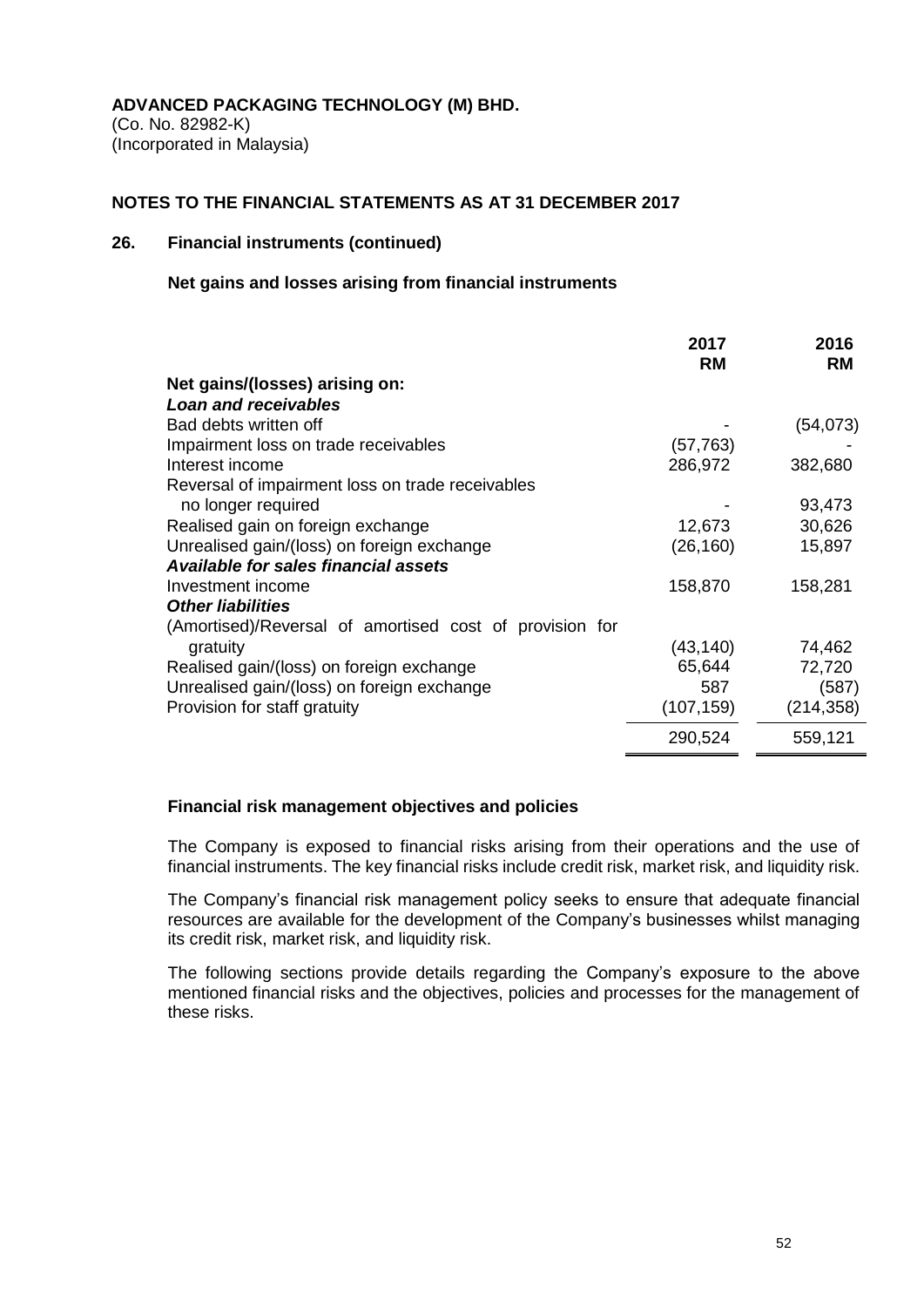**ADVANCED PACKAGING TECHNOLOGY (M) BHD.**
(Co. No. 82982-K)
(Incorporated in Malaysia)

**NOTES TO THE FINANCIAL STATEMENTS AS AT 31 DECEMBER 2017**

## 26. Financial instruments (continued)

### Net gains and losses arising from financial instruments

| | 2017 RM | 2016 RM |
|---|---|---|
| **Net gains/(losses) arising on:** | | |
| ***Loan and receivables*** | | |
| Bad debts written off | - | (54,073) |
| Impairment loss on trade receivables | (57,763) | - |
| Interest income | 286,972 | 382,680 |
| Reversal of impairment loss on trade receivables no longer required | - | 93,473 |
| Realised gain on foreign exchange | 12,673 | 30,626 |
| Unrealised gain/(loss) on foreign exchange | (26,160) | 15,897 |
| ***Available for sales financial assets*** | | |
| Investment income | 158,870 | 158,281 |
| ***Other liabilities*** | | |
| (Amortised)/Reversal of amortised cost of provision for gratuity | (43,140) | 74,462 |
| Realised gain/(loss) on foreign exchange | 65,644 | 72,720 |
| Unrealised gain/(loss) on foreign exchange | 587 | (587) |
| Provision for staff gratuity | (107,159) | (214,358) |
| | 290,524 | 559,121 |

### Financial risk management objectives and policies

The Company is exposed to financial risks arising from their operations and the use of financial instruments. The key financial risks include credit risk, market risk, and liquidity risk.

The Company's financial risk management policy seeks to ensure that adequate financial resources are available for the development of the Company's businesses whilst managing its credit risk, market risk, and liquidity risk.

The following sections provide details regarding the Company's exposure to the above mentioned financial risks and the objectives, policies and processes for the management of these risks.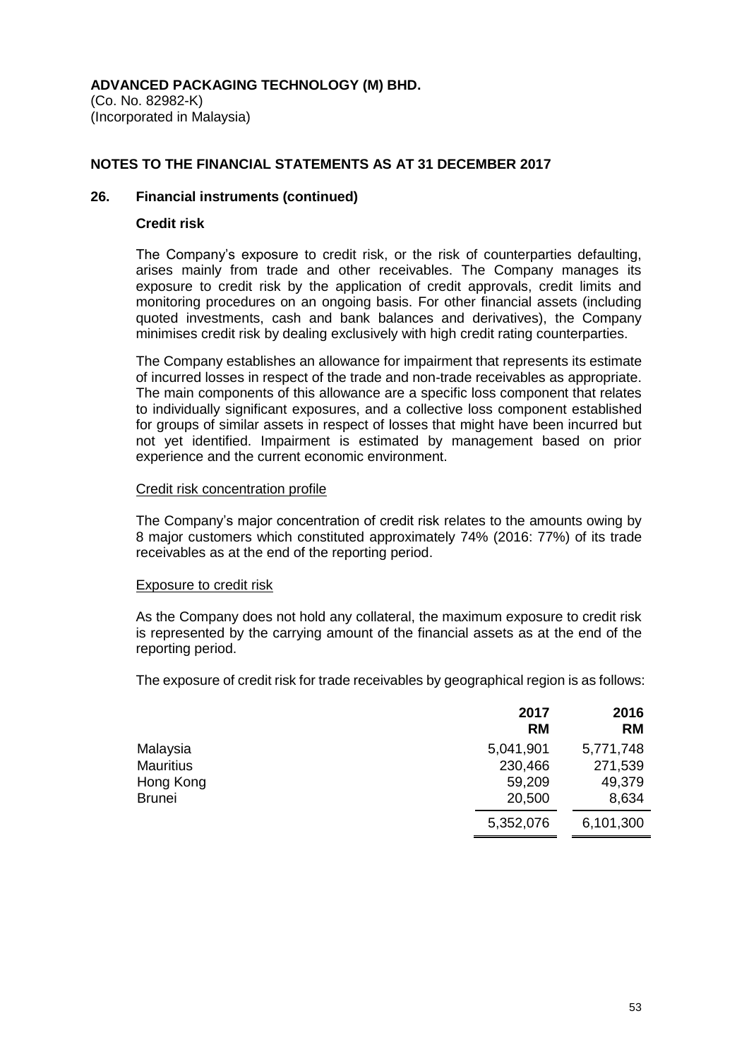**ADVANCED PACKAGING TECHNOLOGY (M) BHD.**
(Co. No. 82982-K)
(Incorporated in Malaysia)

## NOTES TO THE FINANCIAL STATEMENTS AS AT 31 DECEMBER 2017

### 26. Financial instruments (continued)

**Credit risk**

The Company's exposure to credit risk, or the risk of counterparties defaulting, arises mainly from trade and other receivables. The Company manages its exposure to credit risk by the application of credit approvals, credit limits and monitoring procedures on an ongoing basis. For other financial assets (including quoted investments, cash and bank balances and derivatives), the Company minimises credit risk by dealing exclusively with high credit rating counterparties.

The Company establishes an allowance for impairment that represents its estimate of incurred losses in respect of the trade and non-trade receivables as appropriate. The main components of this allowance are a specific loss component that relates to individually significant exposures, and a collective loss component established for groups of similar assets in respect of losses that might have been incurred but not yet identified. Impairment is estimated by management based on prior experience and the current economic environment.

Credit risk concentration profile

The Company's major concentration of credit risk relates to the amounts owing by 8 major customers which constituted approximately 74% (2016: 77%) of its trade receivables as at the end of the reporting period.

Exposure to credit risk

As the Company does not hold any collateral, the maximum exposure to credit risk is represented by the carrying amount of the financial assets as at the end of the reporting period.

The exposure of credit risk for trade receivables by geographical region is as follows:

| | 2017 RM | 2016 RM |
|---|---|---|
| Malaysia | 5,041,901 | 5,771,748 |
| Mauritius | 230,466 | 271,539 |
| Hong Kong | 59,209 | 49,379 |
| Brunei | 20,500 | 8,634 |
| | 5,352,076 | 6,101,300 |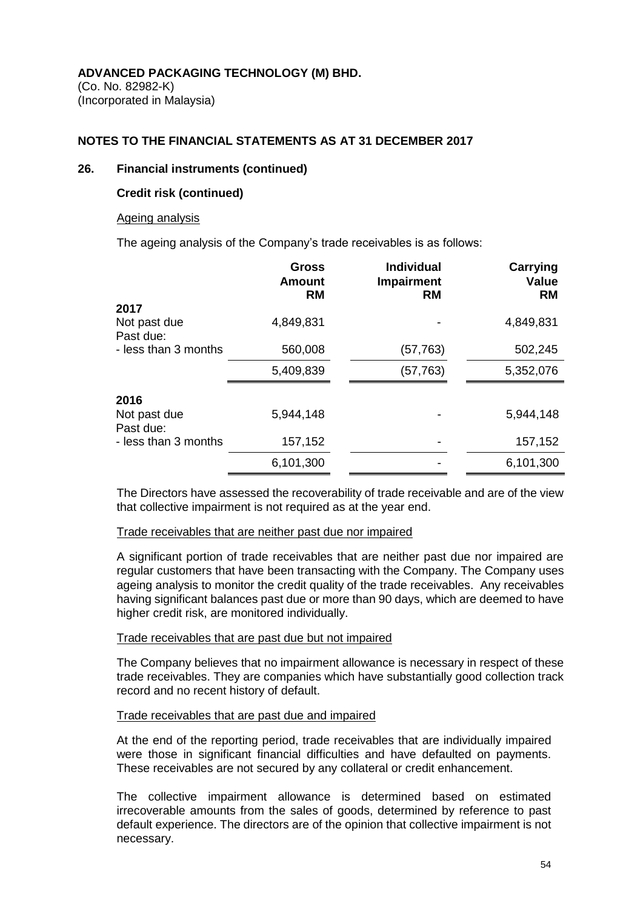**ADVANCED PACKAGING TECHNOLOGY (M) BHD.**
(Co. No. 82982-K)
(Incorporated in Malaysia)

## NOTES TO THE FINANCIAL STATEMENTS AS AT 31 DECEMBER 2017

### 26. Financial instruments (continued)

**Credit risk (continued)**

Ageing analysis

The ageing analysis of the Company's trade receivables is as follows:

| | Gross Amount RM | Individual Impairment RM | Carrying Value RM |
|---|---|---|---|
| **2017** | | | |
| Not past due | 4,849,831 | - | 4,849,831 |
| Past due: | | | |
| - less than 3 months | 560,008 | (57,763) | 502,245 |
| | 5,409,839 | (57,763) | 5,352,076 |
| **2016** | | | |
| Not past due | 5,944,148 | - | 5,944,148 |
| Past due: | | | |
| - less than 3 months | 157,152 | - | 157,152 |
| | 6,101,300 | - | 6,101,300 |

The Directors have assessed the recoverability of trade receivable and are of the view that collective impairment is not required as at the year end.

Trade receivables that are neither past due nor impaired

A significant portion of trade receivables that are neither past due nor impaired are regular customers that have been transacting with the Company. The Company uses ageing analysis to monitor the credit quality of the trade receivables. Any receivables having significant balances past due or more than 90 days, which are deemed to have higher credit risk, are monitored individually.

Trade receivables that are past due but not impaired

The Company believes that no impairment allowance is necessary in respect of these trade receivables. They are companies which have substantially good collection track record and no recent history of default.

Trade receivables that are past due and impaired

At the end of the reporting period, trade receivables that are individually impaired were those in significant financial difficulties and have defaulted on payments. These receivables are not secured by any collateral or credit enhancement.

The collective impairment allowance is determined based on estimated irrecoverable amounts from the sales of goods, determined by reference to past default experience. The directors are of the opinion that collective impairment is not necessary.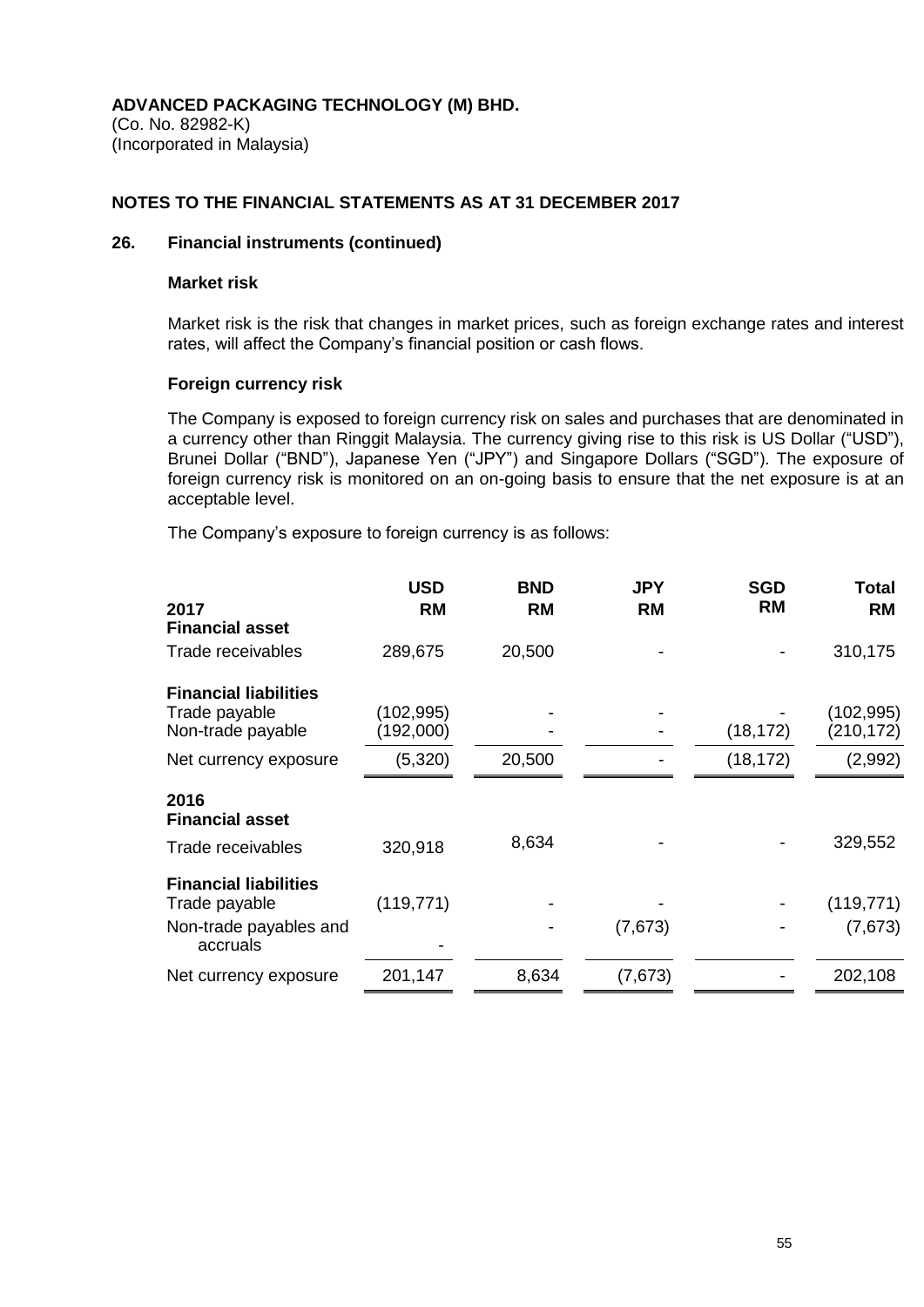**ADVANCED PACKAGING TECHNOLOGY (M) BHD.**
(Co. No. 82982-K)
(Incorporated in Malaysia)

**NOTES TO THE FINANCIAL STATEMENTS AS AT 31 DECEMBER 2017**

## 26. Financial instruments (continued)

### Market risk

Market risk is the risk that changes in market prices, such as foreign exchange rates and interest rates, will affect the Company's financial position or cash flows.

### Foreign currency risk

The Company is exposed to foreign currency risk on sales and purchases that are denominated in a currency other than Ringgit Malaysia. The currency giving rise to this risk is US Dollar ("USD"), Brunei Dollar ("BND"), Japanese Yen ("JPY") and Singapore Dollars ("SGD"). The exposure of foreign currency risk is monitored on an on-going basis to ensure that the net exposure is at an acceptable level.

The Company's exposure to foreign currency is as follows:

| | USD RM | BND RM | JPY RM | SGD RM | Total RM |
|---|---|---|---|---|---|
| **2017** | | | | | |
| **Financial asset** | | | | | |
| Trade receivables | 289,675 | 20,500 | - | - | 310,175 |
| **Financial liabilities** | | | | | |
| Trade payable | (102,995) | - | - | - | (102,995) |
| Non-trade payable | (192,000) | - | - | (18,172) | (210,172) |
| Net currency exposure | (5,320) | 20,500 | - | (18,172) | (2,992) |
| **2016** | | | | | |
| **Financial asset** | | | | | |
| Trade receivables | 320,918 | 8,634 | - | - | 329,552 |
| **Financial liabilities** | | | | | |
| Trade payable | (119,771) | - | - | - | (119,771) |
| Non-trade payables and accruals | - | - | (7,673) | - | (7,673) |
| Net currency exposure | 201,147 | 8,634 | (7,673) | - | 202,108 |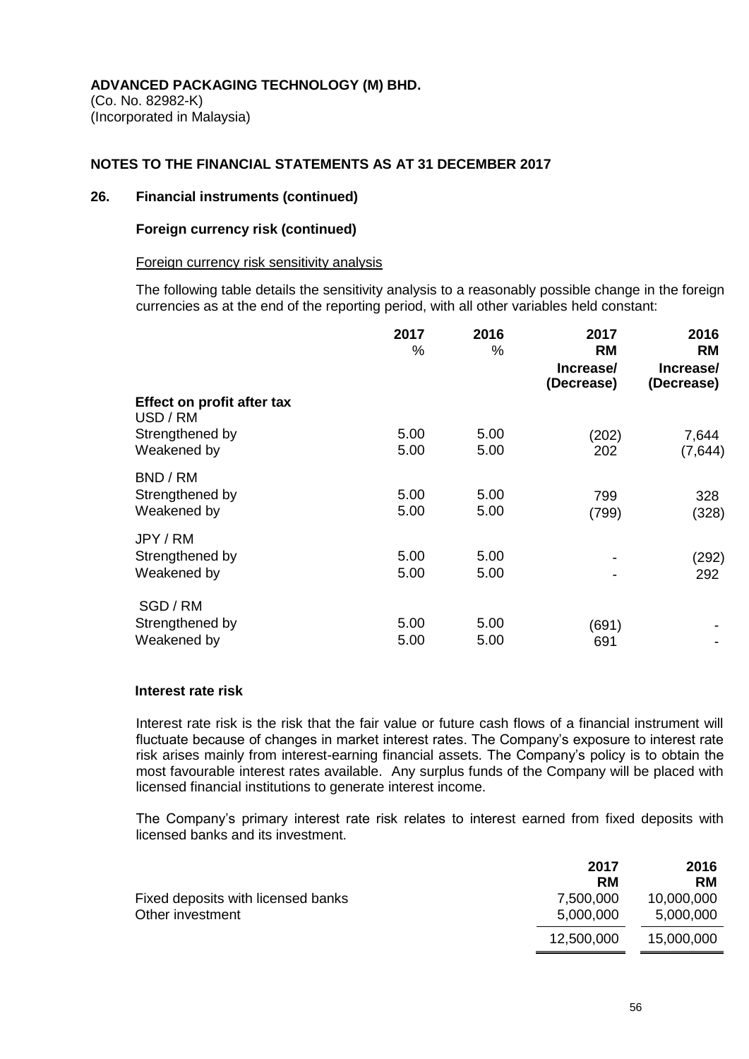**ADVANCED PACKAGING TECHNOLOGY (M) BHD.**
(Co. No. 82982-K)
(Incorporated in Malaysia)

**NOTES TO THE FINANCIAL STATEMENTS AS AT 31 DECEMBER 2017**

## 26. Financial instruments (continued)

### Foreign currency risk (continued)

Foreign currency risk sensitivity analysis

The following table details the sensitivity analysis to a reasonably possible change in the foreign currencies as at the end of the reporting period, with all other variables held constant:

| | 2017<br>% | 2016<br>% | 2017<br>RM<br>Increase/<br>(Decrease) | 2016<br>RM<br>Increase/<br>(Decrease) |
|---|---|---|---|---|
| **Effect on profit after tax** | | | | |
| USD / RM | | | | |
| Strengthened by | 5.00 | 5.00 | (202) | 7,644 |
| Weakened by | 5.00 | 5.00 | 202 | (7,644) |
| BND / RM | | | | |
| Strengthened by | 5.00 | 5.00 | 799 | 328 |
| Weakened by | 5.00 | 5.00 | (799) | (328) |
| JPY / RM | | | | |
| Strengthened by | 5.00 | 5.00 | - | (292) |
| Weakened by | 5.00 | 5.00 | - | 292 |
| SGD / RM | | | | |
| Strengthened by | 5.00 | 5.00 | (691) | - |
| Weakened by | 5.00 | 5.00 | 691 | - |

### Interest rate risk

Interest rate risk is the risk that the fair value or future cash flows of a financial instrument will fluctuate because of changes in market interest rates. The Company's exposure to interest rate risk arises mainly from interest-earning financial assets. The Company's policy is to obtain the most favourable interest rates available. Any surplus funds of the Company will be placed with licensed financial institutions to generate interest income.

The Company's primary interest rate risk relates to interest earned from fixed deposits with licensed banks and its investment.

| | 2017<br>RM | 2016<br>RM |
|---|---|---|
| Fixed deposits with licensed banks | 7,500,000 | 10,000,000 |
| Other investment | 5,000,000 | 5,000,000 |
| | 12,500,000 | 15,000,000 |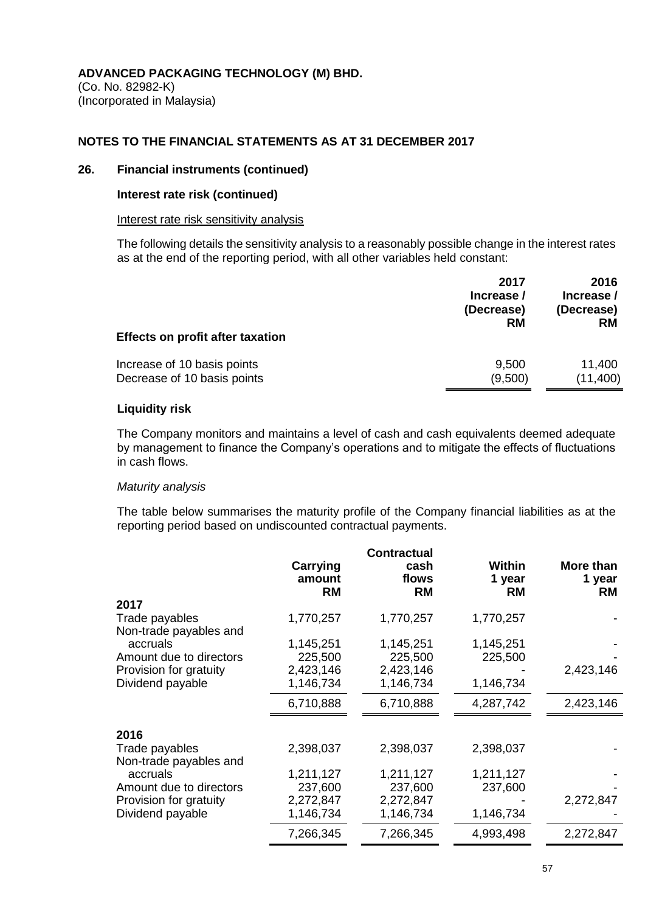**ADVANCED PACKAGING TECHNOLOGY (M) BHD.**
(Co. No. 82982-K)
(Incorporated in Malaysia)

**NOTES TO THE FINANCIAL STATEMENTS AS AT 31 DECEMBER 2017**

## 26. Financial instruments (continued)

### Interest rate risk (continued)

Interest rate risk sensitivity analysis

The following details the sensitivity analysis to a reasonably possible change in the interest rates as at the end of the reporting period, with all other variables held constant:

| | 2017 Increase / (Decrease) RM | 2016 Increase / (Decrease) RM |
|---|---|---|
| **Effects on profit after taxation** | | |
| Increase of 10 basis points | 9,500 | 11,400 |
| Decrease of 10 basis points | (9,500) | (11,400) |

### Liquidity risk

The Company monitors and maintains a level of cash and cash equivalents deemed adequate by management to finance the Company's operations and to mitigate the effects of fluctuations in cash flows.

*Maturity analysis*

The table below summarises the maturity profile of the Company financial liabilities as at the reporting period based on undiscounted contractual payments.

| | Carrying amount RM | Contractual cash flows RM | Within 1 year RM | More than 1 year RM |
|---|---|---|---|---|
| **2017** | | | | |
| Trade payables | 1,770,257 | 1,770,257 | 1,770,257 | - |
| Non-trade payables and accruals | 1,145,251 | 1,145,251 | 1,145,251 | - |
| Amount due to directors | 225,500 | 225,500 | 225,500 | - |
| Provision for gratuity | 2,423,146 | 2,423,146 | - | 2,423,146 |
| Dividend payable | 1,146,734 | 1,146,734 | 1,146,734 | |
| | 6,710,888 | 6,710,888 | 4,287,742 | 2,423,146 |
| **2016** | | | | |
| Trade payables | 2,398,037 | 2,398,037 | 2,398,037 | - |
| Non-trade payables and accruals | 1,211,127 | 1,211,127 | 1,211,127 | - |
| Amount due to directors | 237,600 | 237,600 | 237,600 | - |
| Provision for gratuity | 2,272,847 | 2,272,847 | - | 2,272,847 |
| Dividend payable | 1,146,734 | 1,146,734 | 1,146,734 | - |
| | 7,266,345 | 7,266,345 | 4,993,498 | 2,272,847 |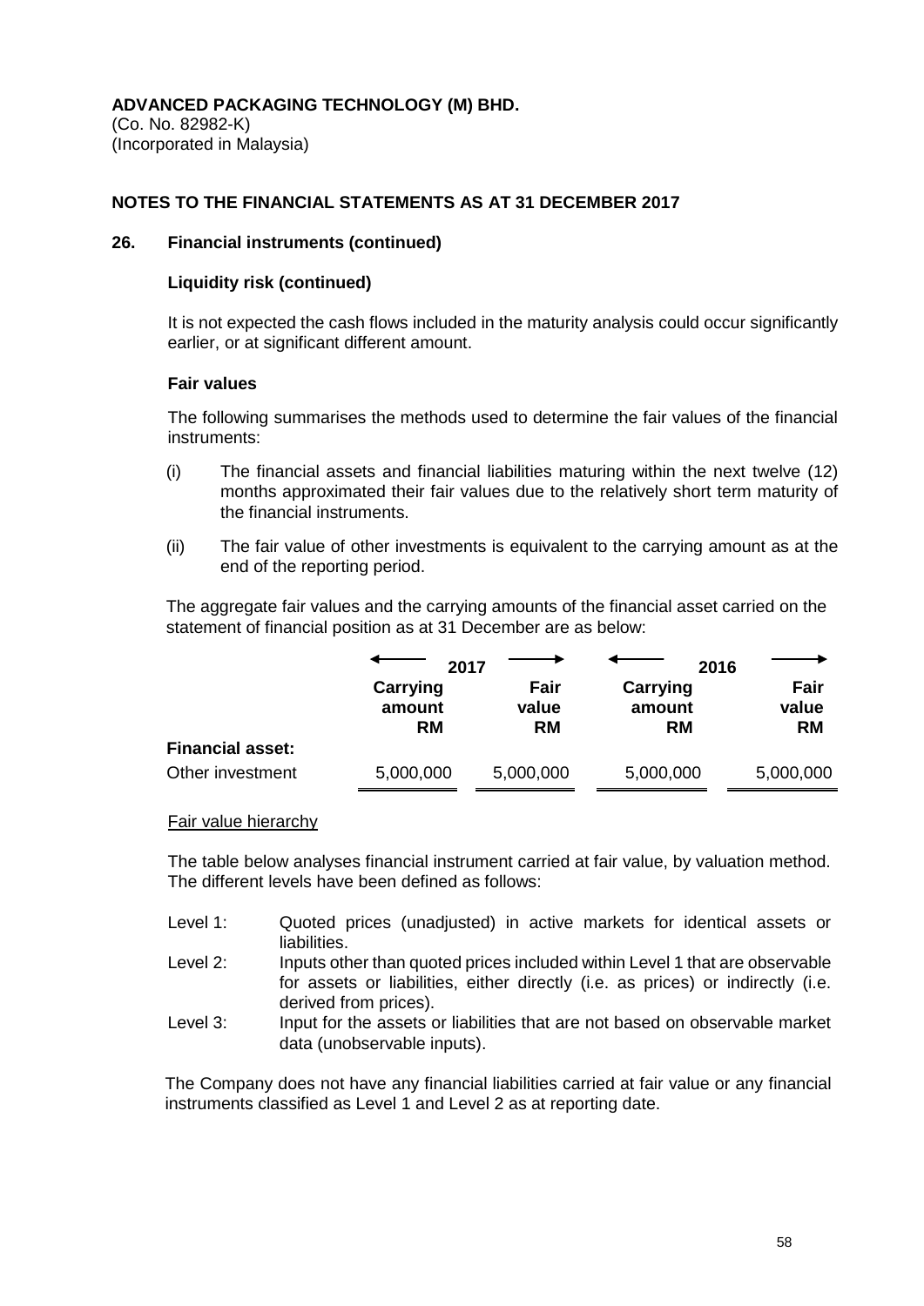**ADVANCED PACKAGING TECHNOLOGY (M) BHD.**
(Co. No. 82982-K)
(Incorporated in Malaysia)

**NOTES TO THE FINANCIAL STATEMENTS AS AT 31 DECEMBER 2017**

**26. Financial instruments (continued)**

**Liquidity risk (continued)**

It is not expected the cash flows included in the maturity analysis could occur significantly earlier, or at significant different amount.

**Fair values**

The following summarises the methods used to determine the fair values of the financial instruments:

(i) The financial assets and financial liabilities maturing within the next twelve (12) months approximated their fair values due to the relatively short term maturity of the financial instruments.

(ii) The fair value of other investments is equivalent to the carrying amount as at the end of the reporting period.

The aggregate fair values and the carrying amounts of the financial asset carried on the statement of financial position as at 31 December are as below:

| | 2017 | | 2016 | |
|---|---|---|---|---|
| | **Carrying amount RM** | **Fair value RM** | **Carrying amount RM** | **Fair value RM** |
| **Financial asset:** | | | | |
| Other investment | 5,000,000 | 5,000,000 | 5,000,000 | 5,000,000 |

Fair value hierarchy

The table below analyses financial instrument carried at fair value, by valuation method. The different levels have been defined as follows:

- Level 1: Quoted prices (unadjusted) in active markets for identical assets or liabilities.
- Level 2: Inputs other than quoted prices included within Level 1 that are observable for assets or liabilities, either directly (i.e. as prices) or indirectly (i.e. derived from prices).
- Level 3: Input for the assets or liabilities that are not based on observable market data (unobservable inputs).

The Company does not have any financial liabilities carried at fair value or any financial instruments classified as Level 1 and Level 2 as at reporting date.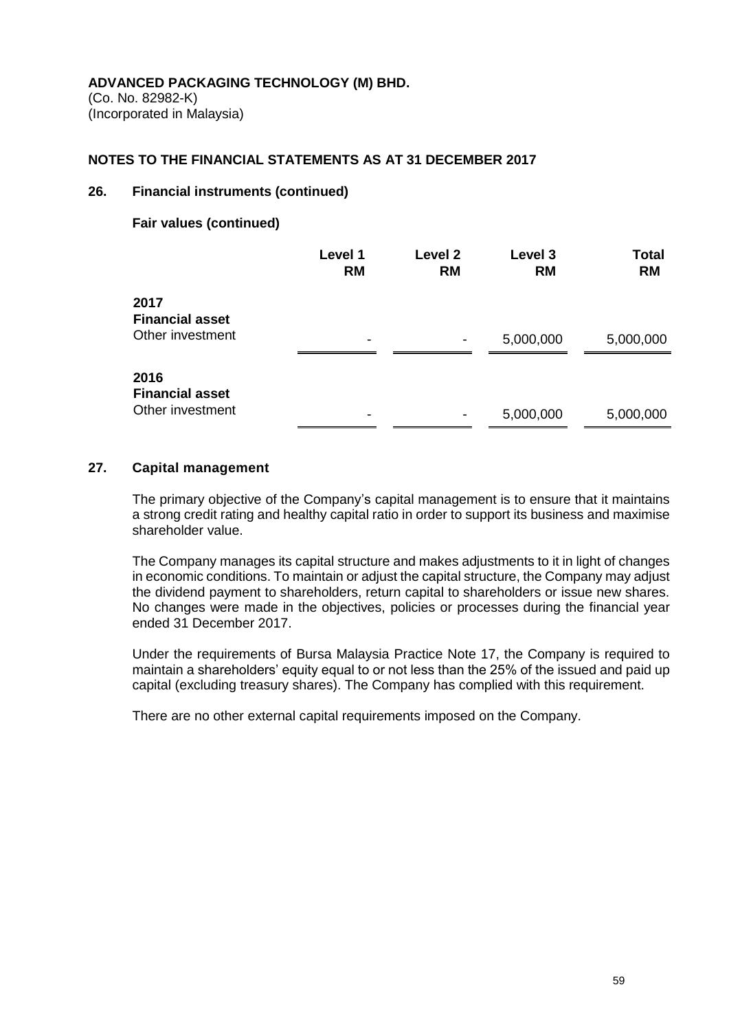**ADVANCED PACKAGING TECHNOLOGY (M) BHD.**
(Co. No. 82982-K)
(Incorporated in Malaysia)

**NOTES TO THE FINANCIAL STATEMENTS AS AT 31 DECEMBER 2017**

**26. Financial instruments (continued)**

**Fair values (continued)**

| | Level 1 RM | Level 2 RM | Level 3 RM | Total RM |
|---|---|---|---|---|
| **2017** | | | | |
| **Financial asset** | | | | |
| Other investment | - | - | 5,000,000 | 5,000,000 |
| **2016** | | | | |
| **Financial asset** | | | | |
| Other investment | - | - | 5,000,000 | 5,000,000 |

**27. Capital management**

The primary objective of the Company's capital management is to ensure that it maintains a strong credit rating and healthy capital ratio in order to support its business and maximise shareholder value.

The Company manages its capital structure and makes adjustments to it in light of changes in economic conditions. To maintain or adjust the capital structure, the Company may adjust the dividend payment to shareholders, return capital to shareholders or issue new shares. No changes were made in the objectives, policies or processes during the financial year ended 31 December 2017.

Under the requirements of Bursa Malaysia Practice Note 17, the Company is required to maintain a shareholders' equity equal to or not less than the 25% of the issued and paid up capital (excluding treasury shares). The Company has complied with this requirement.

There are no other external capital requirements imposed on the Company.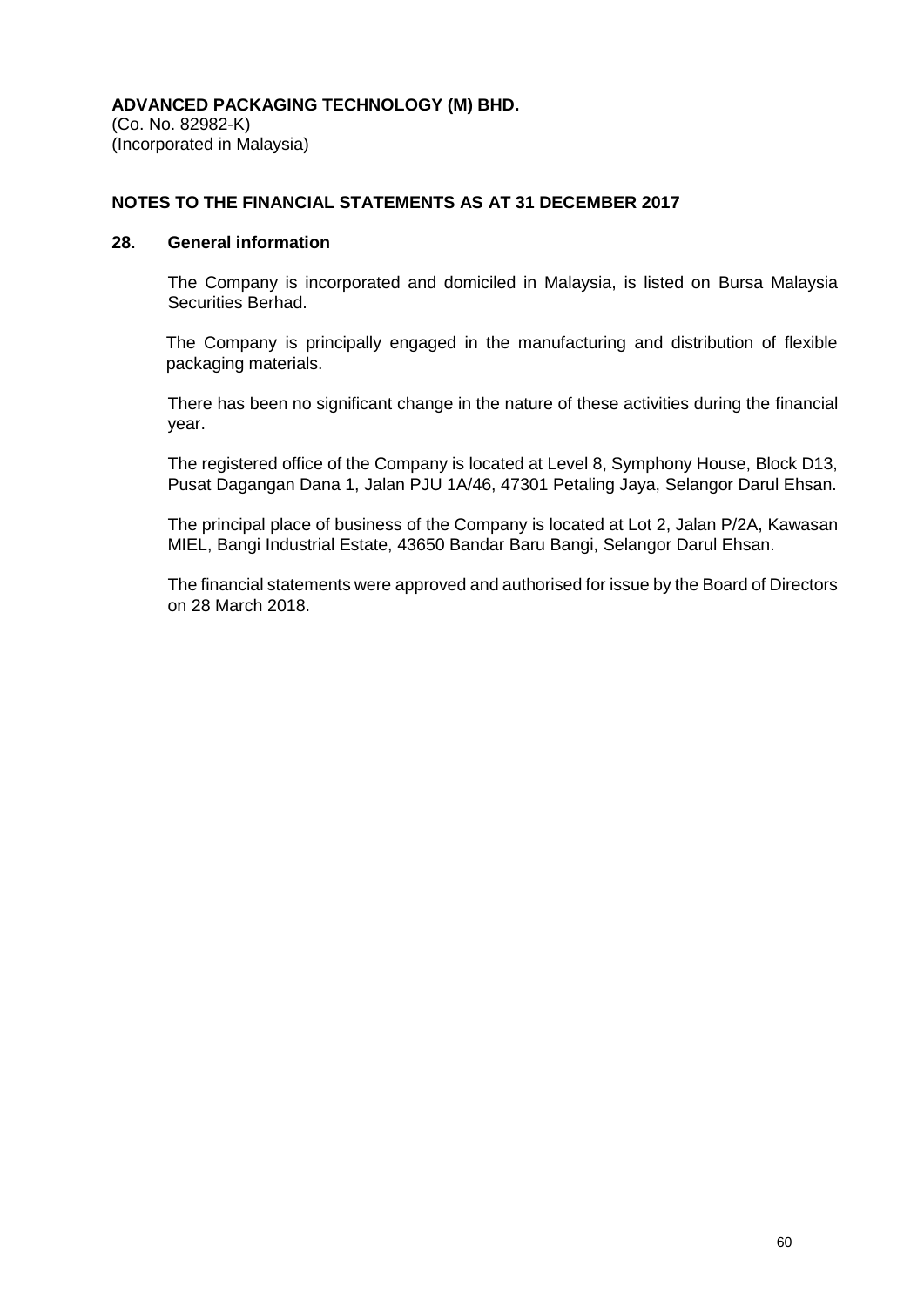**ADVANCED PACKAGING TECHNOLOGY (M) BHD.**
(Co. No. 82982-K)
(Incorporated in Malaysia)

**NOTES TO THE FINANCIAL STATEMENTS AS AT 31 DECEMBER 2017**

**28. General information**

The Company is incorporated and domiciled in Malaysia, is listed on Bursa Malaysia Securities Berhad.

The Company is principally engaged in the manufacturing and distribution of flexible packaging materials.

There has been no significant change in the nature of these activities during the financial year.

The registered office of the Company is located at Level 8, Symphony House, Block D13, Pusat Dagangan Dana 1, Jalan PJU 1A/46, 47301 Petaling Jaya, Selangor Darul Ehsan.

The principal place of business of the Company is located at Lot 2, Jalan P/2A, Kawasan MIEL, Bangi Industrial Estate, 43650 Bandar Baru Bangi, Selangor Darul Ehsan.

The financial statements were approved and authorised for issue by the Board of Directors on 28 March 2018.